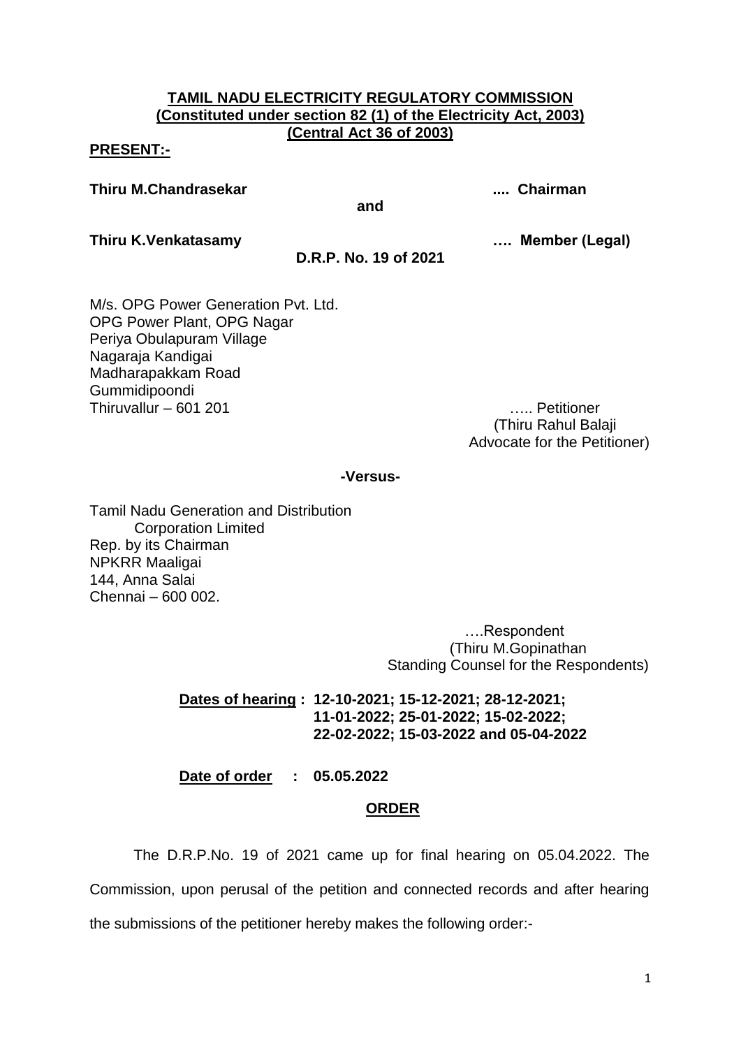**TAMIL NADU ELECTRICITY REGULATORY COMMISSION**
**(Constituted under section 82 (1) of the Electricity Act, 2003)**
**(Central Act 36 of 2003)**

**PRESENT:-**

**Thiru M.Chandrasekar .... Chairman**

**and**

**Thiru K.Venkatasamy …. Member (Legal)**

**D.R.P. No. 19 of 2021**

M/s. OPG Power Generation Pvt. Ltd.
OPG Power Plant, OPG Nagar
Periya Obulapuram Village
Nagaraja Kandigai
Madharapakkam Road
Gummidipoondi
Thiruvallur – 601 201 ….. Petitioner
(Thiru Rahul Balaji
Advocate for the Petitioner)

**-Versus-**

Tamil Nadu Generation and Distribution
Corporation Limited
Rep. by its Chairman
NPKRR Maaligai
144, Anna Salai
Chennai – 600 002.

….Respondent
(Thiru M.Gopinathan
Standing Counsel for the Respondents)

**Dates of hearing : 12-10-2021; 15-12-2021; 28-12-2021; 11-01-2022; 25-01-2022; 15-02-2022; 22-02-2022; 15-03-2022 and 05-04-2022**

**Date of order : 05.05.2022**

**ORDER**

The D.R.P.No. 19 of 2021 came up for final hearing on 05.04.2022. The Commission, upon perusal of the petition and connected records and after hearing the submissions of the petitioner hereby makes the following order:-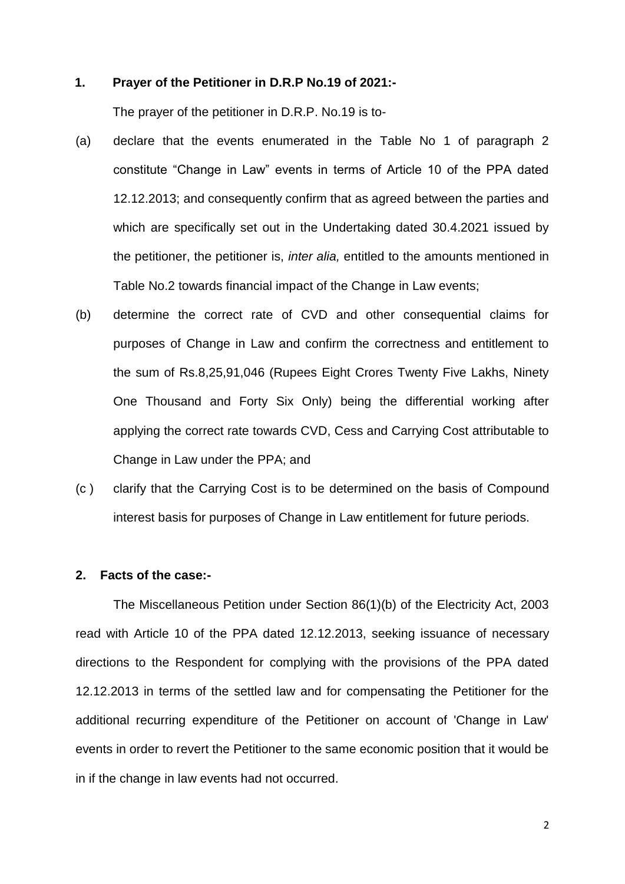## 1. Prayer of the Petitioner in D.R.P No.19 of 2021:-

The prayer of the petitioner in D.R.P. No.19 is to-

(a) declare that the events enumerated in the Table No 1 of paragraph 2 constitute "Change in Law" events in terms of Article 10 of the PPA dated 12.12.2013; and consequently confirm that as agreed between the parties and which are specifically set out in the Undertaking dated 30.4.2021 issued by the petitioner, the petitioner is, *inter alia,* entitled to the amounts mentioned in Table No.2 towards financial impact of the Change in Law events;

(b) determine the correct rate of CVD and other consequential claims for purposes of Change in Law and confirm the correctness and entitlement to the sum of Rs.8,25,91,046 (Rupees Eight Crores Twenty Five Lakhs, Ninety One Thousand and Forty Six Only) being the differential working after applying the correct rate towards CVD, Cess and Carrying Cost attributable to Change in Law under the PPA; and

(c ) clarify that the Carrying Cost is to be determined on the basis of Compound interest basis for purposes of Change in Law entitlement for future periods.

## 2. Facts of the case:-

The Miscellaneous Petition under Section 86(1)(b) of the Electricity Act, 2003 read with Article 10 of the PPA dated 12.12.2013, seeking issuance of necessary directions to the Respondent for complying with the provisions of the PPA dated 12.12.2013 in terms of the settled law and for compensating the Petitioner for the additional recurring expenditure of the Petitioner on account of 'Change in Law' events in order to revert the Petitioner to the same economic position that it would be in if the change in law events had not occurred.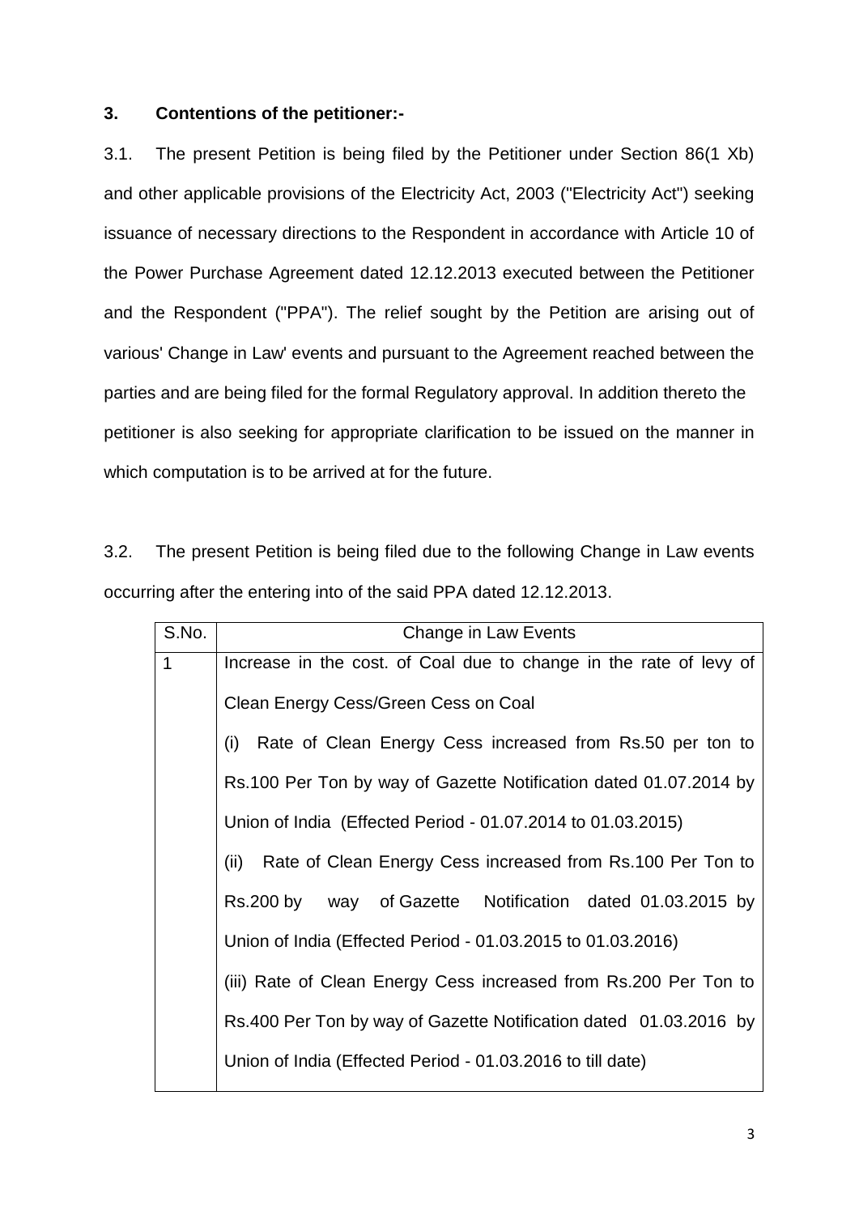### 3. Contentions of the petitioner:-

3.1. The present Petition is being filed by the Petitioner under Section 86(1 Xb) and other applicable provisions of the Electricity Act, 2003 ("Electricity Act") seeking issuance of necessary directions to the Respondent in accordance with Article 10 of the Power Purchase Agreement dated 12.12.2013 executed between the Petitioner and the Respondent ("PPA"). The relief sought by the Petition are arising out of various' Change in Law' events and pursuant to the Agreement reached between the parties and are being filed for the formal Regulatory approval. In addition thereto the petitioner is also seeking for appropriate clarification to be issued on the manner in which computation is to be arrived at for the future.

3.2. The present Petition is being filed due to the following Change in Law events occurring after the entering into of the said PPA dated 12.12.2013.

| S.No. | Change in Law Events |
|---|---|
| 1 | Increase in the cost. of Coal due to change in the rate of levy of Clean Energy Cess/Green Cess on Coal<br>(i) Rate of Clean Energy Cess increased from Rs.50 per ton to Rs.100 Per Ton by way of Gazette Notification dated 01.07.2014 by Union of India (Effected Period - 01.07.2014 to 01.03.2015)<br>(ii) Rate of Clean Energy Cess increased from Rs.100 Per Ton to Rs.200 by way of Gazette Notification dated 01.03.2015 by Union of India (Effected Period - 01.03.2015 to 01.03.2016)<br>(iii) Rate of Clean Energy Cess increased from Rs.200 Per Ton to Rs.400 Per Ton by way of Gazette Notification dated 01.03.2016 by Union of India (Effected Period - 01.03.2016 to till date) |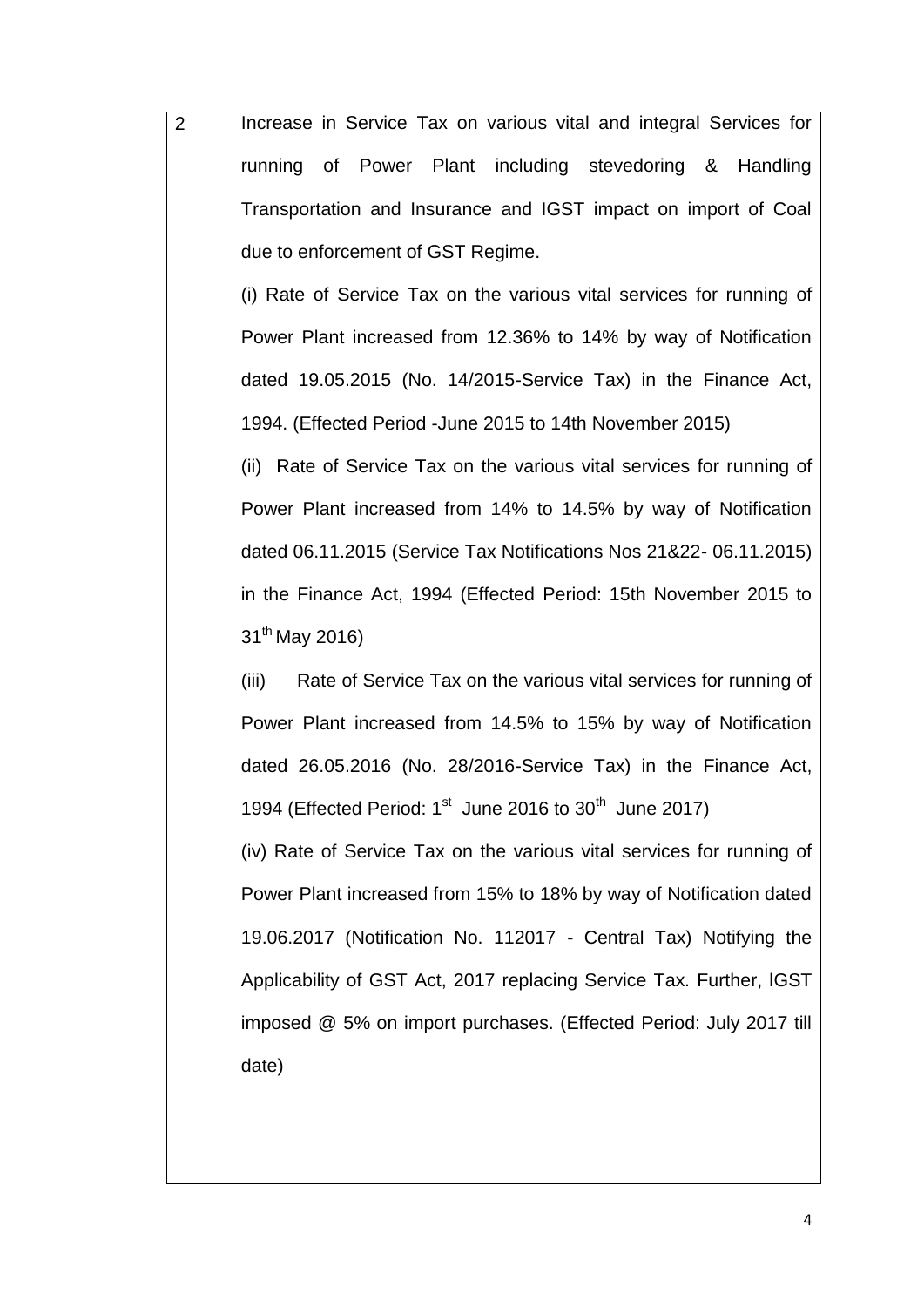| 2 | Increase in Service Tax on various vital and integral Services for running of Power Plant including stevedoring & Handling Transportation and Insurance and IGST impact on import of Coal due to enforcement of GST Regime.<br><br>(i) Rate of Service Tax on the various vital services for running of Power Plant increased from 12.36% to 14% by way of Notification dated 19.05.2015 (No. 14/2015-Service Tax) in the Finance Act, 1994. (Effected Period -June 2015 to 14th November 2015)<br><br>(ii) Rate of Service Tax on the various vital services for running of Power Plant increased from 14% to 14.5% by way of Notification dated 06.11.2015 (Service Tax Notifications Nos 21&22- 06.11.2015) in the Finance Act, 1994 (Effected Period: 15th November 2015 to 31st May 2016)<br><br>(iii) Rate of Service Tax on the various vital services for running of Power Plant increased from 14.5% to 15% by way of Notification dated 26.05.2016 (No. 28/2016-Service Tax) in the Finance Act, 1994 (Effected Period: 1st June 2016 to 30th June 2017)<br><br>(iv) Rate of Service Tax on the various vital services for running of Power Plant increased from 15% to 18% by way of Notification dated 19.06.2017 (Notification No. 112017 - Central Tax) Notifying the Applicability of GST Act, 2017 replacing Service Tax. Further, IGST imposed @ 5% on import purchases. (Effected Period: July 2017 till date) |
|---|---|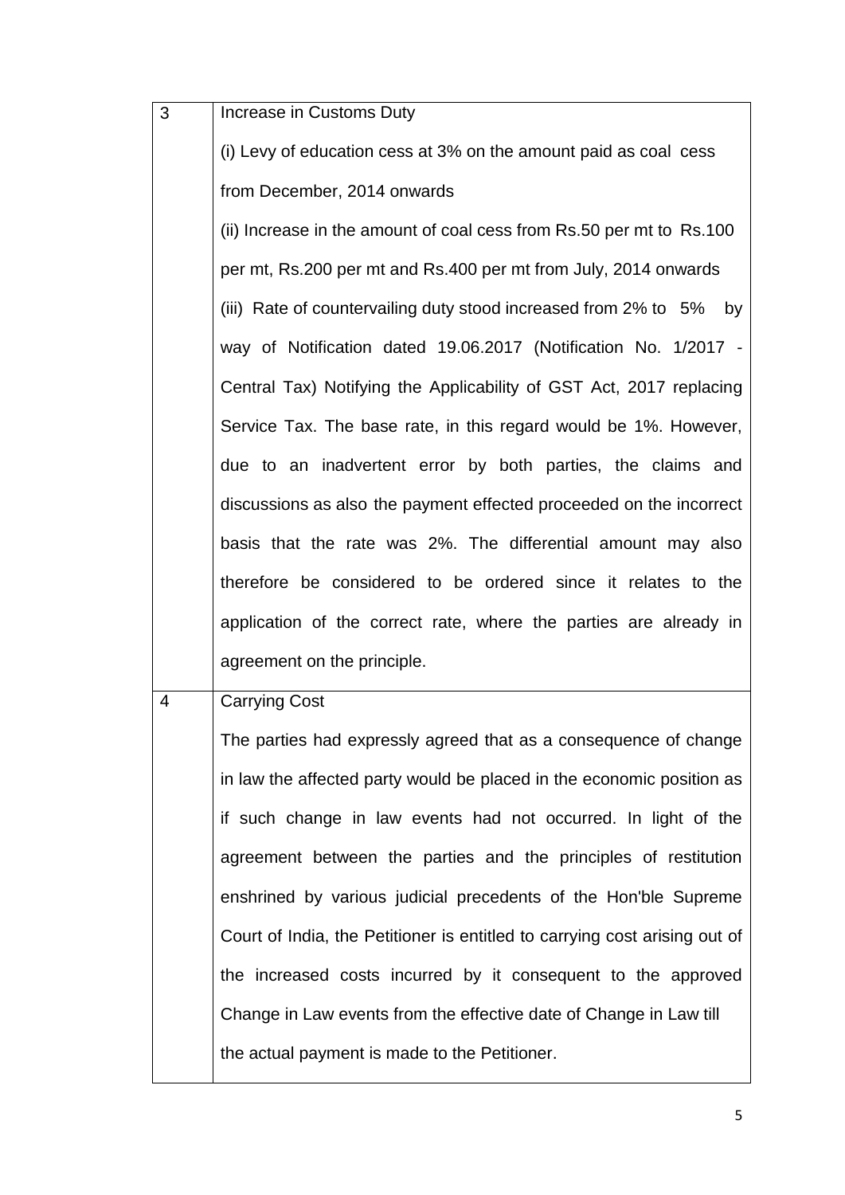| | |
|---|---|
| 3 | Increase in Customs Duty<br><br>(i) Levy of education cess at 3% on the amount paid as coal cess from December, 2014 onwards<br><br>(ii) Increase in the amount of coal cess from Rs.50 per mt to Rs.100 per mt, Rs.200 per mt and Rs.400 per mt from July, 2014 onwards<br><br>(iii) Rate of countervailing duty stood increased from 2% to 5% by way of Notification dated 19.06.2017 (Notification No. 1/2017 - Central Tax) Notifying the Applicability of GST Act, 2017 replacing Service Tax. The base rate, in this regard would be 1%. However, due to an inadvertent error by both parties, the claims and discussions as also the payment effected proceeded on the incorrect basis that the rate was 2%. The differential amount may also therefore be considered to be ordered since it relates to the application of the correct rate, where the parties are already in agreement on the principle. |
| 4 | Carrying Cost<br><br>The parties had expressly agreed that as a consequence of change in law the affected party would be placed in the economic position as if such change in law events had not occurred. In light of the agreement between the parties and the principles of restitution enshrined by various judicial precedents of the Hon'ble Supreme Court of India, the Petitioner is entitled to carrying cost arising out of the increased costs incurred by it consequent to the approved Change in Law events from the effective date of Change in Law till the actual payment is made to the Petitioner. |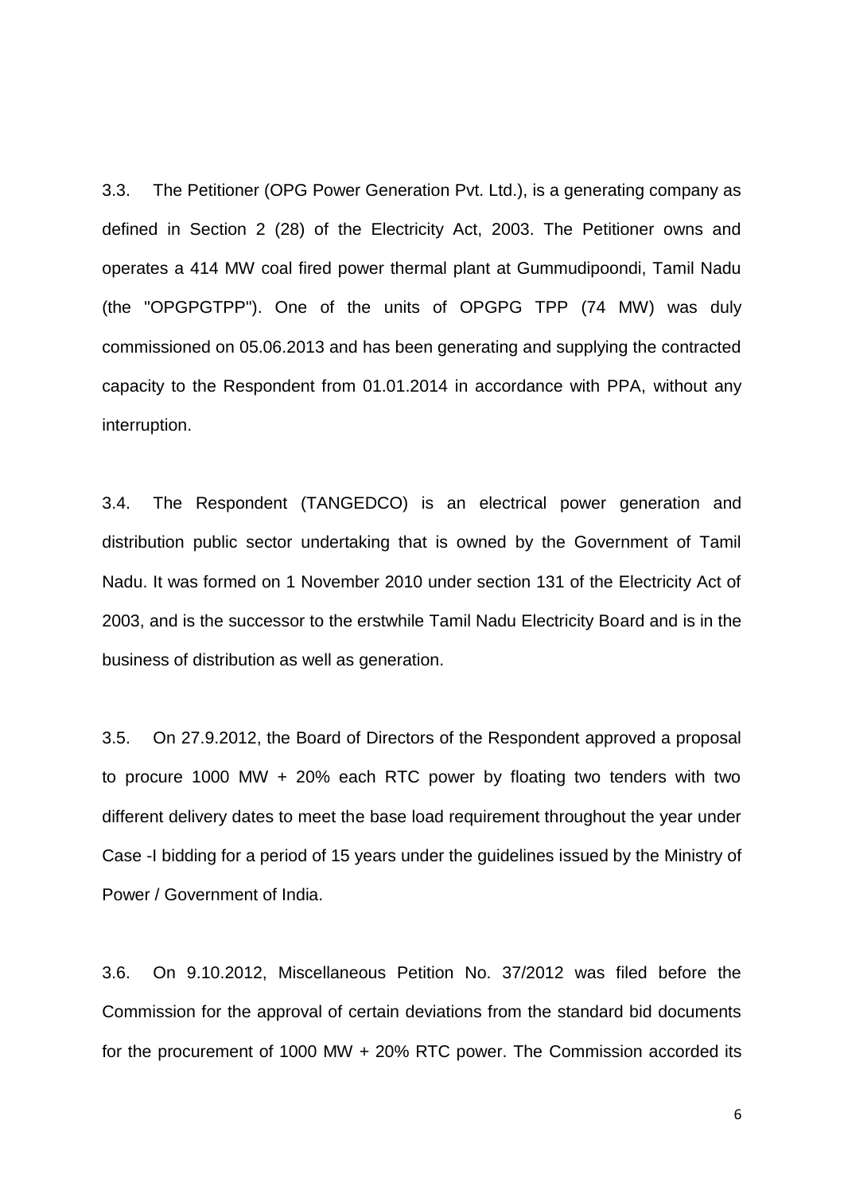3.3. The Petitioner (OPG Power Generation Pvt. Ltd.), is a generating company as defined in Section 2 (28) of the Electricity Act, 2003. The Petitioner owns and operates a 414 MW coal fired power thermal plant at Gummudipoondi, Tamil Nadu (the "OPGPGTPP"). One of the units of OPGPG TPP (74 MW) was duly commissioned on 05.06.2013 and has been generating and supplying the contracted capacity to the Respondent from 01.01.2014 in accordance with PPA, without any interruption.

3.4. The Respondent (TANGEDCO) is an electrical power generation and distribution public sector undertaking that is owned by the Government of Tamil Nadu. It was formed on 1 November 2010 under section 131 of the Electricity Act of 2003, and is the successor to the erstwhile Tamil Nadu Electricity Board and is in the business of distribution as well as generation.

3.5. On 27.9.2012, the Board of Directors of the Respondent approved a proposal to procure 1000 MW + 20% each RTC power by floating two tenders with two different delivery dates to meet the base load requirement throughout the year under Case -I bidding for a period of 15 years under the guidelines issued by the Ministry of Power / Government of India.

3.6. On 9.10.2012, Miscellaneous Petition No. 37/2012 was filed before the Commission for the approval of certain deviations from the standard bid documents for the procurement of 1000 MW + 20% RTC power. The Commission accorded its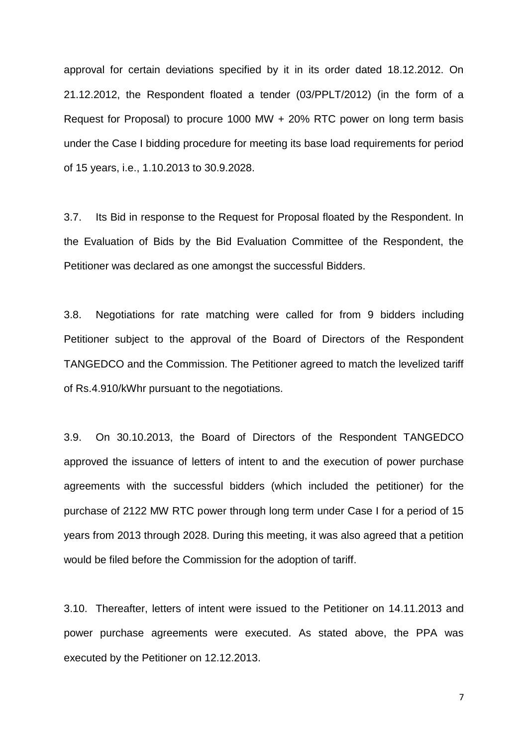approval for certain deviations specified by it in its order dated 18.12.2012. On 21.12.2012, the Respondent floated a tender (03/PPLT/2012) (in the form of a Request for Proposal) to procure 1000 MW + 20% RTC power on long term basis under the Case I bidding procedure for meeting its base load requirements for period of 15 years, i.e., 1.10.2013 to 30.9.2028.

3.7. Its Bid in response to the Request for Proposal floated by the Respondent. In the Evaluation of Bids by the Bid Evaluation Committee of the Respondent, the Petitioner was declared as one amongst the successful Bidders.

3.8. Negotiations for rate matching were called for from 9 bidders including Petitioner subject to the approval of the Board of Directors of the Respondent TANGEDCO and the Commission. The Petitioner agreed to match the levelized tariff of Rs.4.910/kWhr pursuant to the negotiations.

3.9. On 30.10.2013, the Board of Directors of the Respondent TANGEDCO approved the issuance of letters of intent to and the execution of power purchase agreements with the successful bidders (which included the petitioner) for the purchase of 2122 MW RTC power through long term under Case I for a period of 15 years from 2013 through 2028. During this meeting, it was also agreed that a petition would be filed before the Commission for the adoption of tariff.

3.10. Thereafter, letters of intent were issued to the Petitioner on 14.11.2013 and power purchase agreements were executed. As stated above, the PPA was executed by the Petitioner on 12.12.2013.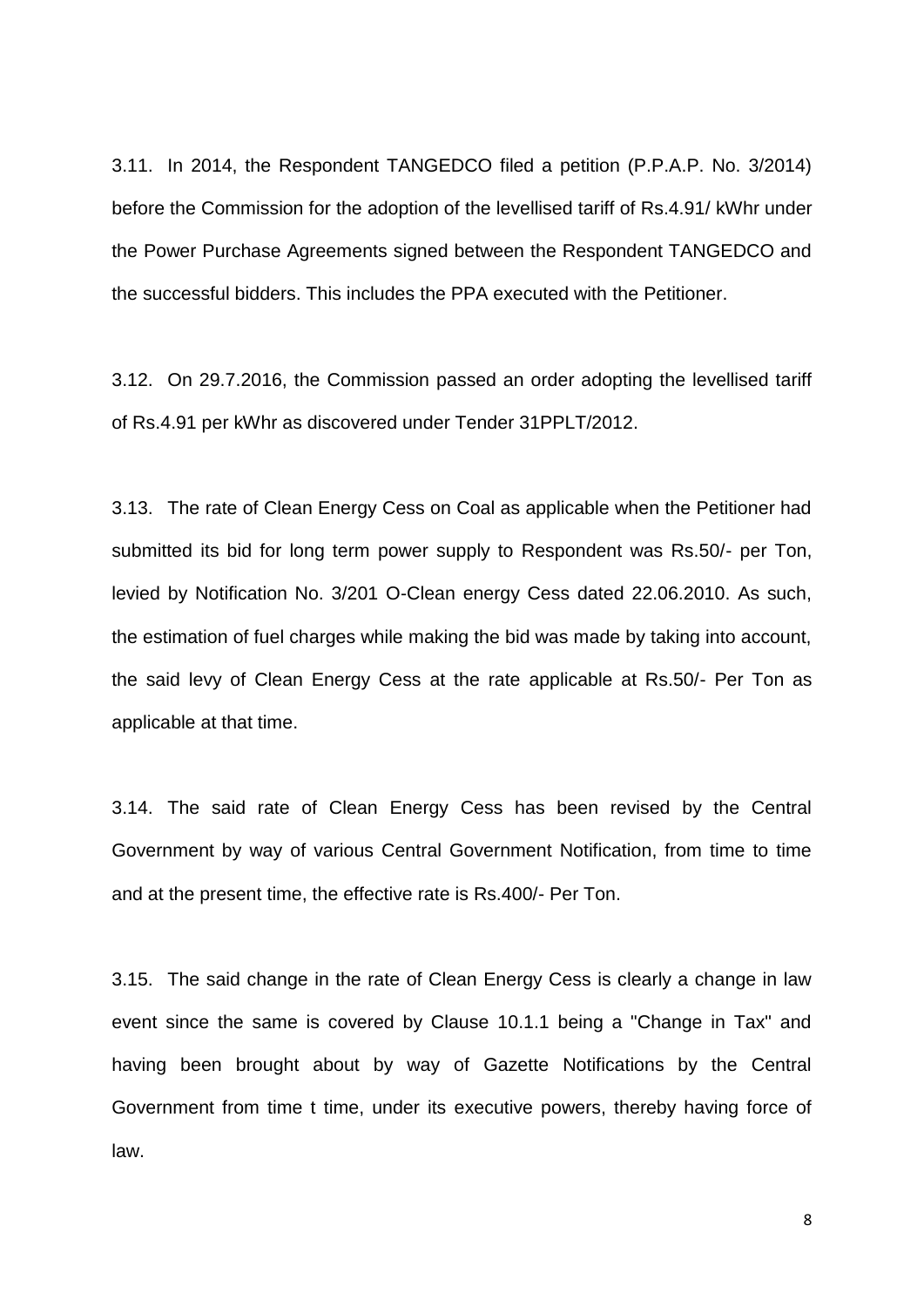3.11. In 2014, the Respondent TANGEDCO filed a petition (P.P.A.P. No. 3/2014) before the Commission for the adoption of the levellised tariff of Rs.4.91/ kWhr under the Power Purchase Agreements signed between the Respondent TANGEDCO and the successful bidders. This includes the PPA executed with the Petitioner.

3.12. On 29.7.2016, the Commission passed an order adopting the levellised tariff of Rs.4.91 per kWhr as discovered under Tender 31PPLT/2012.

3.13. The rate of Clean Energy Cess on Coal as applicable when the Petitioner had submitted its bid for long term power supply to Respondent was Rs.50/- per Ton, levied by Notification No. 3/201 O-Clean energy Cess dated 22.06.2010. As such, the estimation of fuel charges while making the bid was made by taking into account, the said levy of Clean Energy Cess at the rate applicable at Rs.50/- Per Ton as applicable at that time.

3.14. The said rate of Clean Energy Cess has been revised by the Central Government by way of various Central Government Notification, from time to time and at the present time, the effective rate is Rs.400/- Per Ton.

3.15. The said change in the rate of Clean Energy Cess is clearly a change in law event since the same is covered by Clause 10.1.1 being a "Change in Tax" and having been brought about by way of Gazette Notifications by the Central Government from time t time, under its executive powers, thereby having force of law.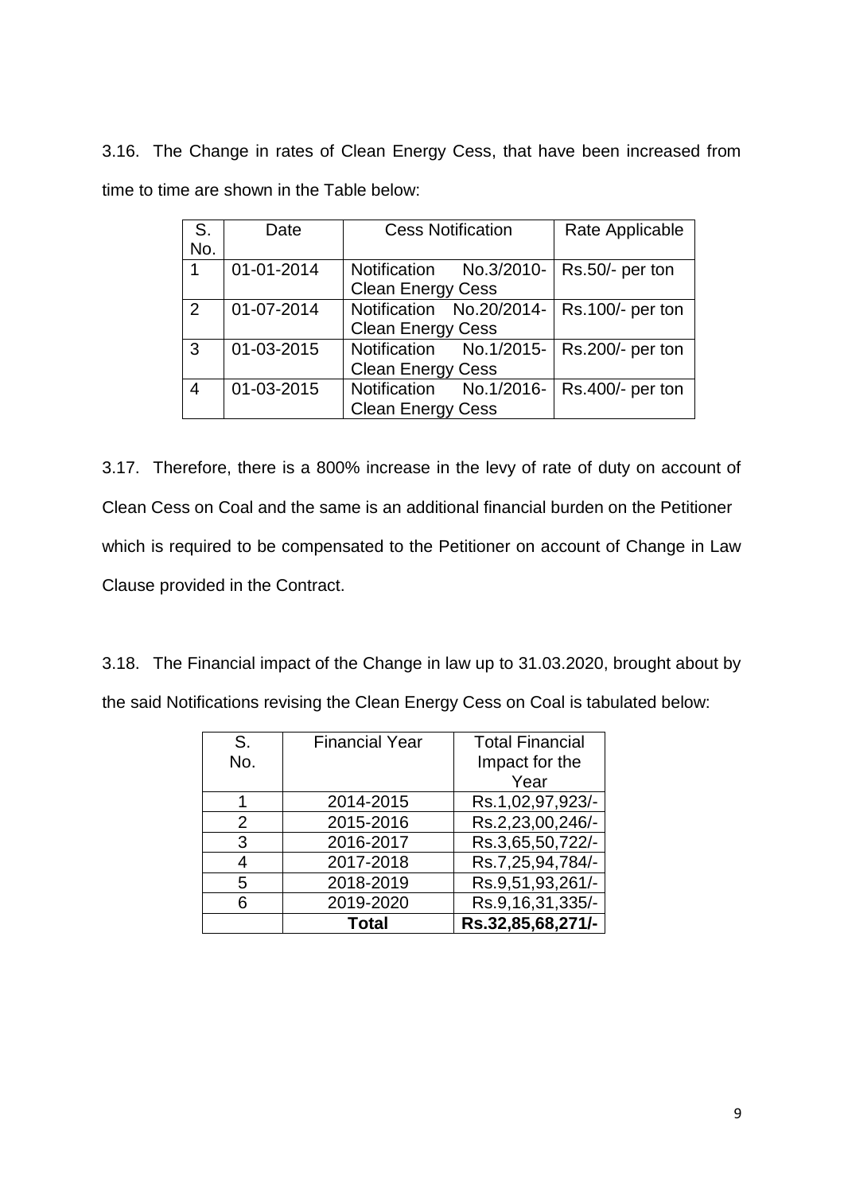3.16. The Change in rates of Clean Energy Cess, that have been increased from time to time are shown in the Table below:

| S. No. | Date | Cess Notification | Rate Applicable |
|---|---|---|---|
| 1 | 01-01-2014 | Notification No.3/2010-Clean Energy Cess | Rs.50/- per ton |
| 2 | 01-07-2014 | Notification No.20/2014-Clean Energy Cess | Rs.100/- per ton |
| 3 | 01-03-2015 | Notification No.1/2015-Clean Energy Cess | Rs.200/- per ton |
| 4 | 01-03-2015 | Notification No.1/2016-Clean Energy Cess | Rs.400/- per ton |

3.17. Therefore, there is a 800% increase in the levy of rate of duty on account of Clean Cess on Coal and the same is an additional financial burden on the Petitioner which is required to be compensated to the Petitioner on account of Change in Law Clause provided in the Contract.

3.18. The Financial impact of the Change in law up to 31.03.2020, brought about by the said Notifications revising the Clean Energy Cess on Coal is tabulated below:

| S. No. | Financial Year | Total Financial Impact for the Year |
|---|---|---|
| 1 | 2014-2015 | Rs.1,02,97,923/- |
| 2 | 2015-2016 | Rs.2,23,00,246/- |
| 3 | 2016-2017 | Rs.3,65,50,722/- |
| 4 | 2017-2018 | Rs.7,25,94,784/- |
| 5 | 2018-2019 | Rs.9,51,93,261/- |
| 6 | 2019-2020 | Rs.9,16,31,335/- |
| | **Total** | **Rs.32,85,68,271/-** |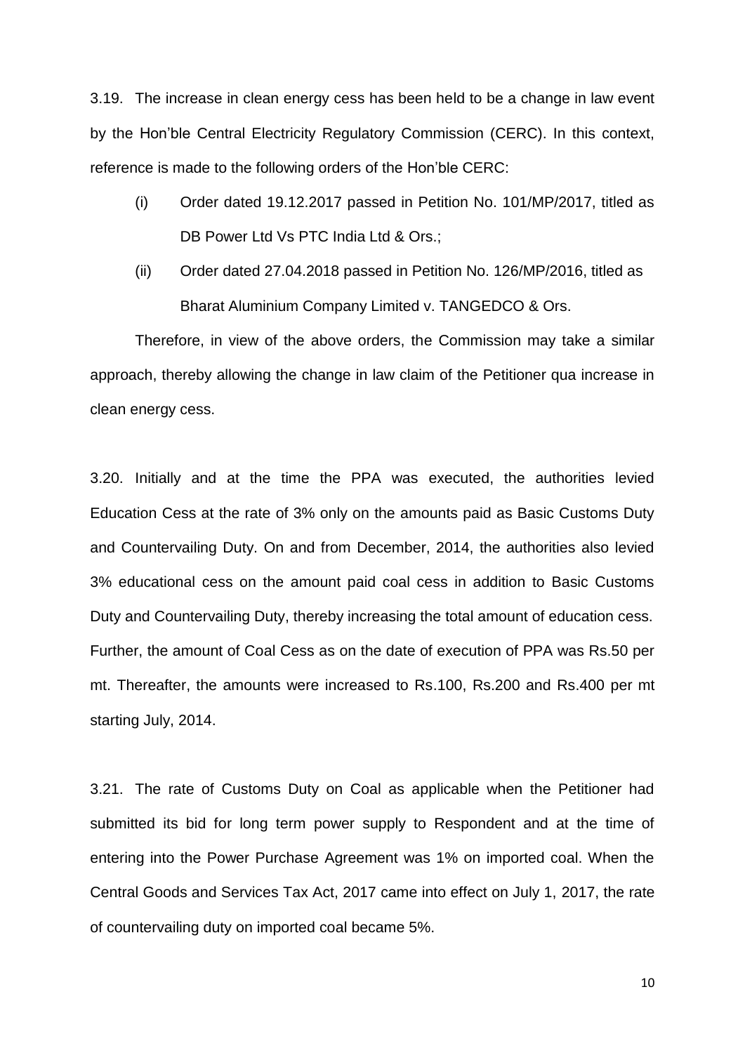3.19. The increase in clean energy cess has been held to be a change in law event by the Hon'ble Central Electricity Regulatory Commission (CERC). In this context, reference is made to the following orders of the Hon'ble CERC:

(i) Order dated 19.12.2017 passed in Petition No. 101/MP/2017, titled as DB Power Ltd Vs PTC India Ltd & Ors.;

(ii) Order dated 27.04.2018 passed in Petition No. 126/MP/2016, titled as Bharat Aluminium Company Limited v. TANGEDCO & Ors.

Therefore, in view of the above orders, the Commission may take a similar approach, thereby allowing the change in law claim of the Petitioner qua increase in clean energy cess.

3.20. Initially and at the time the PPA was executed, the authorities levied Education Cess at the rate of 3% only on the amounts paid as Basic Customs Duty and Countervailing Duty. On and from December, 2014, the authorities also levied 3% educational cess on the amount paid coal cess in addition to Basic Customs Duty and Countervailing Duty, thereby increasing the total amount of education cess. Further, the amount of Coal Cess as on the date of execution of PPA was Rs.50 per mt. Thereafter, the amounts were increased to Rs.100, Rs.200 and Rs.400 per mt starting July, 2014.

3.21. The rate of Customs Duty on Coal as applicable when the Petitioner had submitted its bid for long term power supply to Respondent and at the time of entering into the Power Purchase Agreement was 1% on imported coal. When the Central Goods and Services Tax Act, 2017 came into effect on July 1, 2017, the rate of countervailing duty on imported coal became 5%.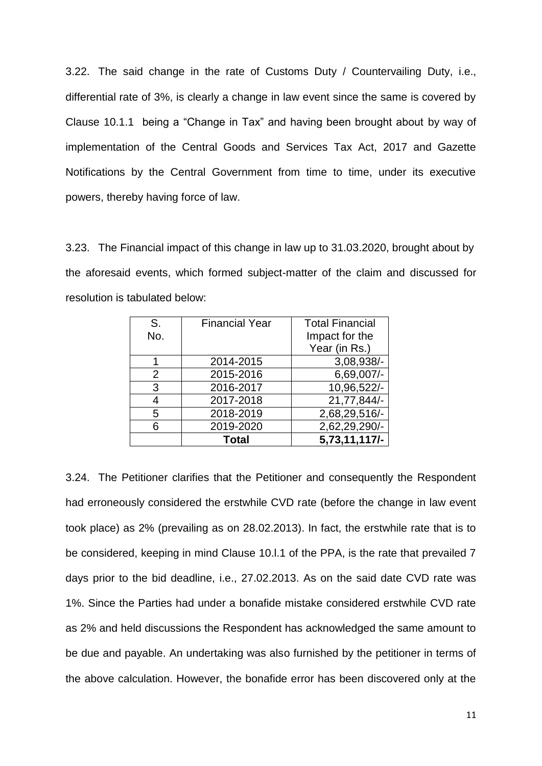3.22. The said change in the rate of Customs Duty / Countervailing Duty, i.e., differential rate of 3%, is clearly a change in law event since the same is covered by Clause 10.1.1 being a "Change in Tax" and having been brought about by way of implementation of the Central Goods and Services Tax Act, 2017 and Gazette Notifications by the Central Government from time to time, under its executive powers, thereby having force of law.

3.23. The Financial impact of this change in law up to 31.03.2020, brought about by the aforesaid events, which formed subject-matter of the claim and discussed for resolution is tabulated below:

| S. No. | Financial Year | Total Financial Impact for the Year (in Rs.) |
|---|---|---|
| 1 | 2014-2015 | 3,08,938/- |
| 2 | 2015-2016 | 6,69,007/- |
| 3 | 2016-2017 | 10,96,522/- |
| 4 | 2017-2018 | 21,77,844/- |
| 5 | 2018-2019 | 2,68,29,516/- |
| 6 | 2019-2020 | 2,62,29,290/- |
| | **Total** | **5,73,11,117/-** |

3.24. The Petitioner clarifies that the Petitioner and consequently the Respondent had erroneously considered the erstwhile CVD rate (before the change in law event took place) as 2% (prevailing as on 28.02.2013). In fact, the erstwhile rate that is to be considered, keeping in mind Clause 10.l.1 of the PPA, is the rate that prevailed 7 days prior to the bid deadline, i.e., 27.02.2013. As on the said date CVD rate was 1%. Since the Parties had under a bonafide mistake considered erstwhile CVD rate as 2% and held discussions the Respondent has acknowledged the same amount to be due and payable. An undertaking was also furnished by the petitioner in terms of the above calculation. However, the bonafide error has been discovered only at the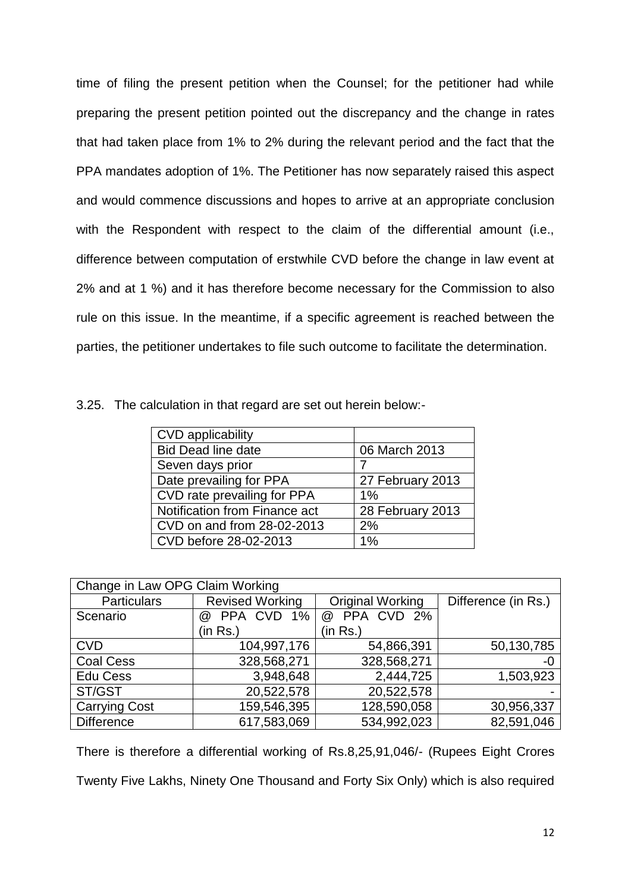time of filing the present petition when the Counsel; for the petitioner had while preparing the present petition pointed out the discrepancy and the change in rates that had taken place from 1% to 2% during the relevant period and the fact that the PPA mandates adoption of 1%. The Petitioner has now separately raised this aspect and would commence discussions and hopes to arrive at an appropriate conclusion with the Respondent with respect to the claim of the differential amount (i.e., difference between computation of erstwhile CVD before the change in law event at 2% and at 1 %) and it has therefore become necessary for the Commission to also rule on this issue. In the meantime, if a specific agreement is reached between the parties, the petitioner undertakes to file such outcome to facilitate the determination.

3.25. The calculation in that regard are set out herein below:-

| CVD applicability | |
|---|---|
| Bid Dead line date | 06 March 2013 |
| Seven days prior | 7 |
| Date prevailing for PPA | 27 February 2013 |
| CVD rate prevailing for PPA | 1% |
| Notification from Finance act | 28 February 2013 |
| CVD on and from 28-02-2013 | 2% |
| CVD before 28-02-2013 | 1% |

| Change in Law OPG Claim Working | | | |
|---|---|---|---|
| Particulars | Revised Working | Original Working | Difference (in Rs.) |
| Scenario | @ PPA CVD 1% (in Rs.) | @ PPA CVD 2% (in Rs.) | |
| CVD | 104,997,176 | 54,866,391 | 50,130,785 |
| Coal Cess | 328,568,271 | 328,568,271 | -0 |
| Edu Cess | 3,948,648 | 2,444,725 | 1,503,923 |
| ST/GST | 20,522,578 | 20,522,578 | - |
| Carrying Cost | 159,546,395 | 128,590,058 | 30,956,337 |
| Difference | 617,583,069 | 534,992,023 | 82,591,046 |

There is therefore a differential working of Rs.8,25,91,046/- (Rupees Eight Crores Twenty Five Lakhs, Ninety One Thousand and Forty Six Only) which is also required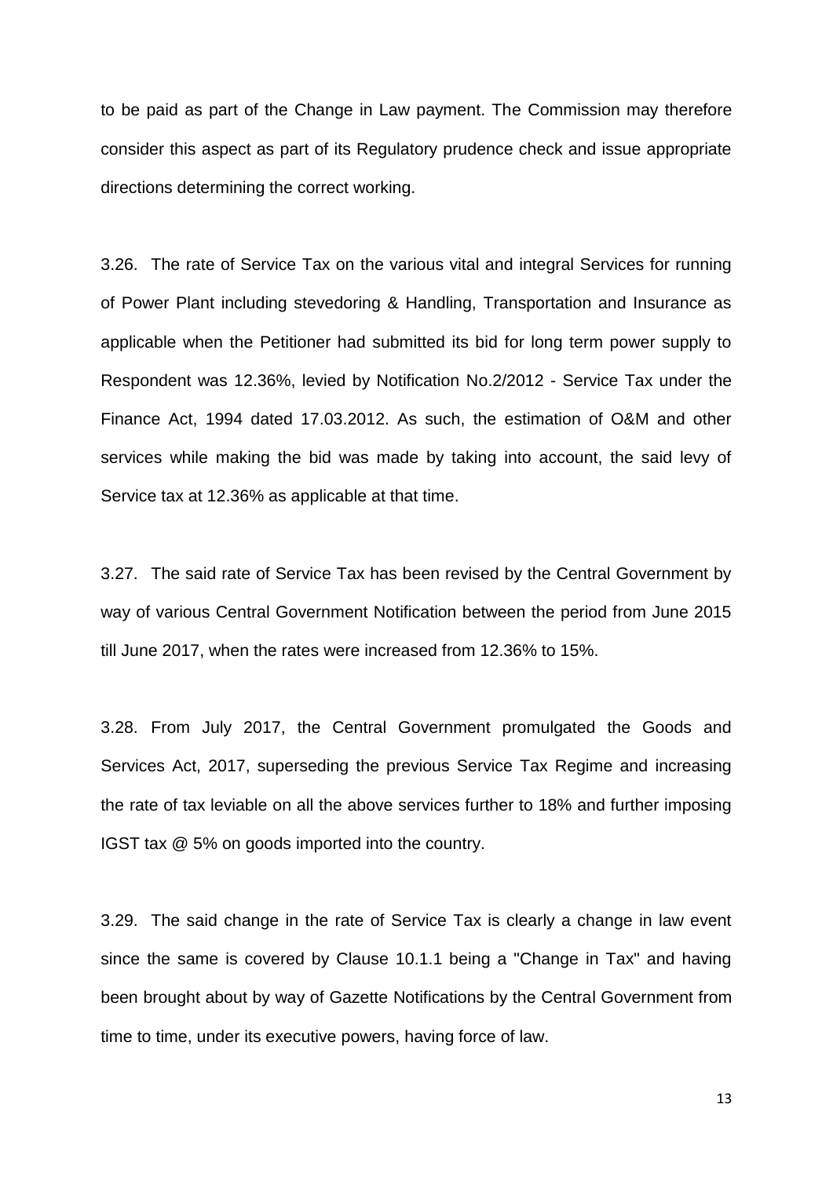to be paid as part of the Change in Law payment. The Commission may therefore consider this aspect as part of its Regulatory prudence check and issue appropriate directions determining the correct working.

3.26. The rate of Service Tax on the various vital and integral Services for running of Power Plant including stevedoring & Handling, Transportation and Insurance as applicable when the Petitioner had submitted its bid for long term power supply to Respondent was 12.36%, levied by Notification No.2/2012 - Service Tax under the Finance Act, 1994 dated 17.03.2012. As such, the estimation of O&M and other services while making the bid was made by taking into account, the said levy of Service tax at 12.36% as applicable at that time.

3.27. The said rate of Service Tax has been revised by the Central Government by way of various Central Government Notification between the period from June 2015 till June 2017, when the rates were increased from 12.36% to 15%.

3.28. From July 2017, the Central Government promulgated the Goods and Services Act, 2017, superseding the previous Service Tax Regime and increasing the rate of tax leviable on all the above services further to 18% and further imposing IGST tax @ 5% on goods imported into the country.

3.29. The said change in the rate of Service Tax is clearly a change in law event since the same is covered by Clause 10.1.1 being a "Change in Tax" and having been brought about by way of Gazette Notifications by the Central Government from time to time, under its executive powers, having force of law.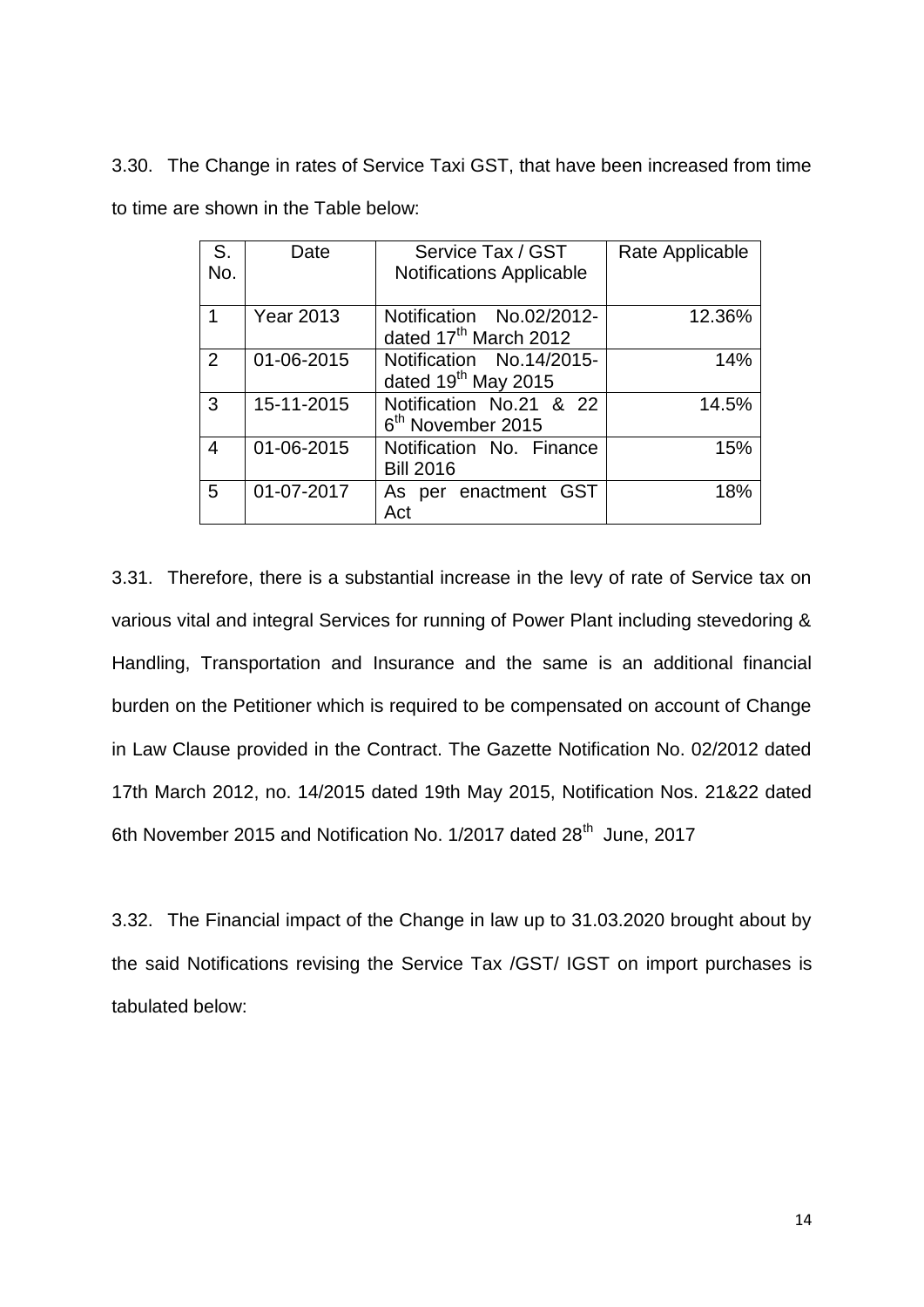3.30. The Change in rates of Service Taxi GST, that have been increased from time to time are shown in the Table below:

| S. No. | Date | Service Tax / GST Notifications Applicable | Rate Applicable |
|---|---|---|---|
| 1 | Year 2013 | Notification No.02/2012- dated 17th March 2012 | 12.36% |
| 2 | 01-06-2015 | Notification No.14/2015- dated 19th May 2015 | 14% |
| 3 | 15-11-2015 | Notification No.21 & 22 6th November 2015 | 14.5% |
| 4 | 01-06-2015 | Notification No. Finance Bill 2016 | 15% |
| 5 | 01-07-2017 | As per enactment GST Act | 18% |

3.31. Therefore, there is a substantial increase in the levy of rate of Service tax on various vital and integral Services for running of Power Plant including stevedoring & Handling, Transportation and Insurance and the same is an additional financial burden on the Petitioner which is required to be compensated on account of Change in Law Clause provided in the Contract. The Gazette Notification No. 02/2012 dated 17th March 2012, no. 14/2015 dated 19th May 2015, Notification Nos. 21&22 dated 6th November 2015 and Notification No. 1/2017 dated 28th June, 2017

3.32. The Financial impact of the Change in law up to 31.03.2020 brought about by the said Notifications revising the Service Tax /GST/ IGST on import purchases is tabulated below: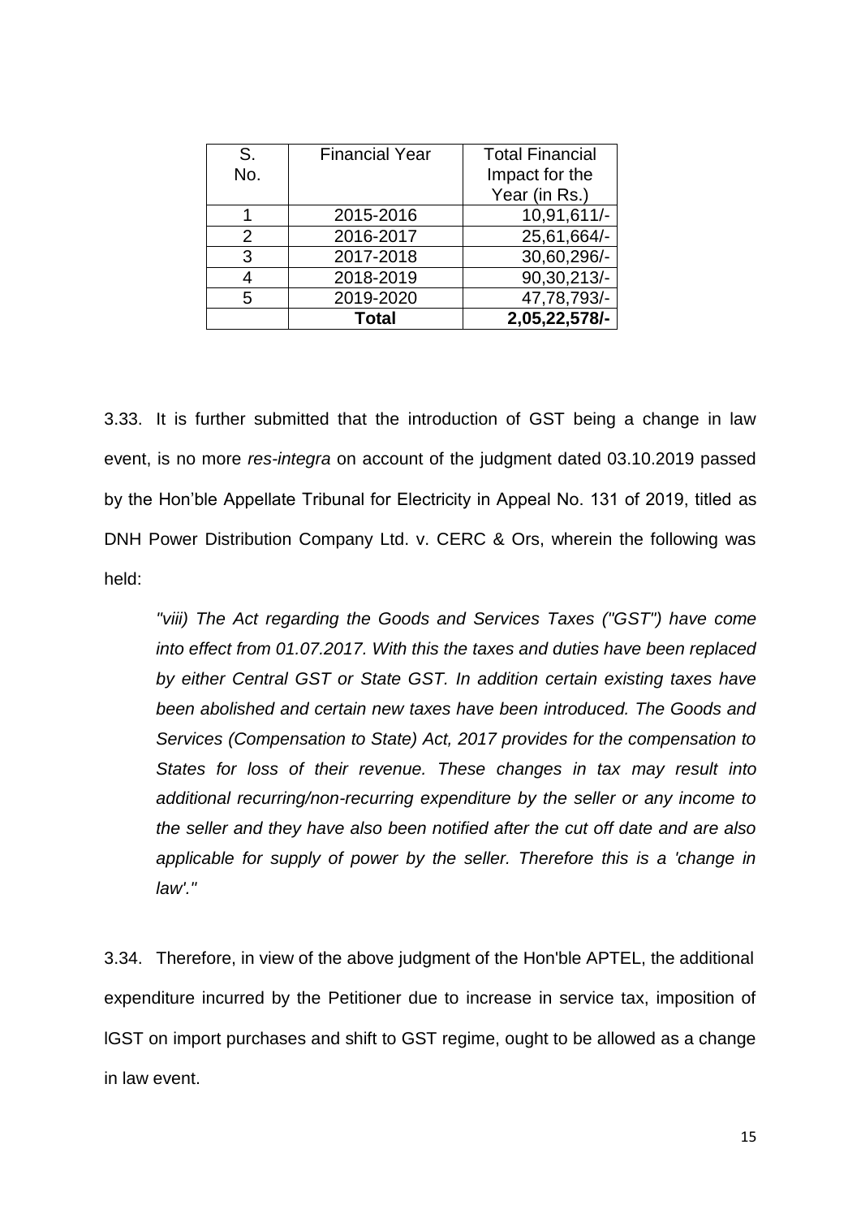| S. No. | Financial Year | Total Financial Impact for the Year (in Rs.) |
|---|---|---|
| 1 | 2015-2016 | 10,91,611/- |
| 2 | 2016-2017 | 25,61,664/- |
| 3 | 2017-2018 | 30,60,296/- |
| 4 | 2018-2019 | 90,30,213/- |
| 5 | 2019-2020 | 47,78,793/- |
| | **Total** | **2,05,22,578/-** |

3.33. It is further submitted that the introduction of GST being a change in law event, is no more *res-integra* on account of the judgment dated 03.10.2019 passed by the Hon'ble Appellate Tribunal for Electricity in Appeal No. 131 of 2019, titled as DNH Power Distribution Company Ltd. v. CERC & Ors, wherein the following was held:

> *"viii) The Act regarding the Goods and Services Taxes ("GST") have come into effect from 01.07.2017. With this the taxes and duties have been replaced by either Central GST or State GST. In addition certain existing taxes have been abolished and certain new taxes have been introduced. The Goods and Services (Compensation to State) Act, 2017 provides for the compensation to States for loss of their revenue. These changes in tax may result into additional recurring/non-recurring expenditure by the seller or any income to the seller and they have also been notified after the cut off date and are also applicable for supply of power by the seller. Therefore this is a 'change in law'."*

3.34. Therefore, in view of the above judgment of the Hon'ble APTEL, the additional expenditure incurred by the Petitioner due to increase in service tax, imposition of lGST on import purchases and shift to GST regime, ought to be allowed as a change in law event.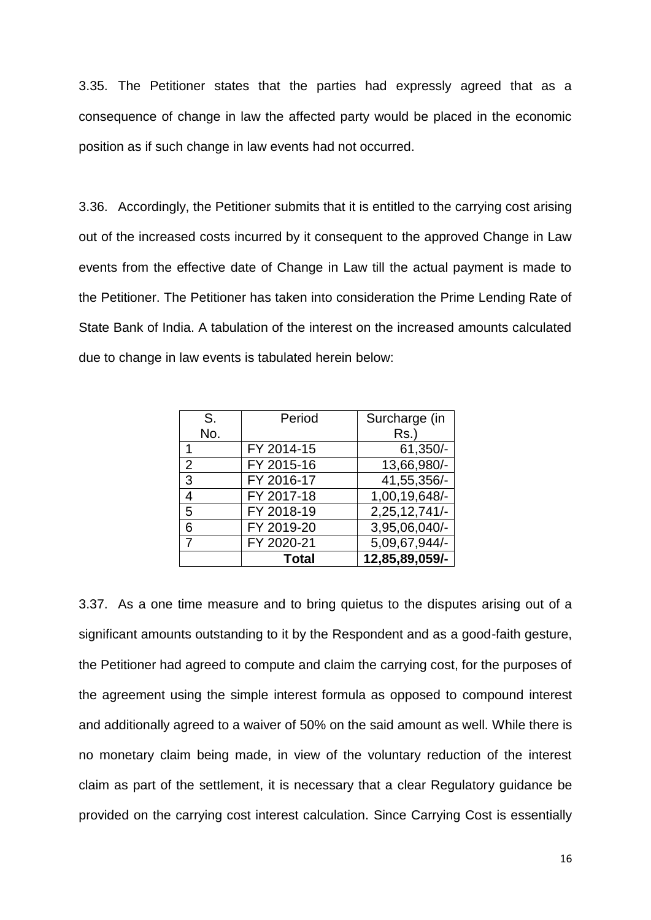3.35. The Petitioner states that the parties had expressly agreed that as a consequence of change in law the affected party would be placed in the economic position as if such change in law events had not occurred.

3.36. Accordingly, the Petitioner submits that it is entitled to the carrying cost arising out of the increased costs incurred by it consequent to the approved Change in Law events from the effective date of Change in Law till the actual payment is made to the Petitioner. The Petitioner has taken into consideration the Prime Lending Rate of State Bank of India. A tabulation of the interest on the increased amounts calculated due to change in law events is tabulated herein below:

| S. No. | Period | Surcharge (in Rs.) |
|---|---|---|
| 1 | FY 2014-15 | 61,350/- |
| 2 | FY 2015-16 | 13,66,980/- |
| 3 | FY 2016-17 | 41,55,356/- |
| 4 | FY 2017-18 | 1,00,19,648/- |
| 5 | FY 2018-19 | 2,25,12,741/- |
| 6 | FY 2019-20 | 3,95,06,040/- |
| 7 | FY 2020-21 | 5,09,67,944/- |
| | **Total** | **12,85,89,059/-** |

3.37. As a one time measure and to bring quietus to the disputes arising out of a significant amounts outstanding to it by the Respondent and as a good-faith gesture, the Petitioner had agreed to compute and claim the carrying cost, for the purposes of the agreement using the simple interest formula as opposed to compound interest and additionally agreed to a waiver of 50% on the said amount as well. While there is no monetary claim being made, in view of the voluntary reduction of the interest claim as part of the settlement, it is necessary that a clear Regulatory guidance be provided on the carrying cost interest calculation. Since Carrying Cost is essentially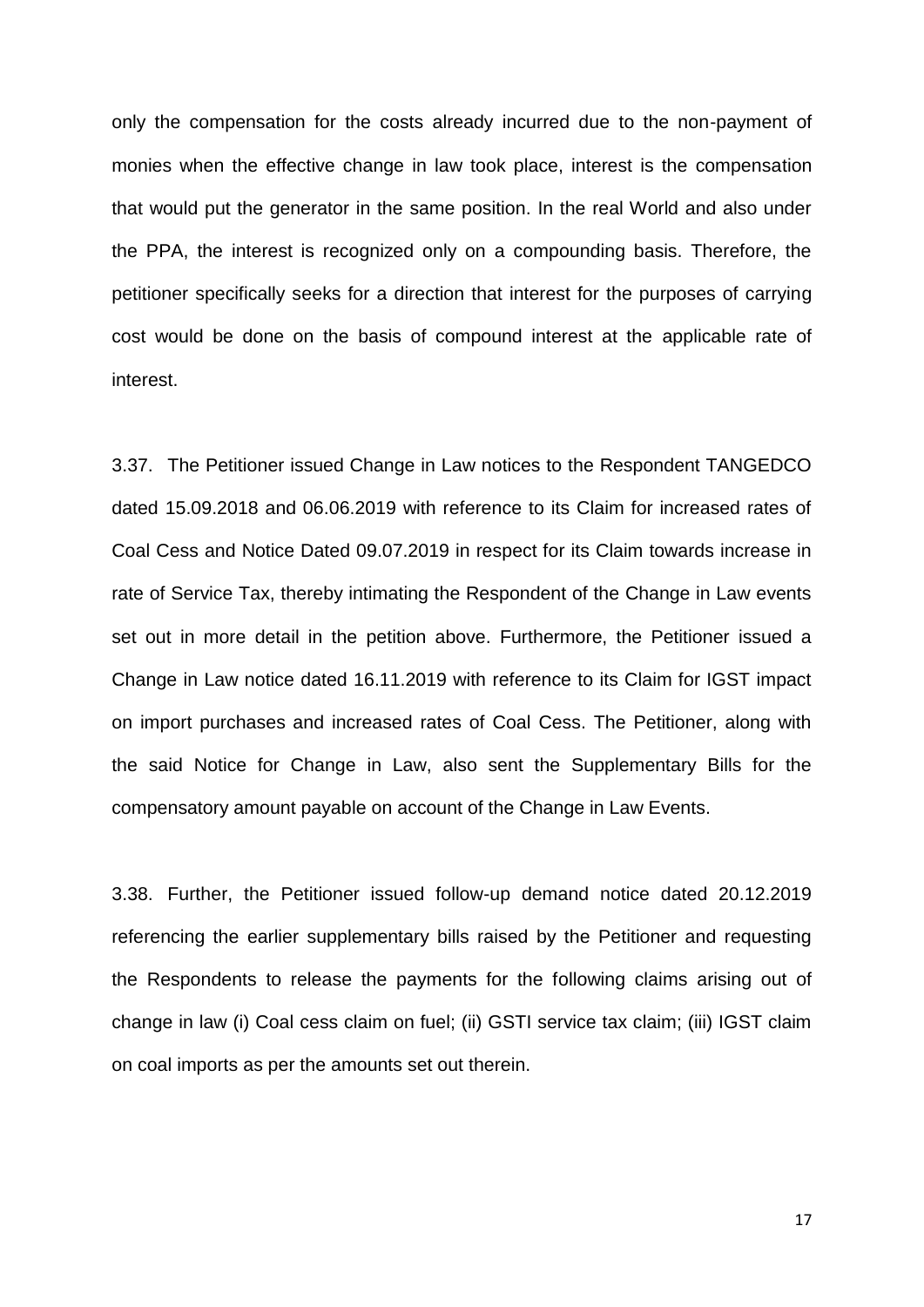only the compensation for the costs already incurred due to the non-payment of monies when the effective change in law took place, interest is the compensation that would put the generator in the same position. In the real World and also under the PPA, the interest is recognized only on a compounding basis. Therefore, the petitioner specifically seeks for a direction that interest for the purposes of carrying cost would be done on the basis of compound interest at the applicable rate of interest.

3.37. The Petitioner issued Change in Law notices to the Respondent TANGEDCO dated 15.09.2018 and 06.06.2019 with reference to its Claim for increased rates of Coal Cess and Notice Dated 09.07.2019 in respect for its Claim towards increase in rate of Service Tax, thereby intimating the Respondent of the Change in Law events set out in more detail in the petition above. Furthermore, the Petitioner issued a Change in Law notice dated 16.11.2019 with reference to its Claim for IGST impact on import purchases and increased rates of Coal Cess. The Petitioner, along with the said Notice for Change in Law, also sent the Supplementary Bills for the compensatory amount payable on account of the Change in Law Events.

3.38. Further, the Petitioner issued follow-up demand notice dated 20.12.2019 referencing the earlier supplementary bills raised by the Petitioner and requesting the Respondents to release the payments for the following claims arising out of change in law (i) Coal cess claim on fuel; (ii) GSTI service tax claim; (iii) IGST claim on coal imports as per the amounts set out therein.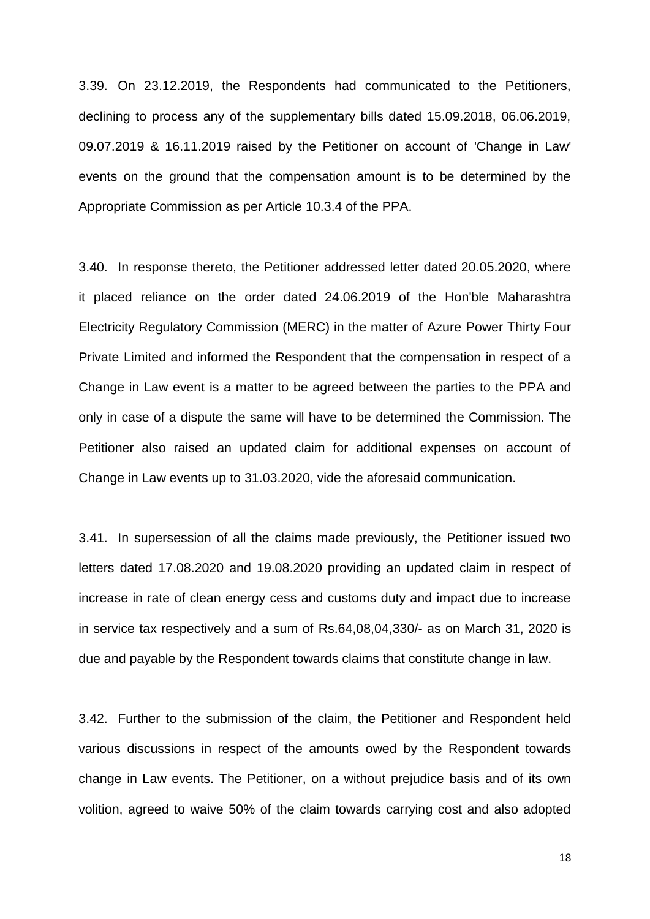3.39. On 23.12.2019, the Respondents had communicated to the Petitioners, declining to process any of the supplementary bills dated 15.09.2018, 06.06.2019, 09.07.2019 & 16.11.2019 raised by the Petitioner on account of 'Change in Law' events on the ground that the compensation amount is to be determined by the Appropriate Commission as per Article 10.3.4 of the PPA.

3.40. In response thereto, the Petitioner addressed letter dated 20.05.2020, where it placed reliance on the order dated 24.06.2019 of the Hon'ble Maharashtra Electricity Regulatory Commission (MERC) in the matter of Azure Power Thirty Four Private Limited and informed the Respondent that the compensation in respect of a Change in Law event is a matter to be agreed between the parties to the PPA and only in case of a dispute the same will have to be determined the Commission. The Petitioner also raised an updated claim for additional expenses on account of Change in Law events up to 31.03.2020, vide the aforesaid communication.

3.41. In supersession of all the claims made previously, the Petitioner issued two letters dated 17.08.2020 and 19.08.2020 providing an updated claim in respect of increase in rate of clean energy cess and customs duty and impact due to increase in service tax respectively and a sum of Rs.64,08,04,330/- as on March 31, 2020 is due and payable by the Respondent towards claims that constitute change in law.

3.42. Further to the submission of the claim, the Petitioner and Respondent held various discussions in respect of the amounts owed by the Respondent towards change in Law events. The Petitioner, on a without prejudice basis and of its own volition, agreed to waive 50% of the claim towards carrying cost and also adopted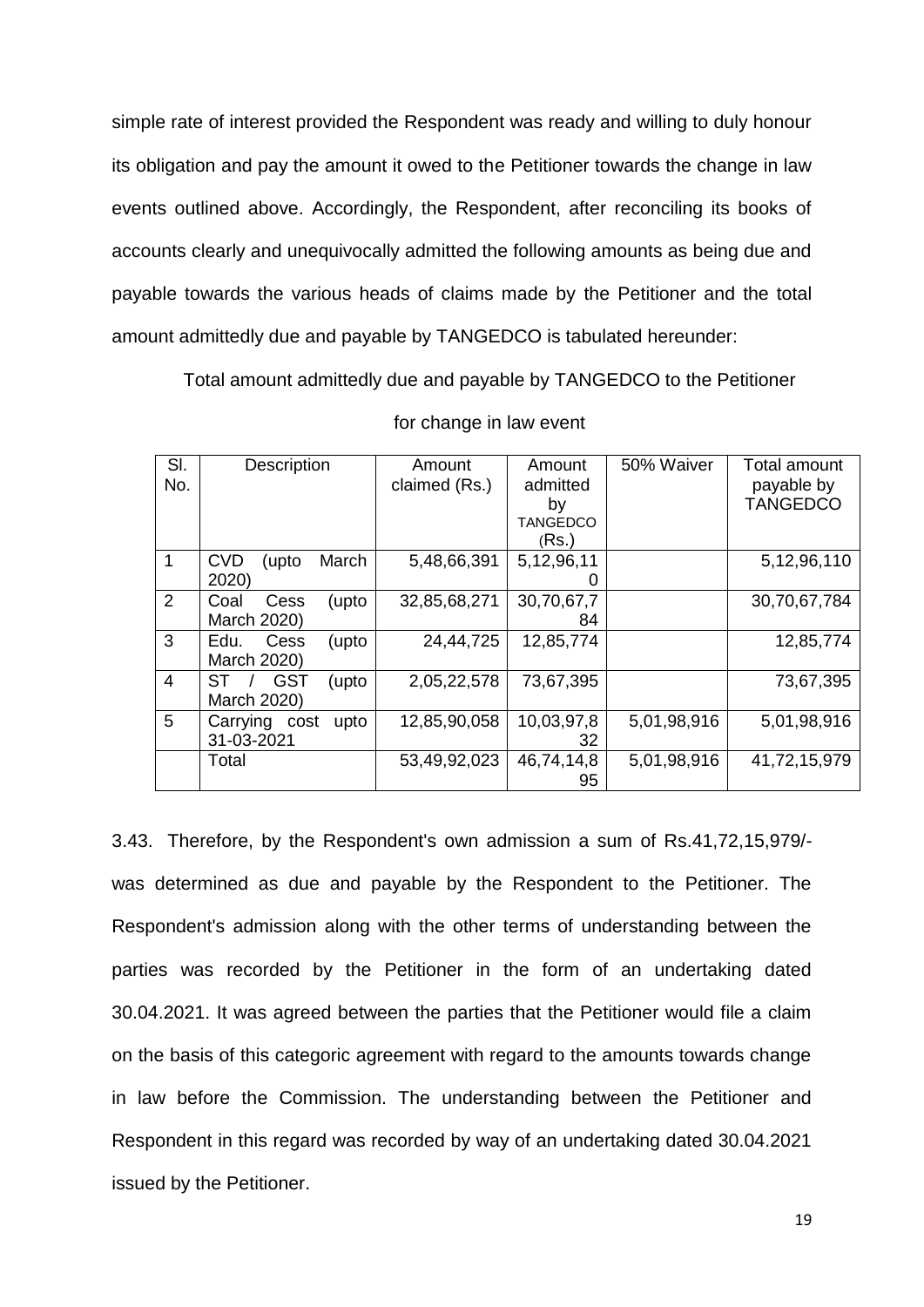simple rate of interest provided the Respondent was ready and willing to duly honour its obligation and pay the amount it owed to the Petitioner towards the change in law events outlined above. Accordingly, the Respondent, after reconciling its books of accounts clearly and unequivocally admitted the following amounts as being due and payable towards the various heads of claims made by the Petitioner and the total amount admittedly due and payable by TANGEDCO is tabulated hereunder:

Total amount admittedly due and payable by TANGEDCO to the Petitioner for change in law event

| Sl. No. | Description | Amount claimed (Rs.) | Amount admitted by TANGEDCO (Rs.) | 50% Waiver | Total amount payable by TANGEDCO |
|---|---|---|---|---|---|
| 1 | CVD (upto March 2020) | 5,48,66,391 | 5,12,96,110 | | 5,12,96,110 |
| 2 | Coal Cess (upto March 2020) | 32,85,68,271 | 30,70,67,784 | | 30,70,67,784 |
| 3 | Edu. Cess (upto March 2020) | 24,44,725 | 12,85,774 | | 12,85,774 |
| 4 | ST / GST (upto March 2020) | 2,05,22,578 | 73,67,395 | | 73,67,395 |
| 5 | Carrying cost upto 31-03-2021 | 12,85,90,058 | 10,03,97,832 | 5,01,98,916 | 5,01,98,916 |
| | Total | 53,49,92,023 | 46,74,14,895 | 5,01,98,916 | 41,72,15,979 |

3.43. Therefore, by the Respondent's own admission a sum of Rs.41,72,15,979/- was determined as due and payable by the Respondent to the Petitioner. The Respondent's admission along with the other terms of understanding between the parties was recorded by the Petitioner in the form of an undertaking dated 30.04.2021. It was agreed between the parties that the Petitioner would file a claim on the basis of this categoric agreement with regard to the amounts towards change in law before the Commission. The understanding between the Petitioner and Respondent in this regard was recorded by way of an undertaking dated 30.04.2021 issued by the Petitioner.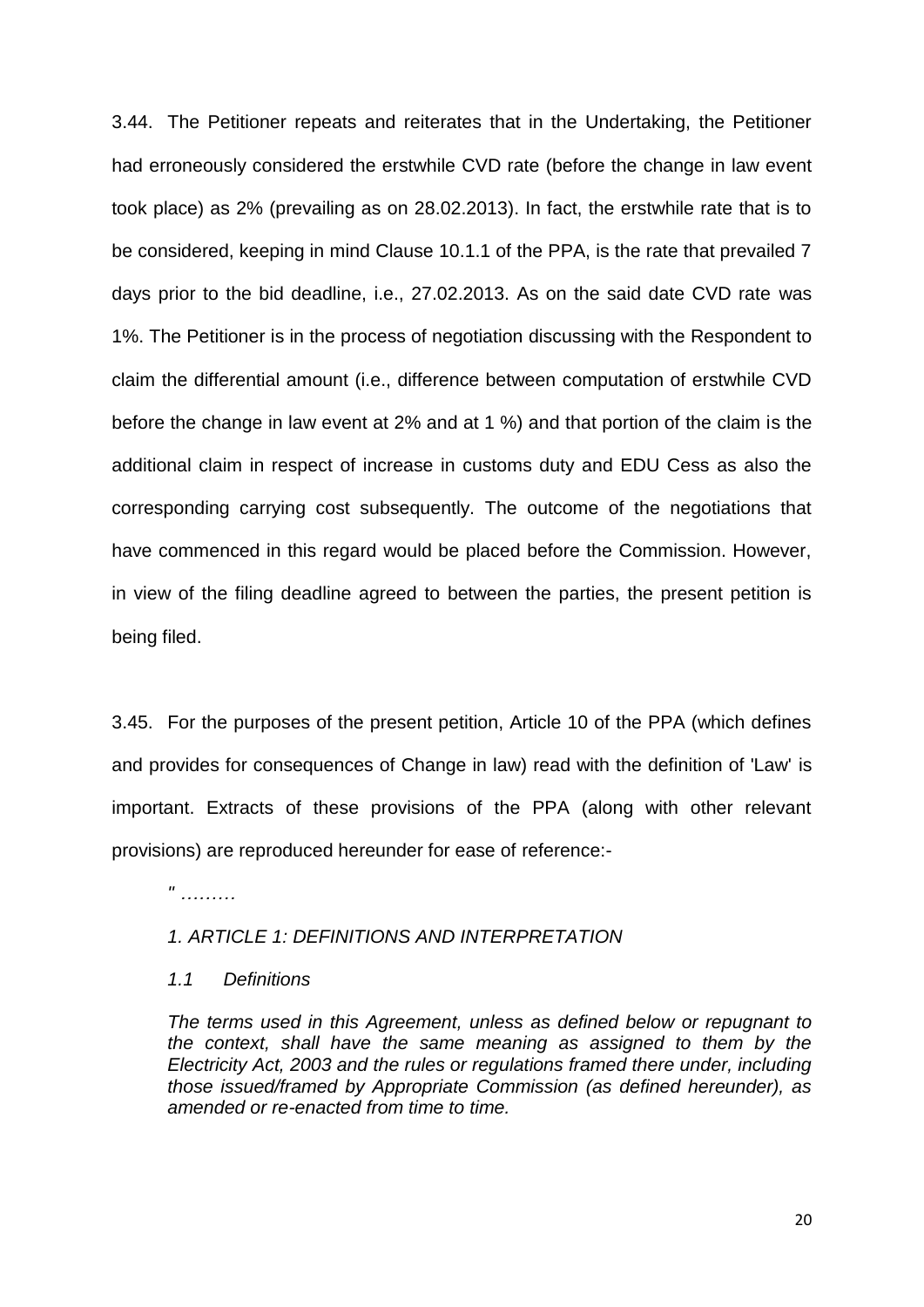3.44. The Petitioner repeats and reiterates that in the Undertaking, the Petitioner had erroneously considered the erstwhile CVD rate (before the change in law event took place) as 2% (prevailing as on 28.02.2013). In fact, the erstwhile rate that is to be considered, keeping in mind Clause 10.1.1 of the PPA, is the rate that prevailed 7 days prior to the bid deadline, i.e., 27.02.2013. As on the said date CVD rate was 1%. The Petitioner is in the process of negotiation discussing with the Respondent to claim the differential amount (i.e., difference between computation of erstwhile CVD before the change in law event at 2% and at 1 %) and that portion of the claim is the additional claim in respect of increase in customs duty and EDU Cess as also the corresponding carrying cost subsequently. The outcome of the negotiations that have commenced in this regard would be placed before the Commission. However, in view of the filing deadline agreed to between the parties, the present petition is being filed.

3.45. For the purposes of the present petition, Article 10 of the PPA (which defines and provides for consequences of Change in law) read with the definition of 'Law' is important. Extracts of these provisions of the PPA (along with other relevant provisions) are reproduced hereunder for ease of reference:-

*" ………*

*1. ARTICLE 1: DEFINITIONS AND INTERPRETATION*

*1.1 Definitions*

*The terms used in this Agreement, unless as defined below or repugnant to the context, shall have the same meaning as assigned to them by the Electricity Act, 2003 and the rules or regulations framed there under, including those issued/framed by Appropriate Commission (as defined hereunder), as amended or re-enacted from time to time.*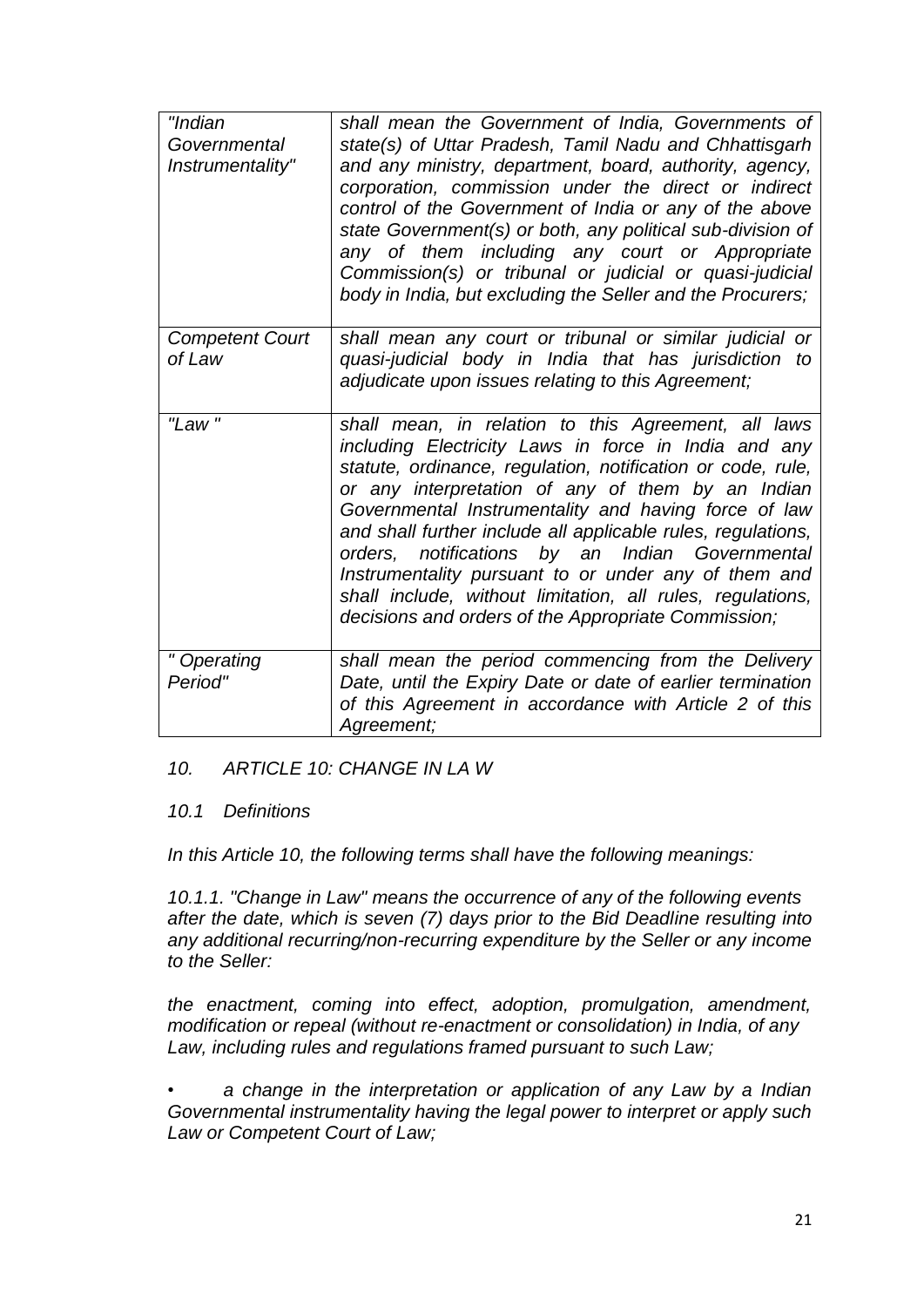| | |
|---|---|
| *"Indian Governmental Instrumentality"* | *shall mean the Government of India, Governments of state(s) of Uttar Pradesh, Tamil Nadu and Chhattisgarh and any ministry, department, board, authority, agency, corporation, commission under the direct or indirect control of the Government of India or any of the above state Government(s) or both, any political sub-division of any of them including any court or Appropriate Commission(s) or tribunal or judicial or quasi-judicial body in India, but excluding the Seller and the Procurers;* |
| *Competent Court of Law* | *shall mean any court or tribunal or similar judicial or quasi-judicial body in India that has jurisdiction to adjudicate upon issues relating to this Agreement;* |
| *"Law "* | *shall mean, in relation to this Agreement, all laws including Electricity Laws in force in India and any statute, ordinance, regulation, notification or code, rule, or any interpretation of any of them by an Indian Governmental Instrumentality and having force of law and shall further include all applicable rules, regulations, orders, notifications by an Indian Governmental Instrumentality pursuant to or under any of them and shall include, without limitation, all rules, regulations, decisions and orders of the Appropriate Commission;* |
| *" Operating Period"* | *shall mean the period commencing from the Delivery Date, until the Expiry Date or date of earlier termination of this Agreement in accordance with Article 2 of this Agreement;* |

*10. ARTICLE 10: CHANGE IN LA W*

*10.1 Definitions*

*In this Article 10, the following terms shall have the following meanings:*

*10.1.1. "Change in Law" means the occurrence of any of the following events after the date, which is seven (7) days prior to the Bid Deadline resulting into any additional recurring/non-recurring expenditure by the Seller or any income to the Seller:*

*the enactment, coming into effect, adoption, promulgation, amendment, modification or repeal (without re-enactment or consolidation) in India, of any Law, including rules and regulations framed pursuant to such Law;*

- *a change in the interpretation or application of any Law by a Indian Governmental instrumentality having the legal power to interpret or apply such Law or Competent Court of Law;*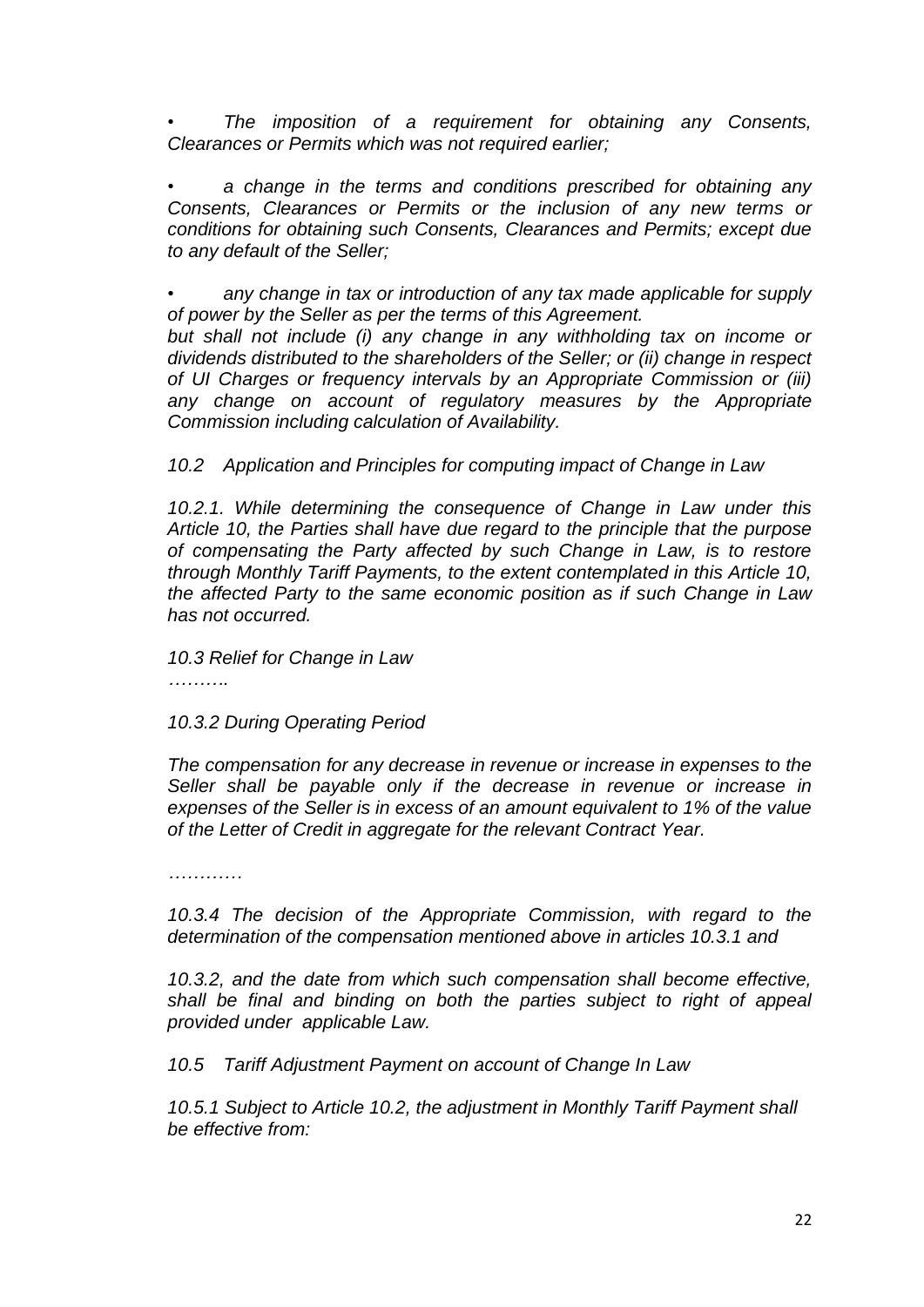- *The imposition of a requirement for obtaining any Consents, Clearances or Permits which was not required earlier;*

- *a change in the terms and conditions prescribed for obtaining any Consents, Clearances or Permits or the inclusion of any new terms or conditions for obtaining such Consents, Clearances and Permits; except due to any default of the Seller;*

- *any change in tax or introduction of any tax made applicable for supply of power by the Seller as per the terms of this Agreement.*

*but shall not include (i) any change in any withholding tax on income or dividends distributed to the shareholders of the Seller; or (ii) change in respect of UI Charges or frequency intervals by an Appropriate Commission or (iii) any change on account of regulatory measures by the Appropriate Commission including calculation of Availability.*

*10.2 Application and Principles for computing impact of Change in Law*

*10.2.1. While determining the consequence of Change in Law under this Article 10, the Parties shall have due regard to the principle that the purpose of compensating the Party affected by such Change in Law, is to restore through Monthly Tariff Payments, to the extent contemplated in this Article 10, the affected Party to the same economic position as if such Change in Law has not occurred.*

*10.3 Relief for Change in Law*

*……….*

*10.3.2 During Operating Period*

*The compensation for any decrease in revenue or increase in expenses to the Seller shall be payable only if the decrease in revenue or increase in expenses of the Seller is in excess of an amount equivalent to 1% of the value of the Letter of Credit in aggregate for the relevant Contract Year.*

*…………*

*10.3.4 The decision of the Appropriate Commission, with regard to the determination of the compensation mentioned above in articles 10.3.1 and*

*10.3.2, and the date from which such compensation shall become effective, shall be final and binding on both the parties subject to right of appeal provided under applicable Law.*

*10.5 Tariff Adjustment Payment on account of Change In Law*

*10.5.1 Subject to Article 10.2, the adjustment in Monthly Tariff Payment shall be effective from:*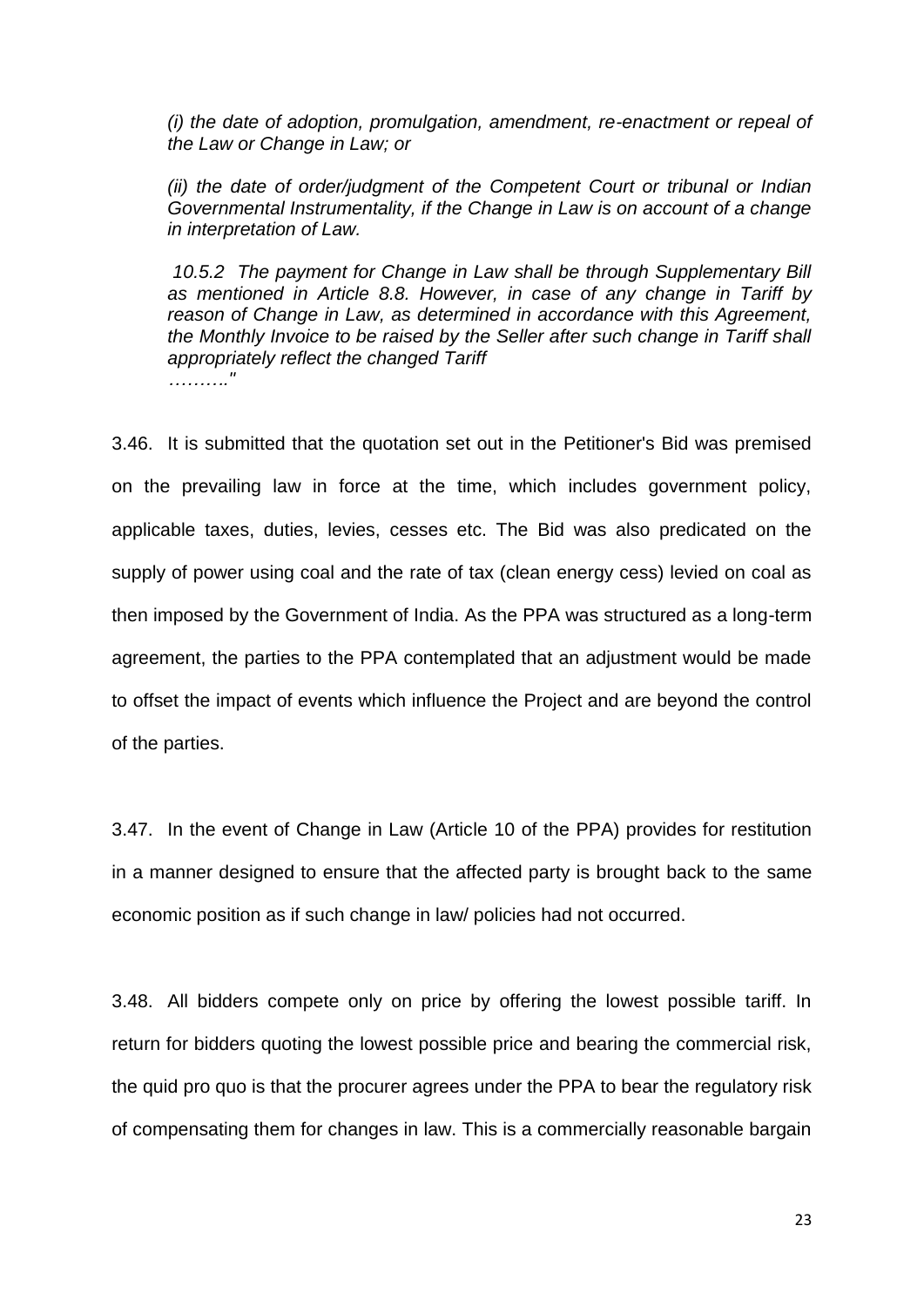*(i) the date of adoption, promulgation, amendment, re-enactment or repeal of the Law or Change in Law; or*

*(ii) the date of order/judgment of the Competent Court or tribunal or Indian Governmental Instrumentality, if the Change in Law is on account of a change in interpretation of Law.*

*10.5.2 The payment for Change in Law shall be through Supplementary Bill as mentioned in Article 8.8. However, in case of any change in Tariff by reason of Change in Law, as determined in accordance with this Agreement, the Monthly Invoice to be raised by the Seller after such change in Tariff shall appropriately reflect the changed Tariff*
*………."*

3.46. It is submitted that the quotation set out in the Petitioner's Bid was premised on the prevailing law in force at the time, which includes government policy, applicable taxes, duties, levies, cesses etc. The Bid was also predicated on the supply of power using coal and the rate of tax (clean energy cess) levied on coal as then imposed by the Government of India. As the PPA was structured as a long-term agreement, the parties to the PPA contemplated that an adjustment would be made to offset the impact of events which influence the Project and are beyond the control of the parties.

3.47. In the event of Change in Law (Article 10 of the PPA) provides for restitution in a manner designed to ensure that the affected party is brought back to the same economic position as if such change in law/ policies had not occurred.

3.48. All bidders compete only on price by offering the lowest possible tariff. In return for bidders quoting the lowest possible price and bearing the commercial risk, the quid pro quo is that the procurer agrees under the PPA to bear the regulatory risk of compensating them for changes in law. This is a commercially reasonable bargain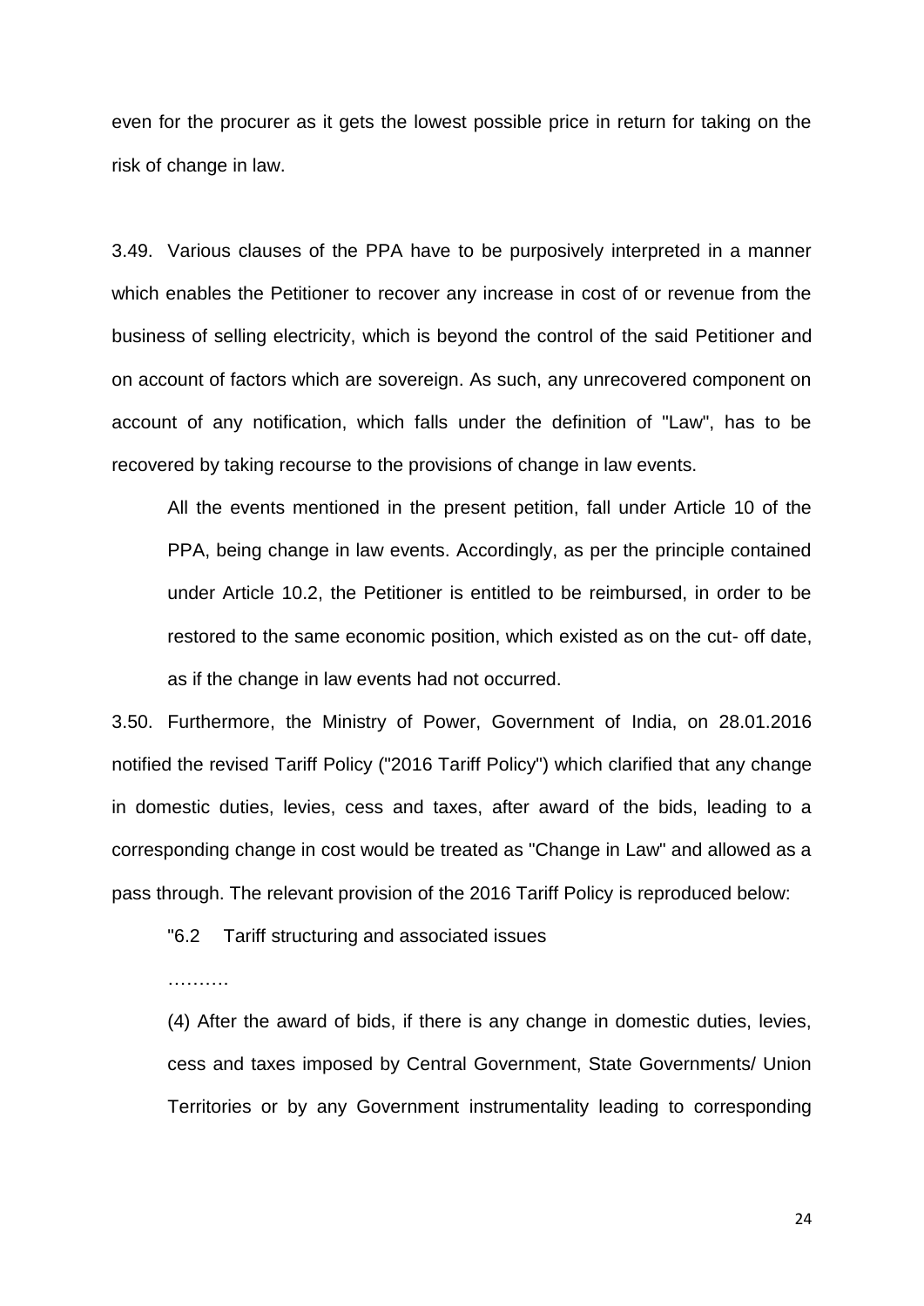even for the procurer as it gets the lowest possible price in return for taking on the risk of change in law.

3.49. Various clauses of the PPA have to be purposively interpreted in a manner which enables the Petitioner to recover any increase in cost of or revenue from the business of selling electricity, which is beyond the control of the said Petitioner and on account of factors which are sovereign. As such, any unrecovered component on account of any notification, which falls under the definition of "Law", has to be recovered by taking recourse to the provisions of change in law events.

> All the events mentioned in the present petition, fall under Article 10 of the PPA, being change in law events. Accordingly, as per the principle contained under Article 10.2, the Petitioner is entitled to be reimbursed, in order to be restored to the same economic position, which existed as on the cut- off date, as if the change in law events had not occurred.

3.50. Furthermore, the Ministry of Power, Government of India, on 28.01.2016 notified the revised Tariff Policy ("2016 Tariff Policy") which clarified that any change in domestic duties, levies, cess and taxes, after award of the bids, leading to a corresponding change in cost would be treated as "Change in Law" and allowed as a pass through. The relevant provision of the 2016 Tariff Policy is reproduced below:

> "6.2 Tariff structuring and associated issues
>
> ……….
>
> (4) After the award of bids, if there is any change in domestic duties, levies, cess and taxes imposed by Central Government, State Governments/ Union Territories or by any Government instrumentality leading to corresponding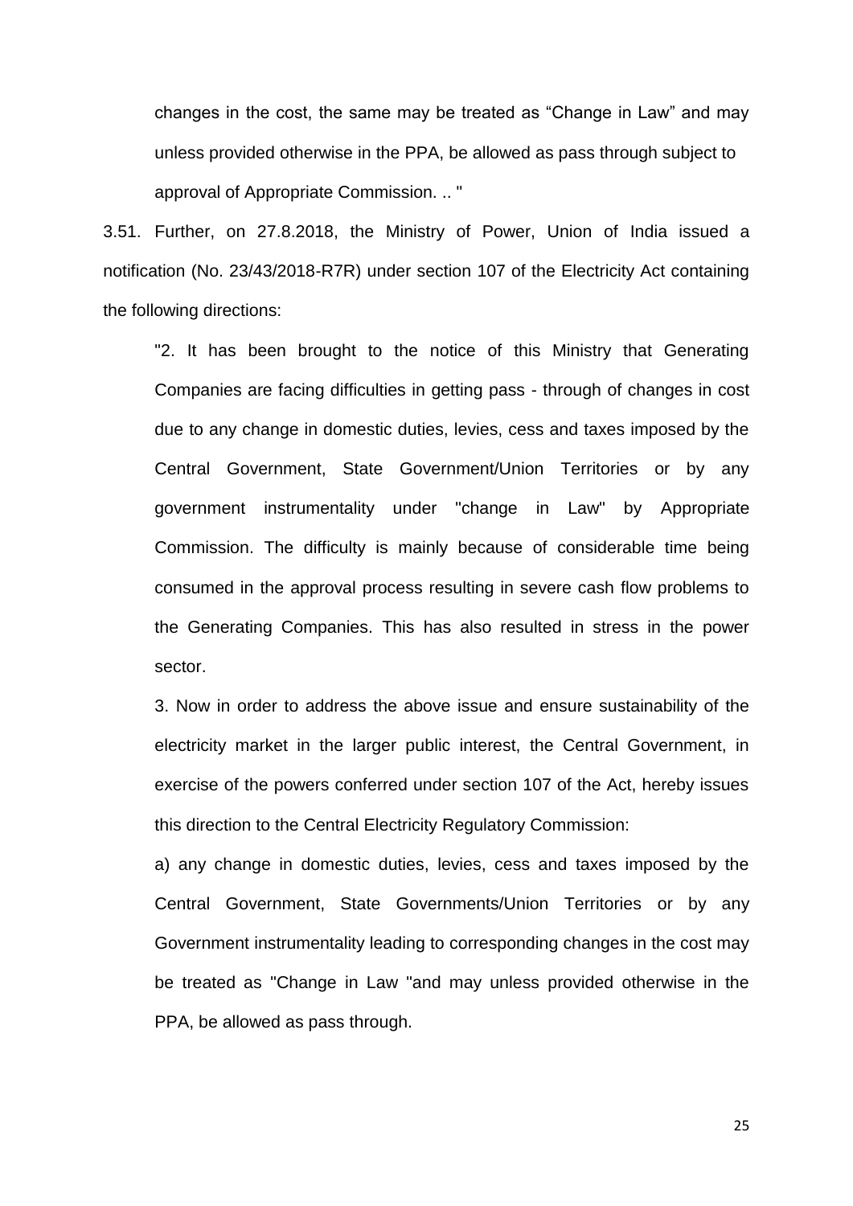changes in the cost, the same may be treated as “Change in Law” and may unless provided otherwise in the PPA, be allowed as pass through subject to approval of Appropriate Commission. .. "

3.51. Further, on 27.8.2018, the Ministry of Power, Union of India issued a notification (No. 23/43/2018-R7R) under section 107 of the Electricity Act containing the following directions:

> "2. It has been brought to the notice of this Ministry that Generating Companies are facing difficulties in getting pass - through of changes in cost due to any change in domestic duties, levies, cess and taxes imposed by the Central Government, State Government/Union Territories or by any government instrumentality under "change in Law" by Appropriate Commission. The difficulty is mainly because of considerable time being consumed in the approval process resulting in severe cash flow problems to the Generating Companies. This has also resulted in stress in the power sector.
>
> 3. Now in order to address the above issue and ensure sustainability of the electricity market in the larger public interest, the Central Government, in exercise of the powers conferred under section 107 of the Act, hereby issues this direction to the Central Electricity Regulatory Commission:
>
> a) any change in domestic duties, levies, cess and taxes imposed by the Central Government, State Governments/Union Territories or by any Government instrumentality leading to corresponding changes in the cost may be treated as "Change in Law "and may unless provided otherwise in the PPA, be allowed as pass through.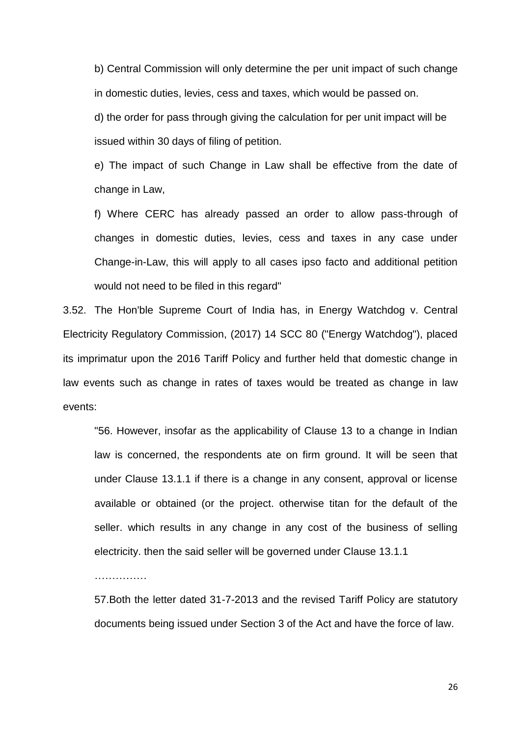b) Central Commission will only determine the per unit impact of such change in domestic duties, levies, cess and taxes, which would be passed on.

d) the order for pass through giving the calculation for per unit impact will be issued within 30 days of filing of petition.

e) The impact of such Change in Law shall be effective from the date of change in Law,

f) Where CERC has already passed an order to allow pass-through of changes in domestic duties, levies, cess and taxes in any case under Change-in-Law, this will apply to all cases ipso facto and additional petition would not need to be filed in this regard"

3.52. The Hon'ble Supreme Court of India has, in Energy Watchdog v. Central Electricity Regulatory Commission, (2017) 14 SCC 80 ("Energy Watchdog"), placed its imprimatur upon the 2016 Tariff Policy and further held that domestic change in law events such as change in rates of taxes would be treated as change in law events:

"56. However, insofar as the applicability of Clause 13 to a change in Indian law is concerned, the respondents ate on firm ground. It will be seen that under Clause 13.1.1 if there is a change in any consent, approval or license available or obtained (or the project. otherwise titan for the default of the seller. which results in any change in any cost of the business of selling electricity. then the said seller will be governed under Clause 13.1.1

……………

57.Both the letter dated 31-7-2013 and the revised Tariff Policy are statutory documents being issued under Section 3 of the Act and have the force of law.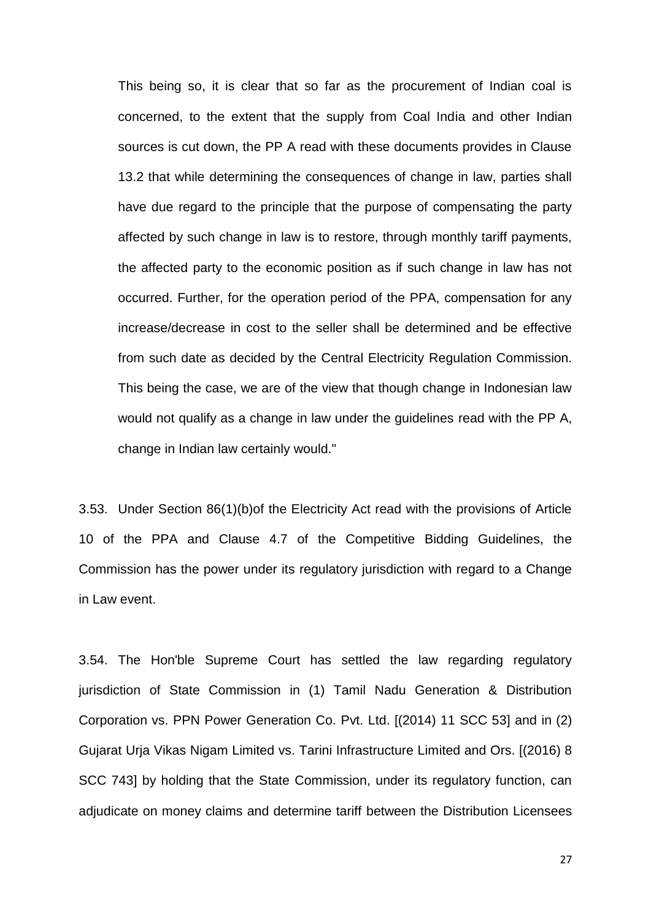This being so, it is clear that so far as the procurement of Indian coal is concerned, to the extent that the supply from Coal India and other Indian sources is cut down, the PP A read with these documents provides in Clause 13.2 that while determining the consequences of change in law, parties shall have due regard to the principle that the purpose of compensating the party affected by such change in law is to restore, through monthly tariff payments, the affected party to the economic position as if such change in law has not occurred. Further, for the operation period of the PPA, compensation for any increase/decrease in cost to the seller shall be determined and be effective from such date as decided by the Central Electricity Regulation Commission. This being the case, we are of the view that though change in Indonesian law would not qualify as a change in law under the guidelines read with the PP A, change in Indian law certainly would."

3.53. Under Section 86(1)(b)of the Electricity Act read with the provisions of Article 10 of the PPA and Clause 4.7 of the Competitive Bidding Guidelines, the Commission has the power under its regulatory jurisdiction with regard to a Change in Law event.

3.54. The Hon'ble Supreme Court has settled the law regarding regulatory jurisdiction of State Commission in (1) Tamil Nadu Generation & Distribution Corporation vs. PPN Power Generation Co. Pvt. Ltd. [(2014) 11 SCC 53] and in (2) Gujarat Urja Vikas Nigam Limited vs. Tarini Infrastructure Limited and Ors. [(2016) 8 SCC 743] by holding that the State Commission, under its regulatory function, can adjudicate on money claims and determine tariff between the Distribution Licensees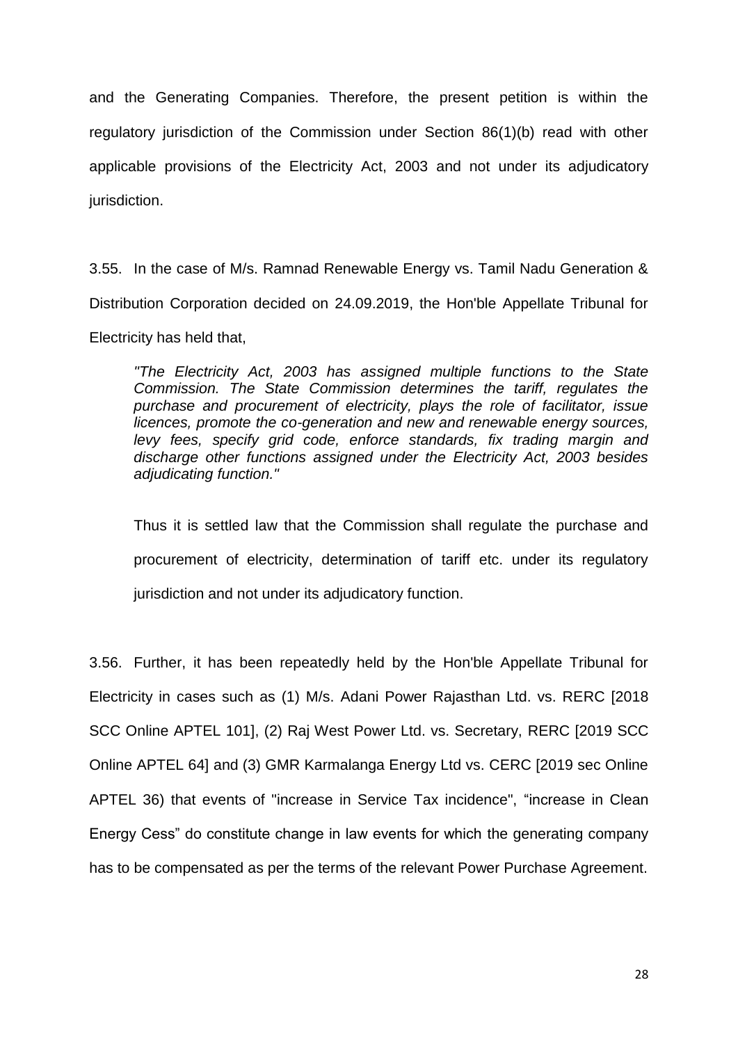and the Generating Companies. Therefore, the present petition is within the regulatory jurisdiction of the Commission under Section 86(1)(b) read with other applicable provisions of the Electricity Act, 2003 and not under its adjudicatory jurisdiction.

3.55. In the case of M/s. Ramnad Renewable Energy vs. Tamil Nadu Generation & Distribution Corporation decided on 24.09.2019, the Hon'ble Appellate Tribunal for Electricity has held that,

> *"The Electricity Act, 2003 has assigned multiple functions to the State Commission. The State Commission determines the tariff, regulates the purchase and procurement of electricity, plays the role of facilitator, issue licences, promote the co-generation and new and renewable energy sources, levy fees, specify grid code, enforce standards, fix trading margin and discharge other functions assigned under the Electricity Act, 2003 besides adjudicating function."*

Thus it is settled law that the Commission shall regulate the purchase and procurement of electricity, determination of tariff etc. under its regulatory jurisdiction and not under its adjudicatory function.

3.56. Further, it has been repeatedly held by the Hon'ble Appellate Tribunal for Electricity in cases such as (1) M/s. Adani Power Rajasthan Ltd. vs. RERC [2018 SCC Online APTEL 101], (2) Raj West Power Ltd. vs. Secretary, RERC [2019 SCC Online APTEL 64] and (3) GMR Karmalanga Energy Ltd vs. CERC [2019 sec Online APTEL 36) that events of "increase in Service Tax incidence", "increase in Clean Energy Cess" do constitute change in law events for which the generating company has to be compensated as per the terms of the relevant Power Purchase Agreement.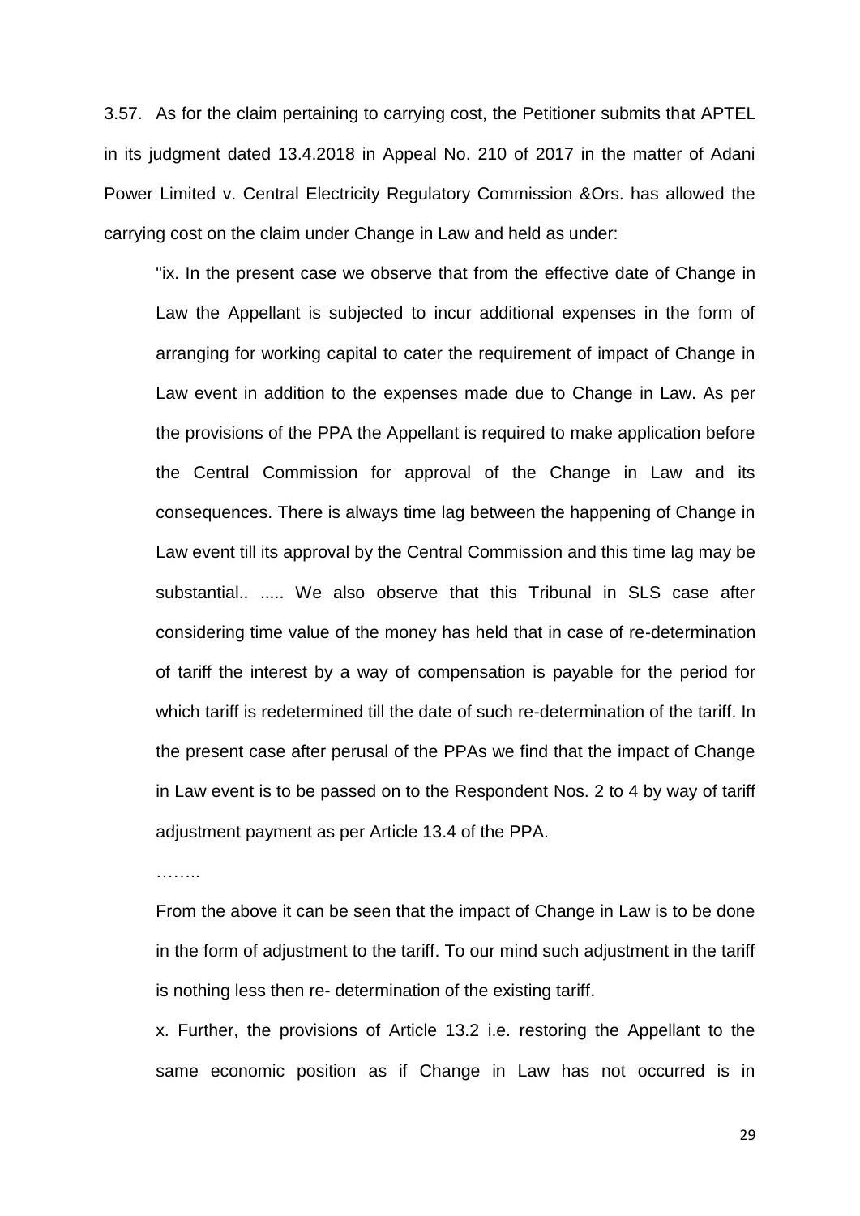3.57. As for the claim pertaining to carrying cost, the Petitioner submits that APTEL in its judgment dated 13.4.2018 in Appeal No. 210 of 2017 in the matter of Adani Power Limited v. Central Electricity Regulatory Commission &Ors. has allowed the carrying cost on the claim under Change in Law and held as under:

> "ix. In the present case we observe that from the effective date of Change in Law the Appellant is subjected to incur additional expenses in the form of arranging for working capital to cater the requirement of impact of Change in Law event in addition to the expenses made due to Change in Law. As per the provisions of the PPA the Appellant is required to make application before the Central Commission for approval of the Change in Law and its consequences. There is always time lag between the happening of Change in Law event till its approval by the Central Commission and this time lag may be substantial.. ..... We also observe that this Tribunal in SLS case after considering time value of the money has held that in case of re-determination of tariff the interest by a way of compensation is payable for the period for which tariff is redetermined till the date of such re-determination of the tariff. In the present case after perusal of the PPAs we find that the impact of Change in Law event is to be passed on to the Respondent Nos. 2 to 4 by way of tariff adjustment payment as per Article 13.4 of the PPA.
>
> ……..
>
> From the above it can be seen that the impact of Change in Law is to be done in the form of adjustment to the tariff. To our mind such adjustment in the tariff is nothing less then re- determination of the existing tariff.
>
> x. Further, the provisions of Article 13.2 i.e. restoring the Appellant to the same economic position as if Change in Law has not occurred is in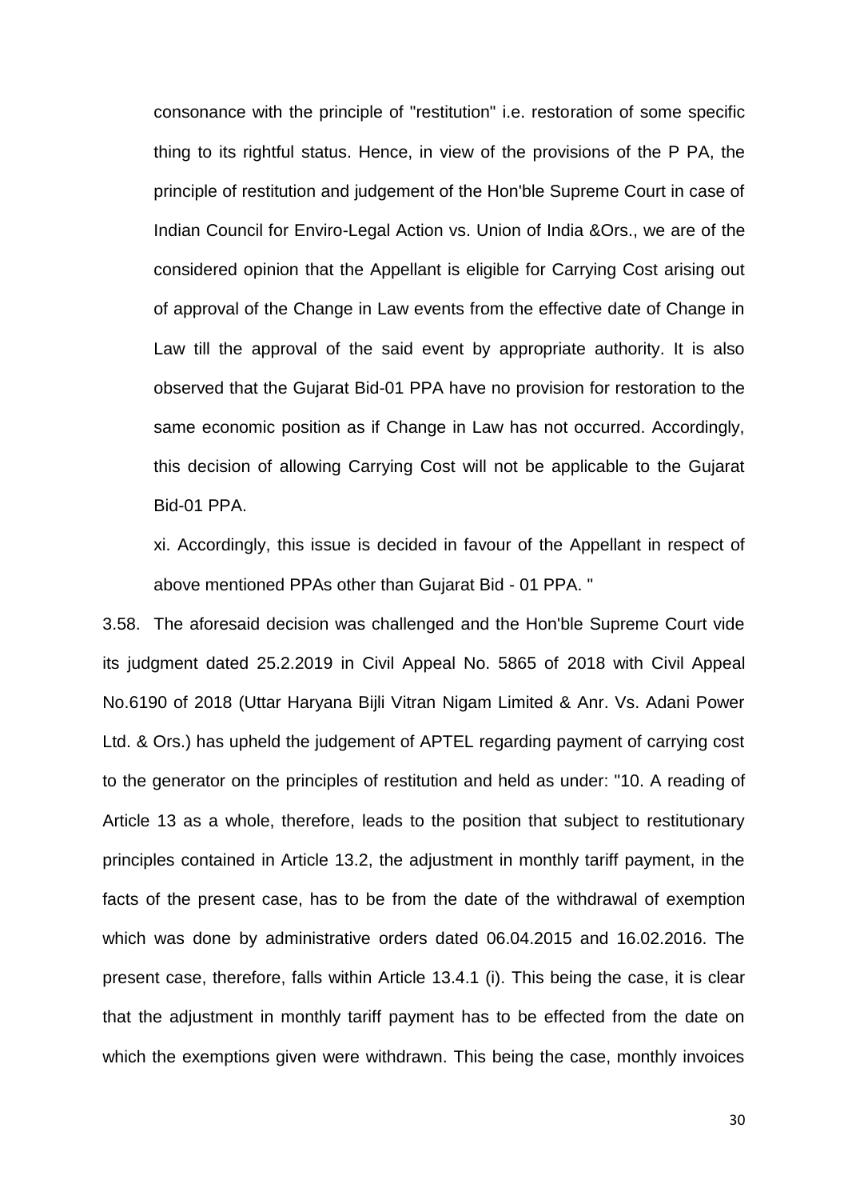consonance with the principle of "restitution" i.e. restoration of some specific thing to its rightful status. Hence, in view of the provisions of the P PA, the principle of restitution and judgement of the Hon'ble Supreme Court in case of Indian Council for Enviro-Legal Action vs. Union of India &Ors., we are of the considered opinion that the Appellant is eligible for Carrying Cost arising out of approval of the Change in Law events from the effective date of Change in Law till the approval of the said event by appropriate authority. It is also observed that the Gujarat Bid-01 PPA have no provision for restoration to the same economic position as if Change in Law has not occurred. Accordingly, this decision of allowing Carrying Cost will not be applicable to the Gujarat Bid-01 PPA.

xi. Accordingly, this issue is decided in favour of the Appellant in respect of above mentioned PPAs other than Gujarat Bid - 01 PPA. "

3.58. The aforesaid decision was challenged and the Hon'ble Supreme Court vide its judgment dated 25.2.2019 in Civil Appeal No. 5865 of 2018 with Civil Appeal No.6190 of 2018 (Uttar Haryana Bijli Vitran Nigam Limited & Anr. Vs. Adani Power Ltd. & Ors.) has upheld the judgement of APTEL regarding payment of carrying cost to the generator on the principles of restitution and held as under: "10. A reading of Article 13 as a whole, therefore, leads to the position that subject to restitutionary principles contained in Article 13.2, the adjustment in monthly tariff payment, in the facts of the present case, has to be from the date of the withdrawal of exemption which was done by administrative orders dated 06.04.2015 and 16.02.2016. The present case, therefore, falls within Article 13.4.1 (i). This being the case, it is clear that the adjustment in monthly tariff payment has to be effected from the date on which the exemptions given were withdrawn. This being the case, monthly invoices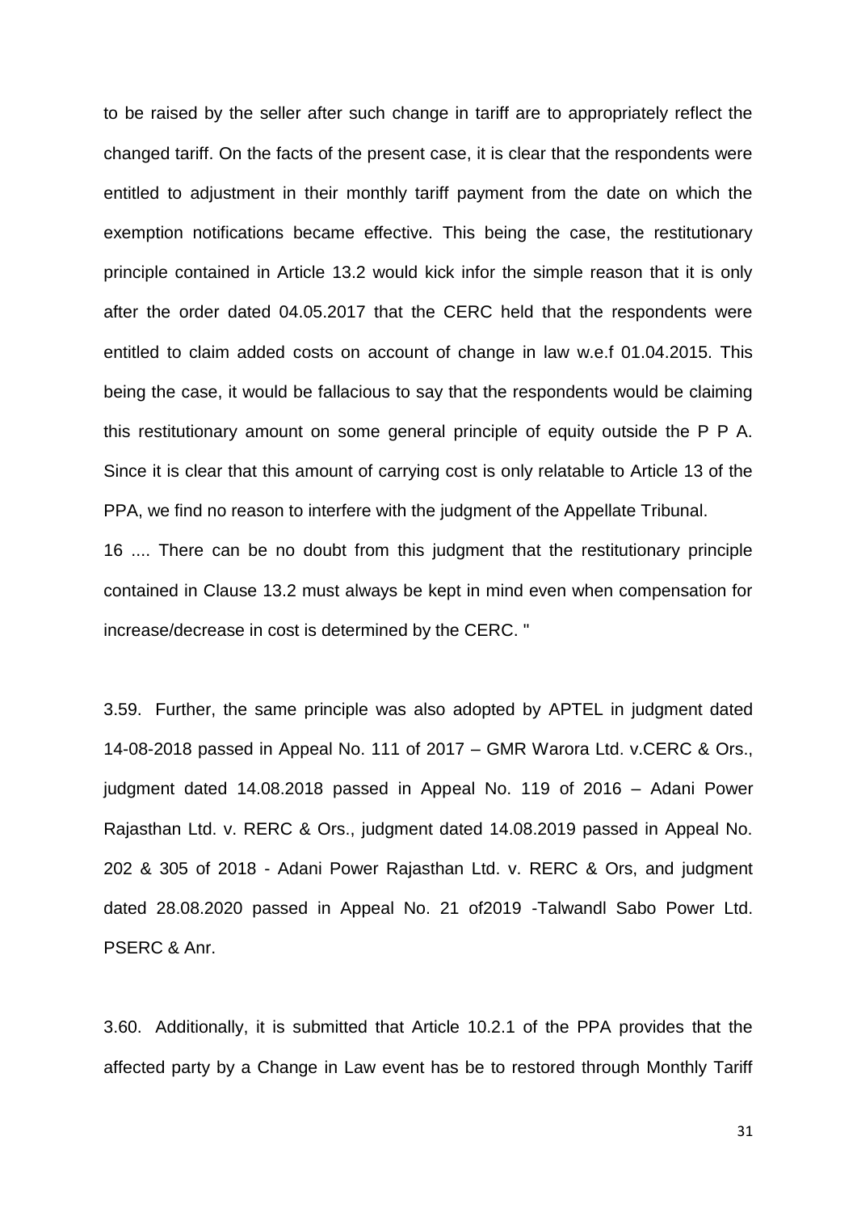to be raised by the seller after such change in tariff are to appropriately reflect the changed tariff. On the facts of the present case, it is clear that the respondents were entitled to adjustment in their monthly tariff payment from the date on which the exemption notifications became effective. This being the case, the restitutionary principle contained in Article 13.2 would kick infor the simple reason that it is only after the order dated 04.05.2017 that the CERC held that the respondents were entitled to claim added costs on account of change in law w.e.f 01.04.2015. This being the case, it would be fallacious to say that the respondents would be claiming this restitutionary amount on some general principle of equity outside the P P A. Since it is clear that this amount of carrying cost is only relatable to Article 13 of the PPA, we find no reason to interfere with the judgment of the Appellate Tribunal.

16 .... There can be no doubt from this judgment that the restitutionary principle contained in Clause 13.2 must always be kept in mind even when compensation for increase/decrease in cost is determined by the CERC. "

3.59. Further, the same principle was also adopted by APTEL in judgment dated 14-08-2018 passed in Appeal No. 111 of 2017 – GMR Warora Ltd. v.CERC & Ors., judgment dated 14.08.2018 passed in Appeal No. 119 of 2016 – Adani Power Rajasthan Ltd. v. RERC & Ors., judgment dated 14.08.2019 passed in Appeal No. 202 & 305 of 2018 - Adani Power Rajasthan Ltd. v. RERC & Ors, and judgment dated 28.08.2020 passed in Appeal No. 21 of2019 -Talwandl Sabo Power Ltd. PSERC & Anr.

3.60. Additionally, it is submitted that Article 10.2.1 of the PPA provides that the affected party by a Change in Law event has be to restored through Monthly Tariff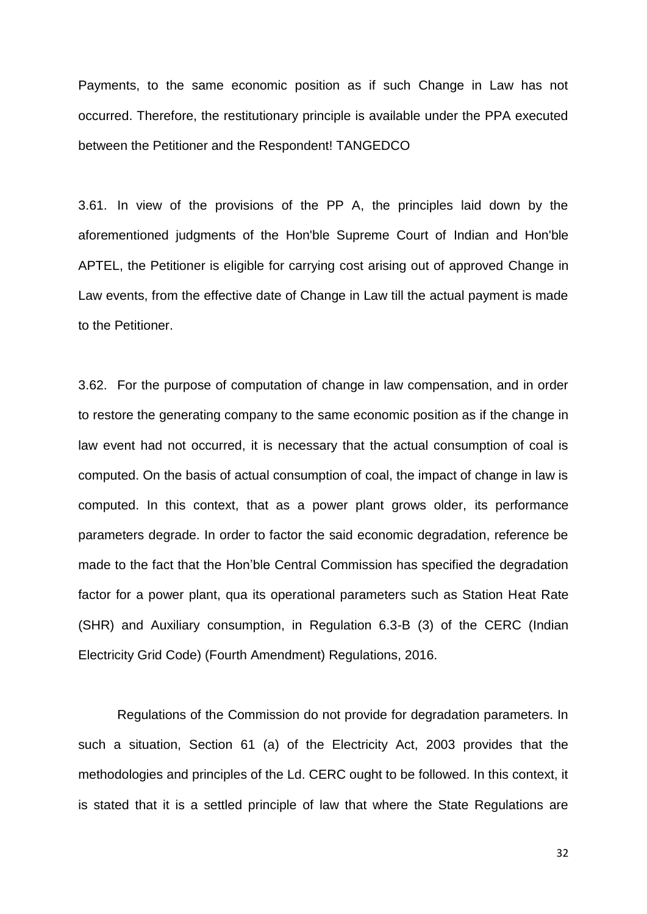Payments, to the same economic position as if such Change in Law has not occurred. Therefore, the restitutionary principle is available under the PPA executed between the Petitioner and the Respondent! TANGEDCO

3.61. In view of the provisions of the PP A, the principles laid down by the aforementioned judgments of the Hon'ble Supreme Court of Indian and Hon'ble APTEL, the Petitioner is eligible for carrying cost arising out of approved Change in Law events, from the effective date of Change in Law till the actual payment is made to the Petitioner.

3.62. For the purpose of computation of change in law compensation, and in order to restore the generating company to the same economic position as if the change in law event had not occurred, it is necessary that the actual consumption of coal is computed. On the basis of actual consumption of coal, the impact of change in law is computed. In this context, that as a power plant grows older, its performance parameters degrade. In order to factor the said economic degradation, reference be made to the fact that the Hon'ble Central Commission has specified the degradation factor for a power plant, qua its operational parameters such as Station Heat Rate (SHR) and Auxiliary consumption, in Regulation 6.3-B (3) of the CERC (Indian Electricity Grid Code) (Fourth Amendment) Regulations, 2016.

Regulations of the Commission do not provide for degradation parameters. In such a situation, Section 61 (a) of the Electricity Act, 2003 provides that the methodologies and principles of the Ld. CERC ought to be followed. In this context, it is stated that it is a settled principle of law that where the State Regulations are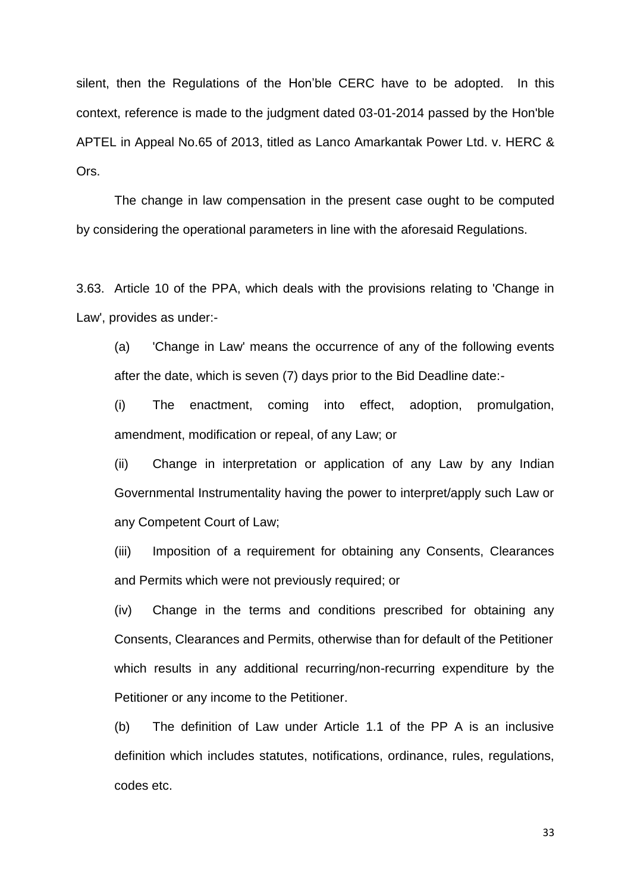silent, then the Regulations of the Hon'ble CERC have to be adopted. In this context, reference is made to the judgment dated 03-01-2014 passed by the Hon'ble APTEL in Appeal No.65 of 2013, titled as Lanco Amarkantak Power Ltd. v. HERC & Ors.

The change in law compensation in the present case ought to be computed by considering the operational parameters in line with the aforesaid Regulations.

3.63. Article 10 of the PPA, which deals with the provisions relating to 'Change in Law', provides as under:-

(a) 'Change in Law' means the occurrence of any of the following events after the date, which is seven (7) days prior to the Bid Deadline date:-

(i) The enactment, coming into effect, adoption, promulgation, amendment, modification or repeal, of any Law; or

(ii) Change in interpretation or application of any Law by any Indian Governmental Instrumentality having the power to interpret/apply such Law or any Competent Court of Law;

(iii) Imposition of a requirement for obtaining any Consents, Clearances and Permits which were not previously required; or

(iv) Change in the terms and conditions prescribed for obtaining any Consents, Clearances and Permits, otherwise than for default of the Petitioner which results in any additional recurring/non-recurring expenditure by the Petitioner or any income to the Petitioner.

(b) The definition of Law under Article 1.1 of the PP A is an inclusive definition which includes statutes, notifications, ordinance, rules, regulations, codes etc.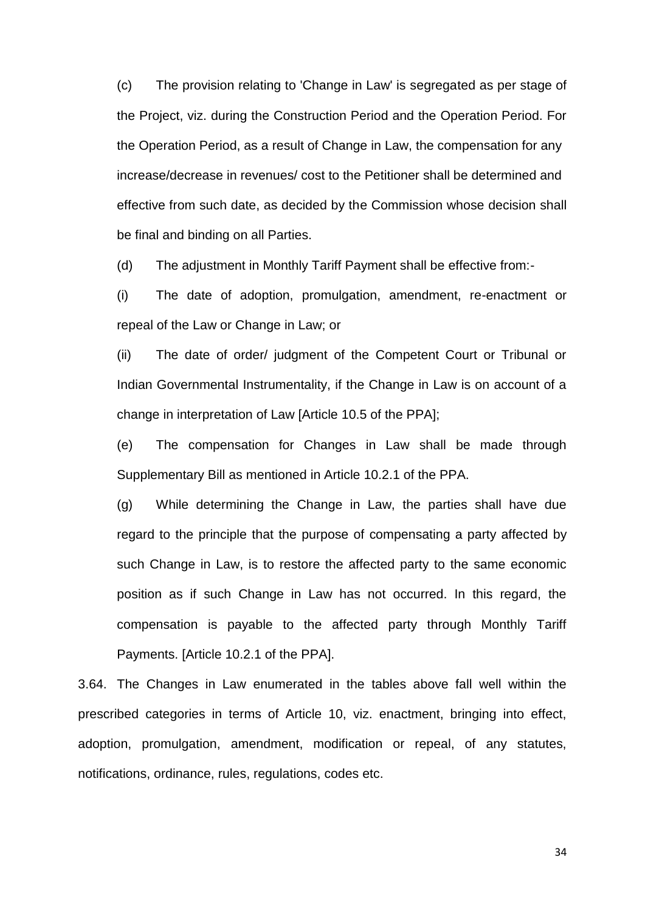(c) The provision relating to 'Change in Law' is segregated as per stage of the Project, viz. during the Construction Period and the Operation Period. For the Operation Period, as a result of Change in Law, the compensation for any increase/decrease in revenues/ cost to the Petitioner shall be determined and effective from such date, as decided by the Commission whose decision shall be final and binding on all Parties.

(d) The adjustment in Monthly Tariff Payment shall be effective from:-

(i) The date of adoption, promulgation, amendment, re-enactment or repeal of the Law or Change in Law; or

(ii) The date of order/ judgment of the Competent Court or Tribunal or Indian Governmental Instrumentality, if the Change in Law is on account of a change in interpretation of Law [Article 10.5 of the PPA];

(e) The compensation for Changes in Law shall be made through Supplementary Bill as mentioned in Article 10.2.1 of the PPA.

(g) While determining the Change in Law, the parties shall have due regard to the principle that the purpose of compensating a party affected by such Change in Law, is to restore the affected party to the same economic position as if such Change in Law has not occurred. In this regard, the compensation is payable to the affected party through Monthly Tariff Payments. [Article 10.2.1 of the PPA].

3.64. The Changes in Law enumerated in the tables above fall well within the prescribed categories in terms of Article 10, viz. enactment, bringing into effect, adoption, promulgation, amendment, modification or repeal, of any statutes, notifications, ordinance, rules, regulations, codes etc.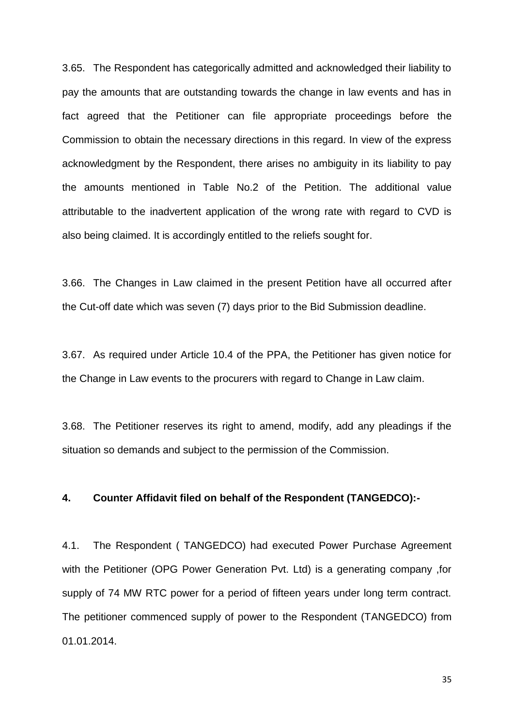3.65. The Respondent has categorically admitted and acknowledged their liability to pay the amounts that are outstanding towards the change in law events and has in fact agreed that the Petitioner can file appropriate proceedings before the Commission to obtain the necessary directions in this regard. In view of the express acknowledgment by the Respondent, there arises no ambiguity in its liability to pay the amounts mentioned in Table No.2 of the Petition. The additional value attributable to the inadvertent application of the wrong rate with regard to CVD is also being claimed. It is accordingly entitled to the reliefs sought for.

3.66. The Changes in Law claimed in the present Petition have all occurred after the Cut-off date which was seven (7) days prior to the Bid Submission deadline.

3.67. As required under Article 10.4 of the PPA, the Petitioner has given notice for the Change in Law events to the procurers with regard to Change in Law claim.

3.68. The Petitioner reserves its right to amend, modify, add any pleadings if the situation so demands and subject to the permission of the Commission.

**4. Counter Affidavit filed on behalf of the Respondent (TANGEDCO):-**

4.1. The Respondent ( TANGEDCO) had executed Power Purchase Agreement with the Petitioner (OPG Power Generation Pvt. Ltd) is a generating company ,for supply of 74 MW RTC power for a period of fifteen years under long term contract. The petitioner commenced supply of power to the Respondent (TANGEDCO) from 01.01.2014.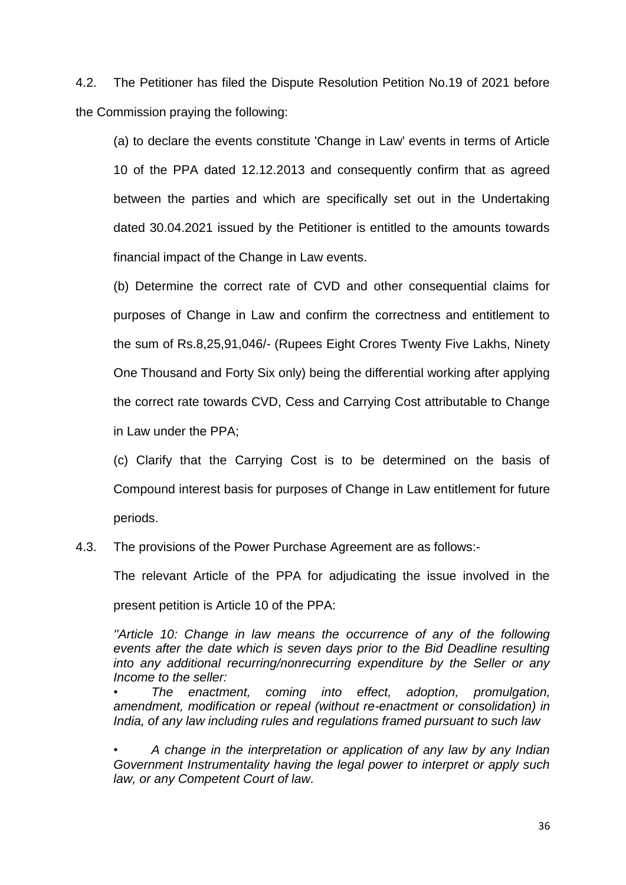4.2. The Petitioner has filed the Dispute Resolution Petition No.19 of 2021 before the Commission praying the following:

(a) to declare the events constitute 'Change in Law' events in terms of Article 10 of the PPA dated 12.12.2013 and consequently confirm that as agreed between the parties and which are specifically set out in the Undertaking dated 30.04.2021 issued by the Petitioner is entitled to the amounts towards financial impact of the Change in Law events.

(b) Determine the correct rate of CVD and other consequential claims for purposes of Change in Law and confirm the correctness and entitlement to the sum of Rs.8,25,91,046/- (Rupees Eight Crores Twenty Five Lakhs, Ninety One Thousand and Forty Six only) being the differential working after applying the correct rate towards CVD, Cess and Carrying Cost attributable to Change in Law under the PPA;

(c) Clarify that the Carrying Cost is to be determined on the basis of Compound interest basis for purposes of Change in Law entitlement for future periods.

4.3. The provisions of the Power Purchase Agreement are as follows:-

The relevant Article of the PPA for adjudicating the issue involved in the present petition is Article 10 of the PPA:

*"Article 10: Change in law means the occurrence of any of the following events after the date which is seven days prior to the Bid Deadline resulting into any additional recurring/nonrecurring expenditure by the Seller or any Income to the seller:*

- *The enactment, coming into effect, adoption, promulgation, amendment, modification or repeal (without re-enactment or consolidation) in India, of any law including rules and regulations framed pursuant to such law*

- *A change in the interpretation or application of any law by any Indian Government Instrumentality having the legal power to interpret or apply such law, or any Competent Court of law.*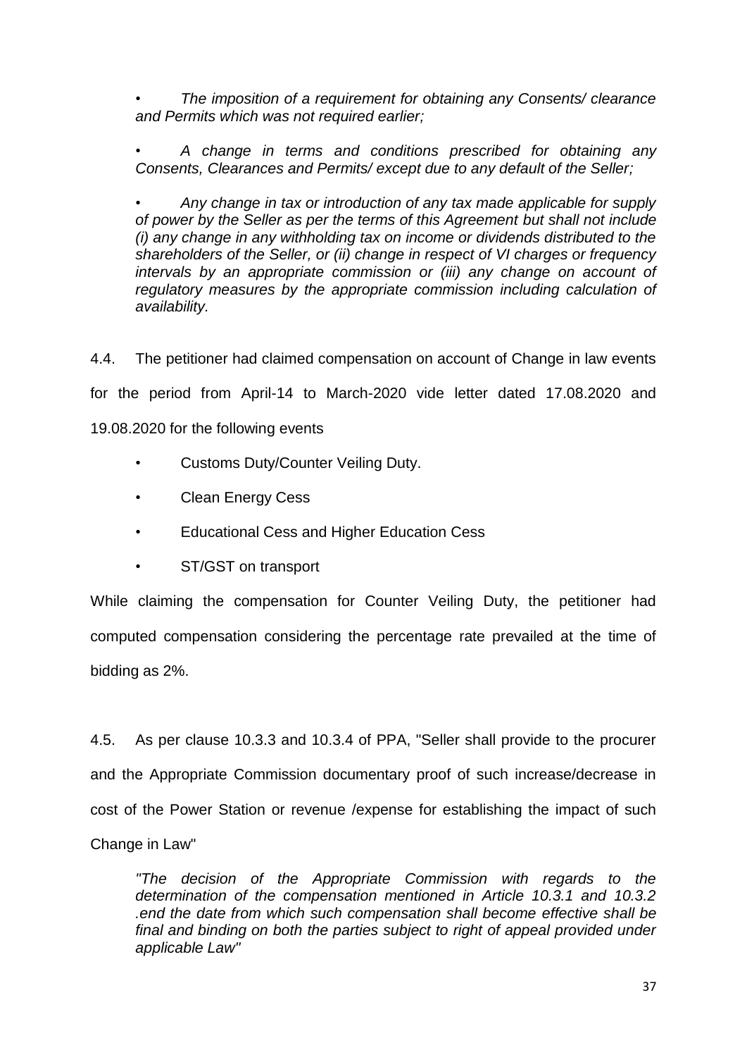- *The imposition of a requirement for obtaining any Consents/ clearance and Permits which was not required earlier;*

- *A change in terms and conditions prescribed for obtaining any Consents, Clearances and Permits/ except due to any default of the Seller;*

- *Any change in tax or introduction of any tax made applicable for supply of power by the Seller as per the terms of this Agreement but shall not include (i) any change in any withholding tax on income or dividends distributed to the shareholders of the Seller, or (ii) change in respect of VI charges or frequency intervals by an appropriate commission or (iii) any change on account of regulatory measures by the appropriate commission including calculation of availability.*

4.4. The petitioner had claimed compensation on account of Change in law events for the period from April-14 to March-2020 vide letter dated 17.08.2020 and 19.08.2020 for the following events

- Customs Duty/Counter Veiling Duty.
- Clean Energy Cess
- Educational Cess and Higher Education Cess
- ST/GST on transport

While claiming the compensation for Counter Veiling Duty, the petitioner had computed compensation considering the percentage rate prevailed at the time of bidding as 2%.

4.5. As per clause 10.3.3 and 10.3.4 of PPA, "Seller shall provide to the procurer and the Appropriate Commission documentary proof of such increase/decrease in cost of the Power Station or revenue /expense for establishing the impact of such Change in Law"

> *"The decision of the Appropriate Commission with regards to the determination of the compensation mentioned in Article 10.3.1 and 10.3.2 .end the date from which such compensation shall become effective shall be final and binding on both the parties subject to right of appeal provided under applicable Law"*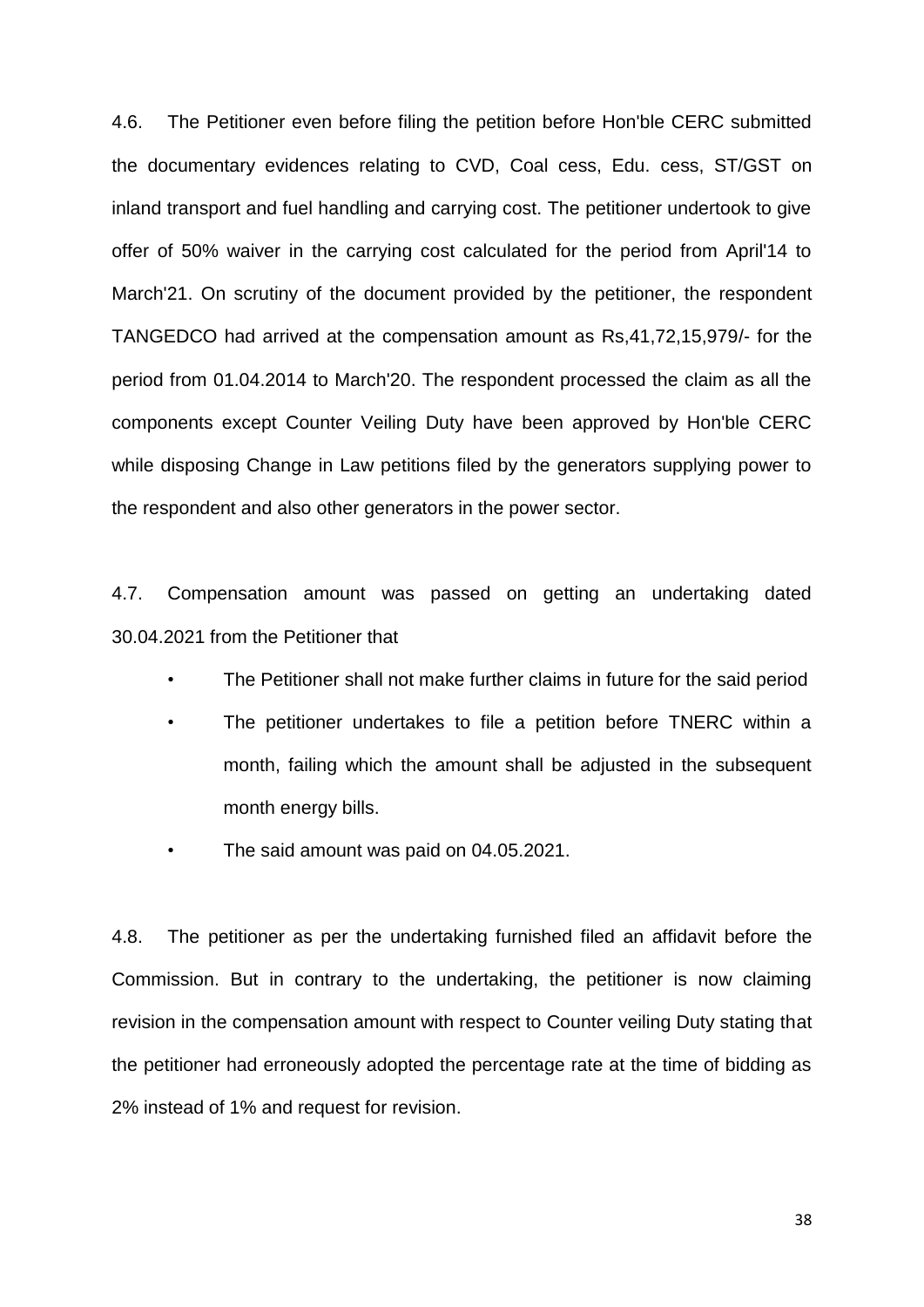4.6. The Petitioner even before filing the petition before Hon'ble CERC submitted the documentary evidences relating to CVD, Coal cess, Edu. cess, ST/GST on inland transport and fuel handling and carrying cost. The petitioner undertook to give offer of 50% waiver in the carrying cost calculated for the period from April'14 to March'21. On scrutiny of the document provided by the petitioner, the respondent TANGEDCO had arrived at the compensation amount as Rs,41,72,15,979/- for the period from 01.04.2014 to March'20. The respondent processed the claim as all the components except Counter Veiling Duty have been approved by Hon'ble CERC while disposing Change in Law petitions filed by the generators supplying power to the respondent and also other generators in the power sector.

4.7. Compensation amount was passed on getting an undertaking dated 30.04.2021 from the Petitioner that

- The Petitioner shall not make further claims in future for the said period
- The petitioner undertakes to file a petition before TNERC within a month, failing which the amount shall be adjusted in the subsequent month energy bills.
- The said amount was paid on 04.05.2021.

4.8. The petitioner as per the undertaking furnished filed an affidavit before the Commission. But in contrary to the undertaking, the petitioner is now claiming revision in the compensation amount with respect to Counter veiling Duty stating that the petitioner had erroneously adopted the percentage rate at the time of bidding as 2% instead of 1% and request for revision.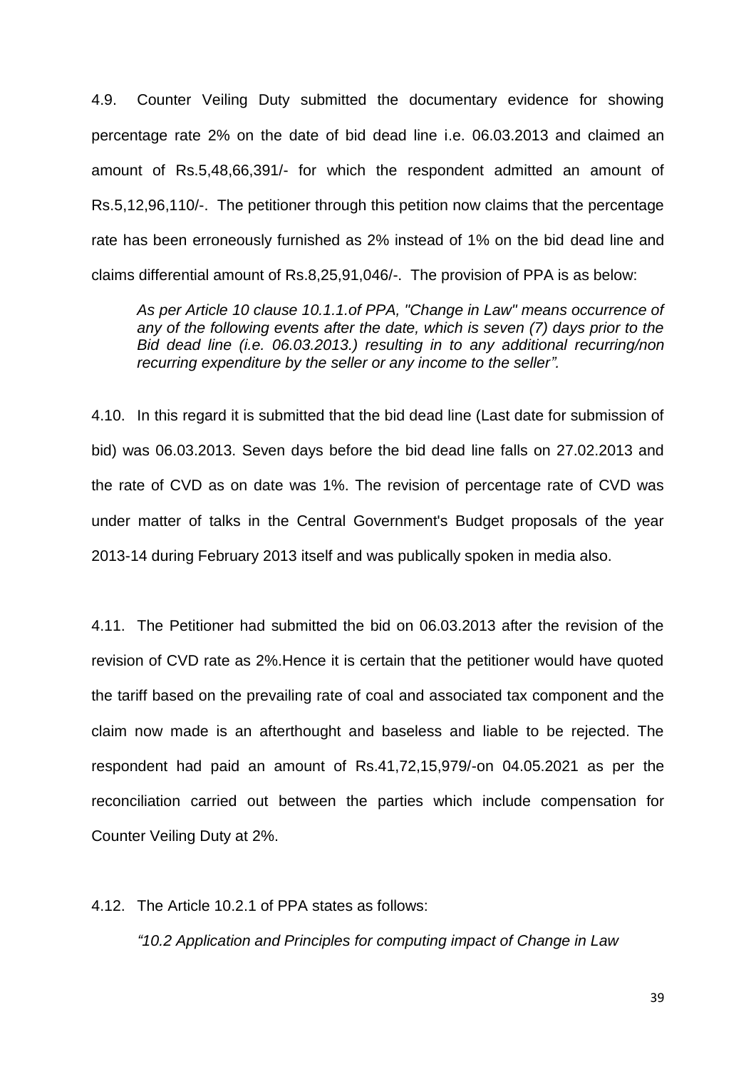4.9. Counter Veiling Duty submitted the documentary evidence for showing percentage rate 2% on the date of bid dead line i.e. 06.03.2013 and claimed an amount of Rs.5,48,66,391/- for which the respondent admitted an amount of Rs.5,12,96,110/-. The petitioner through this petition now claims that the percentage rate has been erroneously furnished as 2% instead of 1% on the bid dead line and claims differential amount of Rs.8,25,91,046/-. The provision of PPA is as below:

> *As per Article 10 clause 10.1.1.of PPA, "Change in Law" means occurrence of any of the following events after the date, which is seven (7) days prior to the Bid dead line (i.e. 06.03.2013.) resulting in to any additional recurring/non recurring expenditure by the seller or any income to the seller".*

4.10. In this regard it is submitted that the bid dead line (Last date for submission of bid) was 06.03.2013. Seven days before the bid dead line falls on 27.02.2013 and the rate of CVD as on date was 1%. The revision of percentage rate of CVD was under matter of talks in the Central Government's Budget proposals of the year 2013-14 during February 2013 itself and was publically spoken in media also.

4.11. The Petitioner had submitted the bid on 06.03.2013 after the revision of the revision of CVD rate as 2%.Hence it is certain that the petitioner would have quoted the tariff based on the prevailing rate of coal and associated tax component and the claim now made is an afterthought and baseless and liable to be rejected. The respondent had paid an amount of Rs.41,72,15,979/-on 04.05.2021 as per the reconciliation carried out between the parties which include compensation for Counter Veiling Duty at 2%.

4.12. The Article 10.2.1 of PPA states as follows:

> *"10.2 Application and Principles for computing impact of Change in Law*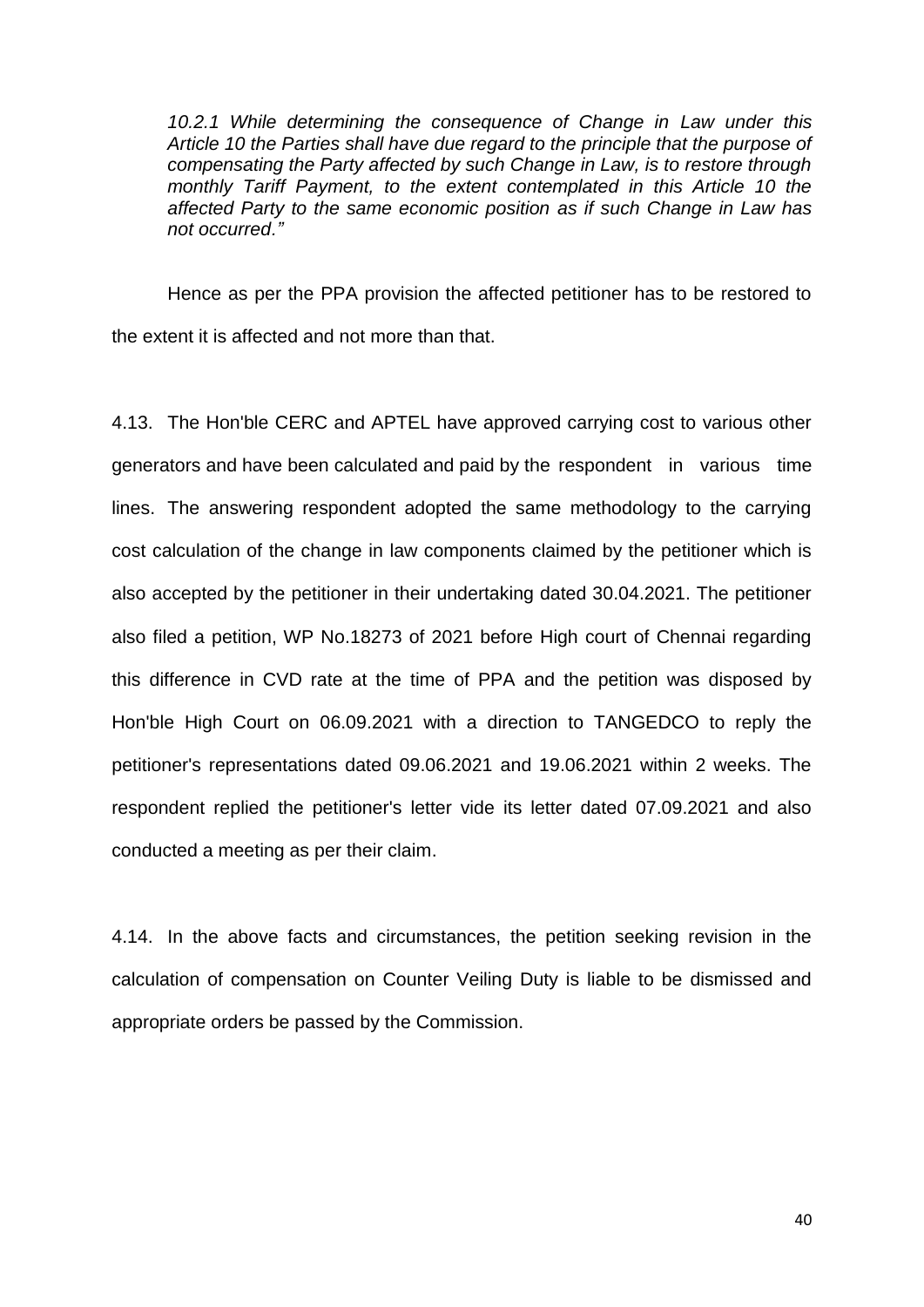*10.2.1 While determining the consequence of Change in Law under this Article 10 the Parties shall have due regard to the principle that the purpose of compensating the Party affected by such Change in Law, is to restore through monthly Tariff Payment, to the extent contemplated in this Article 10 the affected Party to the same economic position as if such Change in Law has not occurred."*

Hence as per the PPA provision the affected petitioner has to be restored to the extent it is affected and not more than that.

4.13. The Hon'ble CERC and APTEL have approved carrying cost to various other generators and have been calculated and paid by the respondent in various time lines. The answering respondent adopted the same methodology to the carrying cost calculation of the change in law components claimed by the petitioner which is also accepted by the petitioner in their undertaking dated 30.04.2021. The petitioner also filed a petition, WP No.18273 of 2021 before High court of Chennai regarding this difference in CVD rate at the time of PPA and the petition was disposed by Hon'ble High Court on 06.09.2021 with a direction to TANGEDCO to reply the petitioner's representations dated 09.06.2021 and 19.06.2021 within 2 weeks. The respondent replied the petitioner's letter vide its letter dated 07.09.2021 and also conducted a meeting as per their claim.

4.14. In the above facts and circumstances, the petition seeking revision in the calculation of compensation on Counter Veiling Duty is liable to be dismissed and appropriate orders be passed by the Commission.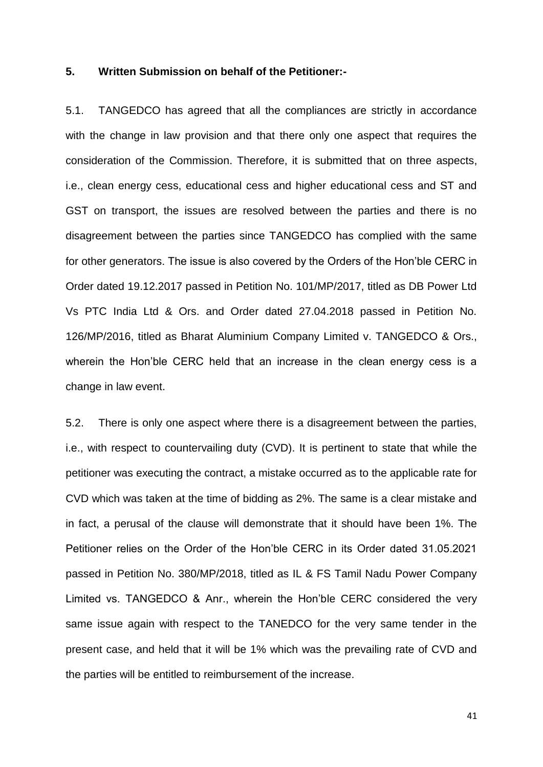**5. Written Submission on behalf of the Petitioner:-**

5.1. TANGEDCO has agreed that all the compliances are strictly in accordance with the change in law provision and that there only one aspect that requires the consideration of the Commission. Therefore, it is submitted that on three aspects, i.e., clean energy cess, educational cess and higher educational cess and ST and GST on transport, the issues are resolved between the parties and there is no disagreement between the parties since TANGEDCO has complied with the same for other generators. The issue is also covered by the Orders of the Hon'ble CERC in Order dated 19.12.2017 passed in Petition No. 101/MP/2017, titled as DB Power Ltd Vs PTC India Ltd & Ors. and Order dated 27.04.2018 passed in Petition No. 126/MP/2016, titled as Bharat Aluminium Company Limited v. TANGEDCO & Ors., wherein the Hon'ble CERC held that an increase in the clean energy cess is a change in law event.

5.2. There is only one aspect where there is a disagreement between the parties, i.e., with respect to countervailing duty (CVD). It is pertinent to state that while the petitioner was executing the contract, a mistake occurred as to the applicable rate for CVD which was taken at the time of bidding as 2%. The same is a clear mistake and in fact, a perusal of the clause will demonstrate that it should have been 1%. The Petitioner relies on the Order of the Hon'ble CERC in its Order dated 31.05.2021 passed in Petition No. 380/MP/2018, titled as IL & FS Tamil Nadu Power Company Limited vs. TANGEDCO & Anr., wherein the Hon'ble CERC considered the very same issue again with respect to the TANEDCO for the very same tender in the present case, and held that it will be 1% which was the prevailing rate of CVD and the parties will be entitled to reimbursement of the increase.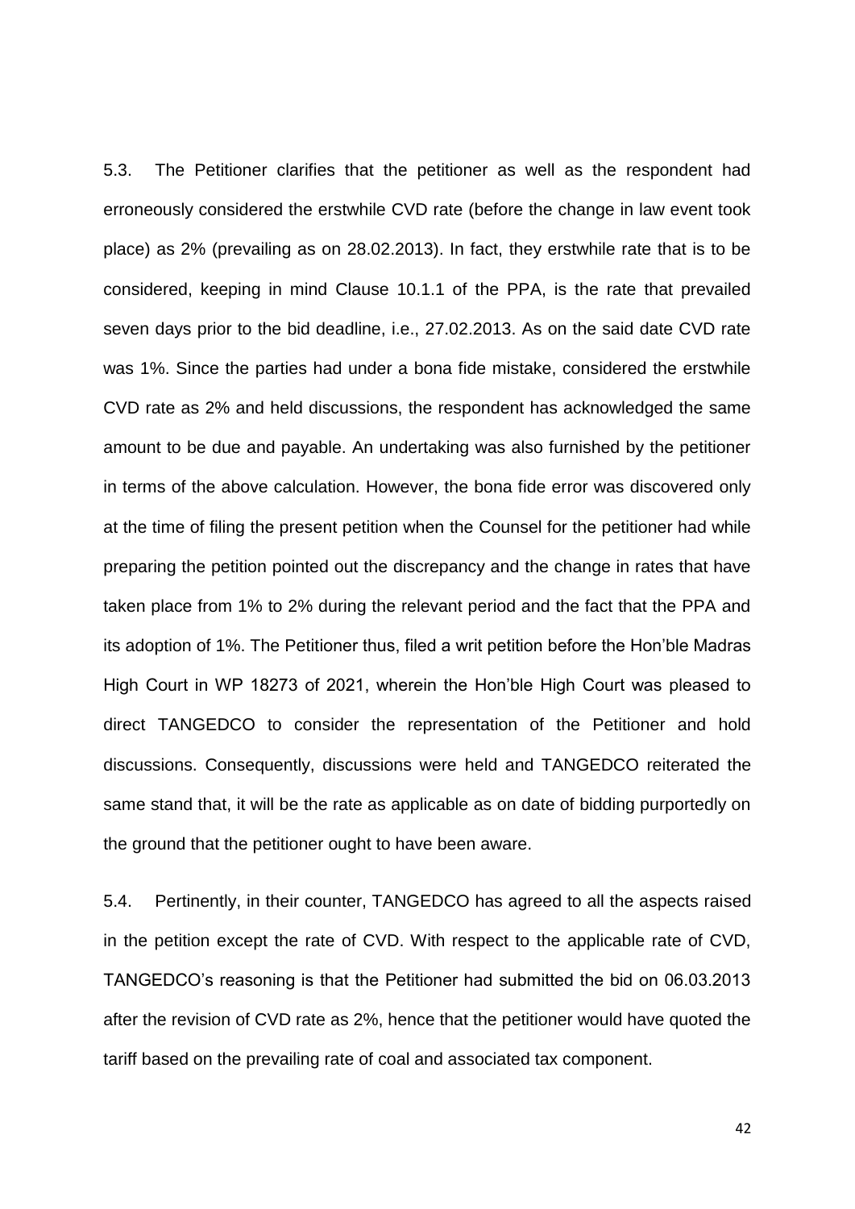5.3. The Petitioner clarifies that the petitioner as well as the respondent had erroneously considered the erstwhile CVD rate (before the change in law event took place) as 2% (prevailing as on 28.02.2013). In fact, they erstwhile rate that is to be considered, keeping in mind Clause 10.1.1 of the PPA, is the rate that prevailed seven days prior to the bid deadline, i.e., 27.02.2013. As on the said date CVD rate was 1%. Since the parties had under a bona fide mistake, considered the erstwhile CVD rate as 2% and held discussions, the respondent has acknowledged the same amount to be due and payable. An undertaking was also furnished by the petitioner in terms of the above calculation. However, the bona fide error was discovered only at the time of filing the present petition when the Counsel for the petitioner had while preparing the petition pointed out the discrepancy and the change in rates that have taken place from 1% to 2% during the relevant period and the fact that the PPA and its adoption of 1%. The Petitioner thus, filed a writ petition before the Hon'ble Madras High Court in WP 18273 of 2021, wherein the Hon'ble High Court was pleased to direct TANGEDCO to consider the representation of the Petitioner and hold discussions. Consequently, discussions were held and TANGEDCO reiterated the same stand that, it will be the rate as applicable as on date of bidding purportedly on the ground that the petitioner ought to have been aware.

5.4. Pertinently, in their counter, TANGEDCO has agreed to all the aspects raised in the petition except the rate of CVD. With respect to the applicable rate of CVD, TANGEDCO's reasoning is that the Petitioner had submitted the bid on 06.03.2013 after the revision of CVD rate as 2%, hence that the petitioner would have quoted the tariff based on the prevailing rate of coal and associated tax component.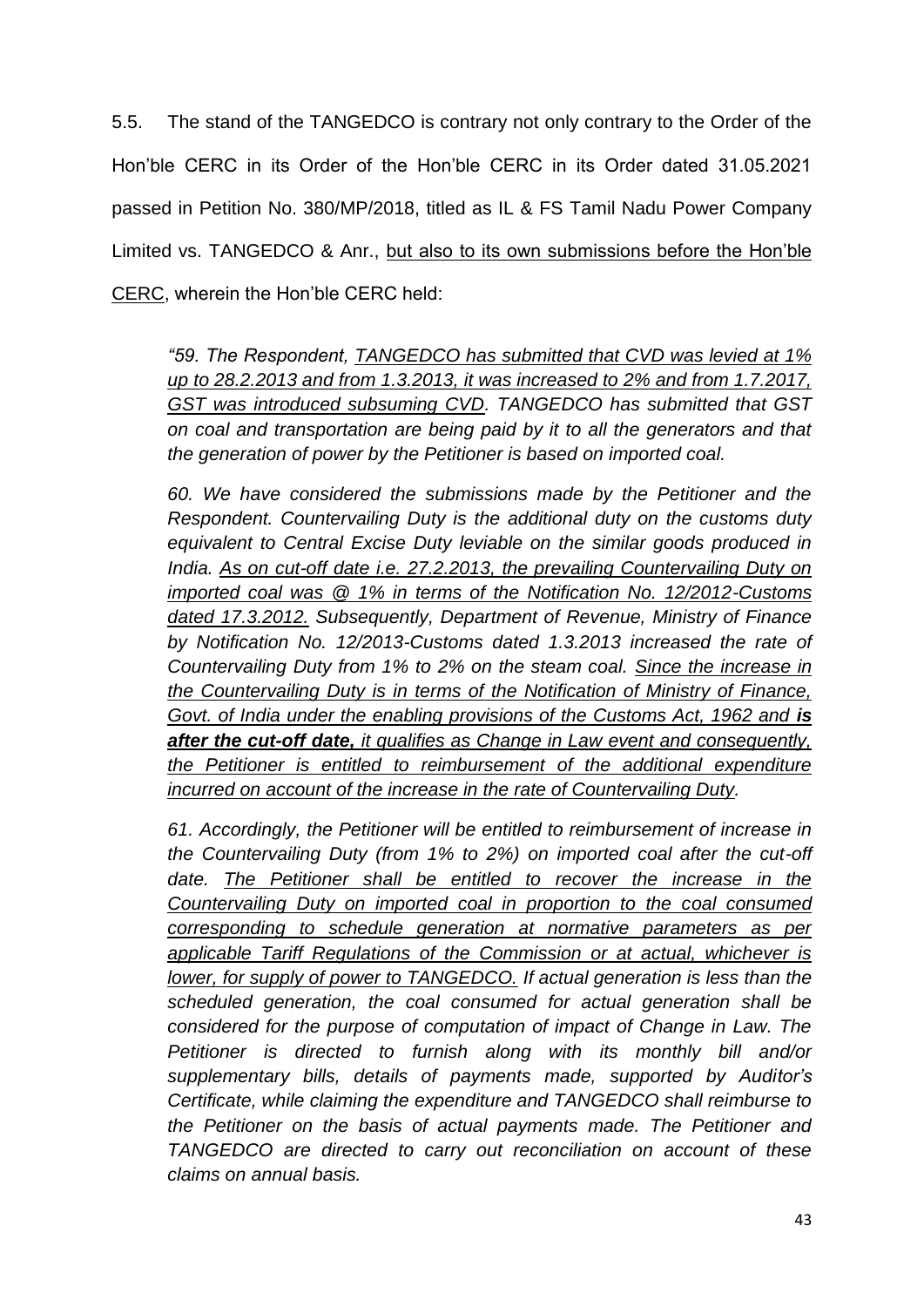5.5. The stand of the TANGEDCO is contrary not only contrary to the Order of the Hon'ble CERC in its Order of the Hon'ble CERC in its Order dated 31.05.2021 passed in Petition No. 380/MP/2018, titled as IL & FS Tamil Nadu Power Company Limited vs. TANGEDCO & Anr., <u>but also to its own submissions before the Hon'ble CERC</u>, wherein the Hon'ble CERC held:

> *"59. The Respondent, <u>TANGEDCO has submitted that CVD was levied at 1% up to 28.2.2013 and from 1.3.2013, it was increased to 2% and from 1.7.2017, GST was introduced subsuming CVD</u>. TANGEDCO has submitted that GST on coal and transportation are being paid by it to all the generators and that the generation of power by the Petitioner is based on imported coal.*
>
> *60. We have considered the submissions made by the Petitioner and the Respondent. Countervailing Duty is the additional duty on the customs duty equivalent to Central Excise Duty leviable on the similar goods produced in India. <u>As on cut-off date i.e. 27.2.2013, the prevailing Countervailing Duty on imported coal was @ 1% in terms of the Notification No. 12/2012-Customs dated 17.3.2012.</u> Subsequently, Department of Revenue, Ministry of Finance by Notification No. 12/2013-Customs dated 1.3.2013 increased the rate of Countervailing Duty from 1% to 2% on the steam coal. <u>Since the increase in the Countervailing Duty is in terms of the Notification of Ministry of Finance, Govt. of India under the enabling provisions of the Customs Act, 1962 and **is after the cut-off date,** it qualifies as Change in Law event and consequently, the Petitioner is entitled to reimbursement of the additional expenditure incurred on account of the increase in the rate of Countervailing Duty.</u>*
>
> *61. Accordingly, the Petitioner will be entitled to reimbursement of increase in the Countervailing Duty (from 1% to 2%) on imported coal after the cut-off date. <u>The Petitioner shall be entitled to recover the increase in the Countervailing Duty on imported coal in proportion to the coal consumed corresponding to schedule generation at normative parameters as per applicable Tariff Regulations of the Commission or at actual, whichever is lower, for supply of power to TANGEDCO.</u> If actual generation is less than the scheduled generation, the coal consumed for actual generation shall be considered for the purpose of computation of impact of Change in Law. The Petitioner is directed to furnish along with its monthly bill and/or supplementary bills, details of payments made, supported by Auditor's Certificate, while claiming the expenditure and TANGEDCO shall reimburse to the Petitioner on the basis of actual payments made. The Petitioner and TANGEDCO are directed to carry out reconciliation on account of these claims on annual basis.*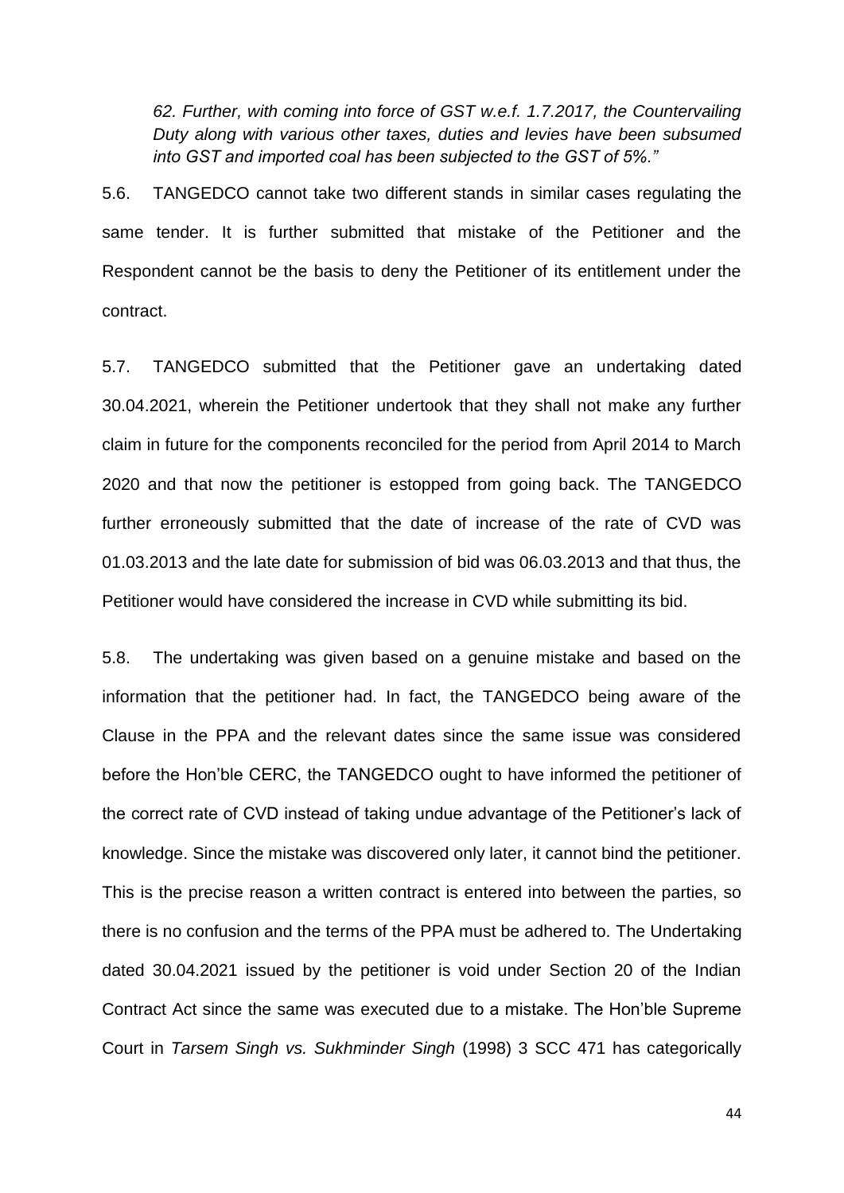*62. Further, with coming into force of GST w.e.f. 1.7.2017, the Countervailing Duty along with various other taxes, duties and levies have been subsumed into GST and imported coal has been subjected to the GST of 5%."*

5.6. TANGEDCO cannot take two different stands in similar cases regulating the same tender. It is further submitted that mistake of the Petitioner and the Respondent cannot be the basis to deny the Petitioner of its entitlement under the contract.

5.7. TANGEDCO submitted that the Petitioner gave an undertaking dated 30.04.2021, wherein the Petitioner undertook that they shall not make any further claim in future for the components reconciled for the period from April 2014 to March 2020 and that now the petitioner is estopped from going back. The TANGEDCO further erroneously submitted that the date of increase of the rate of CVD was 01.03.2013 and the late date for submission of bid was 06.03.2013 and that thus, the Petitioner would have considered the increase in CVD while submitting its bid.

5.8. The undertaking was given based on a genuine mistake and based on the information that the petitioner had. In fact, the TANGEDCO being aware of the Clause in the PPA and the relevant dates since the same issue was considered before the Hon'ble CERC, the TANGEDCO ought to have informed the petitioner of the correct rate of CVD instead of taking undue advantage of the Petitioner's lack of knowledge. Since the mistake was discovered only later, it cannot bind the petitioner. This is the precise reason a written contract is entered into between the parties, so there is no confusion and the terms of the PPA must be adhered to. The Undertaking dated 30.04.2021 issued by the petitioner is void under Section 20 of the Indian Contract Act since the same was executed due to a mistake. The Hon'ble Supreme Court in *Tarsem Singh vs. Sukhminder Singh* (1998) 3 SCC 471 has categorically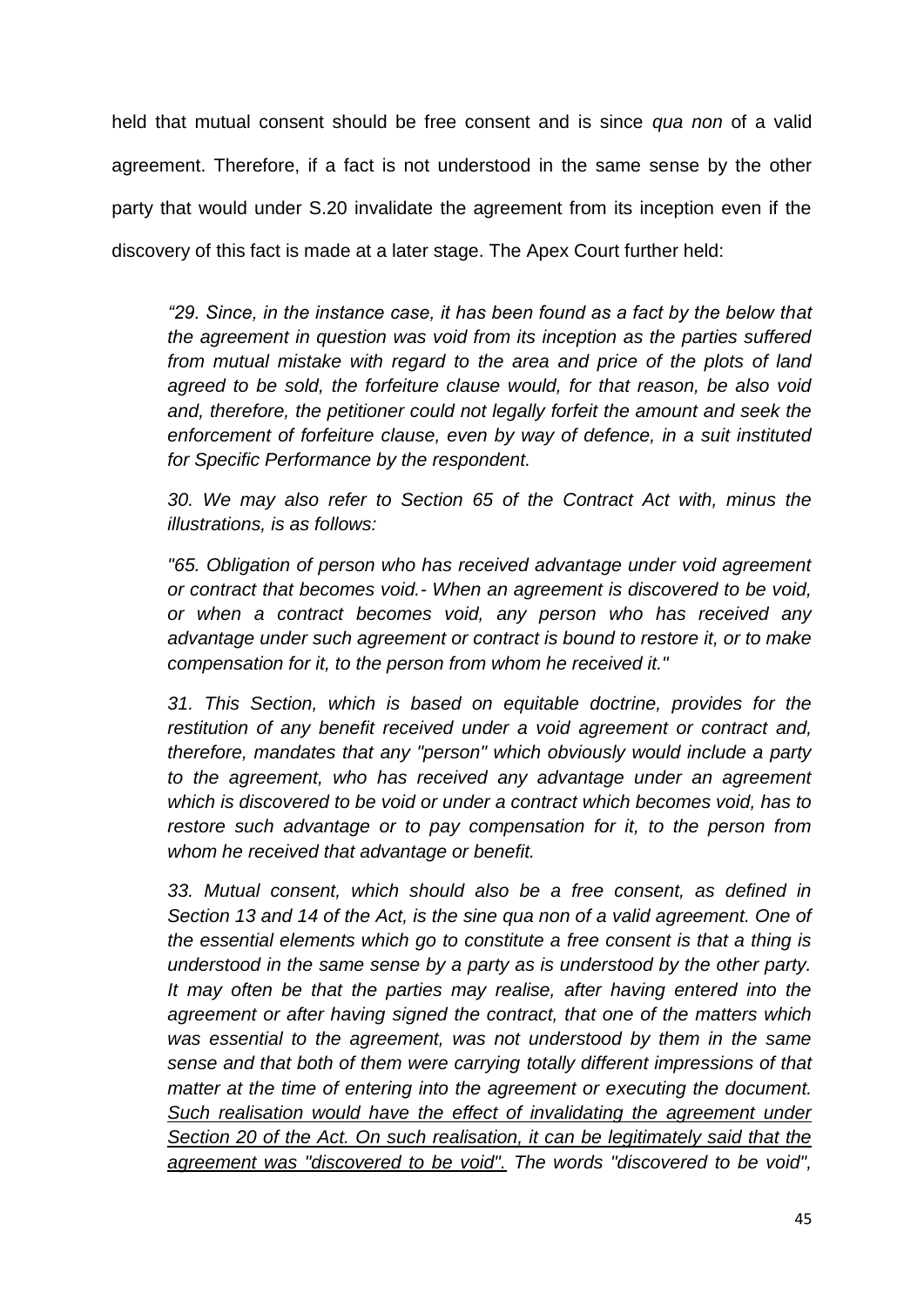held that mutual consent should be free consent and is since *qua non* of a valid agreement. Therefore, if a fact is not understood in the same sense by the other party that would under S.20 invalidate the agreement from its inception even if the discovery of this fact is made at a later stage. The Apex Court further held:

> *"29. Since, in the instance case, it has been found as a fact by the below that the agreement in question was void from its inception as the parties suffered from mutual mistake with regard to the area and price of the plots of land agreed to be sold, the forfeiture clause would, for that reason, be also void and, therefore, the petitioner could not legally forfeit the amount and seek the enforcement of forfeiture clause, even by way of defence, in a suit instituted for Specific Performance by the respondent.*
>
> *30. We may also refer to Section 65 of the Contract Act with, minus the illustrations, is as follows:*
>
> *"65. Obligation of person who has received advantage under void agreement or contract that becomes void.- When an agreement is discovered to be void, or when a contract becomes void, any person who has received any advantage under such agreement or contract is bound to restore it, or to make compensation for it, to the person from whom he received it."*
>
> *31. This Section, which is based on equitable doctrine, provides for the restitution of any benefit received under a void agreement or contract and, therefore, mandates that any "person" which obviously would include a party to the agreement, who has received any advantage under an agreement which is discovered to be void or under a contract which becomes void, has to restore such advantage or to pay compensation for it, to the person from whom he received that advantage or benefit.*
>
> *33. Mutual consent, which should also be a free consent, as defined in Section 13 and 14 of the Act, is the sine qua non of a valid agreement. One of the essential elements which go to constitute a free consent is that a thing is understood in the same sense by a party as is understood by the other party. It may often be that the parties may realise, after having entered into the agreement or after having signed the contract, that one of the matters which was essential to the agreement, was not understood by them in the same sense and that both of them were carrying totally different impressions of that matter at the time of entering into the agreement or executing the document. <u>Such realisation would have the effect of invalidating the agreement under Section 20 of the Act. On such realisation, it can be legitimately said that the agreement was "discovered to be void".</u> The words "discovered to be void",*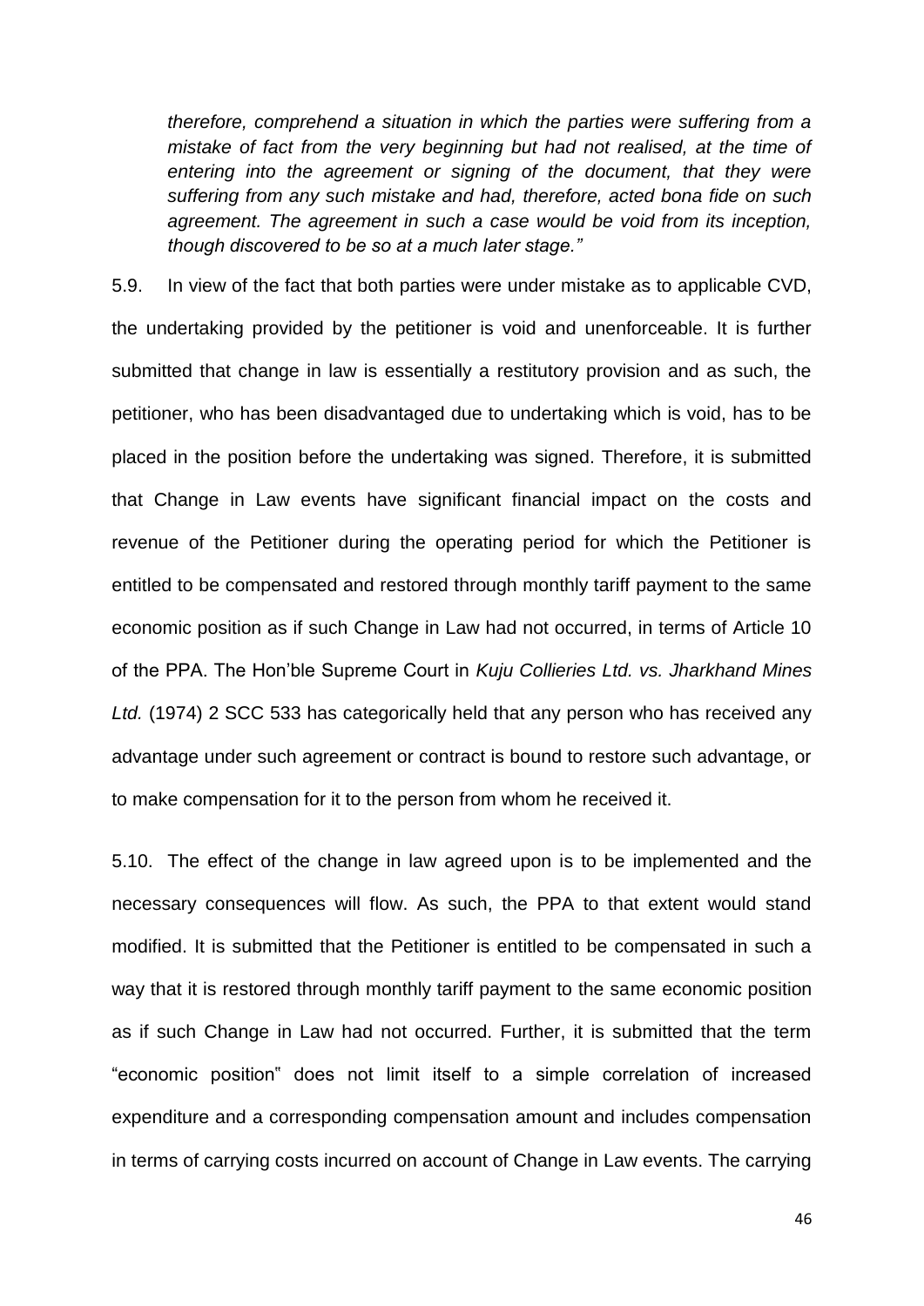> *therefore, comprehend a situation in which the parties were suffering from a mistake of fact from the very beginning but had not realised, at the time of entering into the agreement or signing of the document, that they were suffering from any such mistake and had, therefore, acted bona fide on such agreement. The agreement in such a case would be void from its inception, though discovered to be so at a much later stage."*

5.9. In view of the fact that both parties were under mistake as to applicable CVD, the undertaking provided by the petitioner is void and unenforceable. It is further submitted that change in law is essentially a restitutory provision and as such, the petitioner, who has been disadvantaged due to undertaking which is void, has to be placed in the position before the undertaking was signed. Therefore, it is submitted that Change in Law events have significant financial impact on the costs and revenue of the Petitioner during the operating period for which the Petitioner is entitled to be compensated and restored through monthly tariff payment to the same economic position as if such Change in Law had not occurred, in terms of Article 10 of the PPA. The Hon'ble Supreme Court in *Kuju Collieries Ltd. vs. Jharkhand Mines Ltd.* (1974) 2 SCC 533 has categorically held that any person who has received any advantage under such agreement or contract is bound to restore such advantage, or to make compensation for it to the person from whom he received it.

5.10. The effect of the change in law agreed upon is to be implemented and the necessary consequences will flow. As such, the PPA to that extent would stand modified. It is submitted that the Petitioner is entitled to be compensated in such a way that it is restored through monthly tariff payment to the same economic position as if such Change in Law had not occurred. Further, it is submitted that the term "economic position" does not limit itself to a simple correlation of increased expenditure and a corresponding compensation amount and includes compensation in terms of carrying costs incurred on account of Change in Law events. The carrying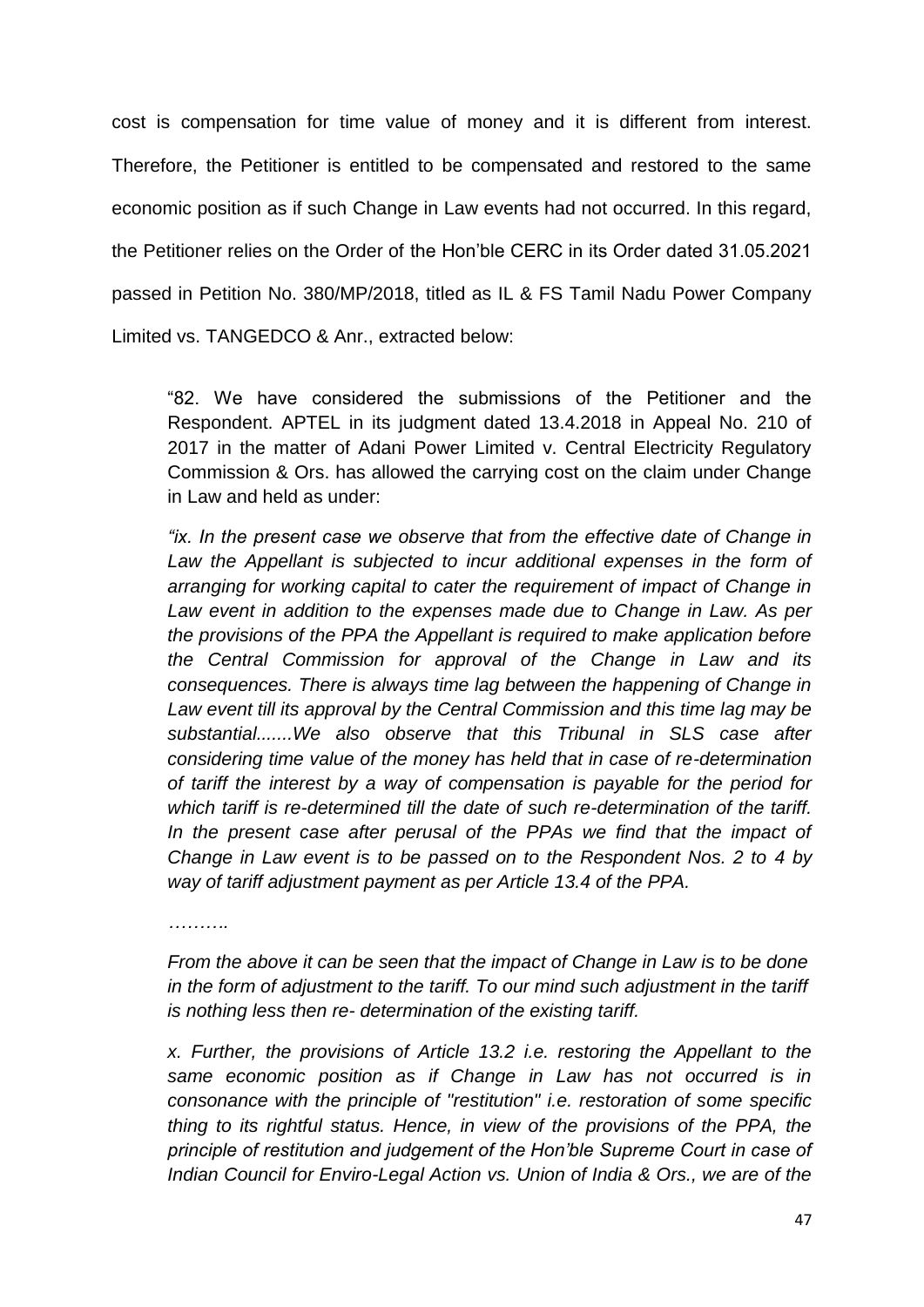cost is compensation for time value of money and it is different from interest. Therefore, the Petitioner is entitled to be compensated and restored to the same economic position as if such Change in Law events had not occurred. In this regard, the Petitioner relies on the Order of the Hon'ble CERC in its Order dated 31.05.2021 passed in Petition No. 380/MP/2018, titled as IL & FS Tamil Nadu Power Company Limited vs. TANGEDCO & Anr., extracted below:

> "82. We have considered the submissions of the Petitioner and the Respondent. APTEL in its judgment dated 13.4.2018 in Appeal No. 210 of 2017 in the matter of Adani Power Limited v. Central Electricity Regulatory Commission & Ors. has allowed the carrying cost on the claim under Change in Law and held as under:
>
> *"ix. In the present case we observe that from the effective date of Change in Law the Appellant is subjected to incur additional expenses in the form of arranging for working capital to cater the requirement of impact of Change in Law event in addition to the expenses made due to Change in Law. As per the provisions of the PPA the Appellant is required to make application before the Central Commission for approval of the Change in Law and its consequences. There is always time lag between the happening of Change in Law event till its approval by the Central Commission and this time lag may be substantial.......We also observe that this Tribunal in SLS case after considering time value of the money has held that in case of re-determination of tariff the interest by a way of compensation is payable for the period for which tariff is re-determined till the date of such re-determination of the tariff. In the present case after perusal of the PPAs we find that the impact of Change in Law event is to be passed on to the Respondent Nos. 2 to 4 by way of tariff adjustment payment as per Article 13.4 of the PPA.*
>
> *……….*
>
> *From the above it can be seen that the impact of Change in Law is to be done in the form of adjustment to the tariff. To our mind such adjustment in the tariff is nothing less then re- determination of the existing tariff.*
>
> *x. Further, the provisions of Article 13.2 i.e. restoring the Appellant to the same economic position as if Change in Law has not occurred is in consonance with the principle of "restitution" i.e. restoration of some specific thing to its rightful status. Hence, in view of the provisions of the PPA, the principle of restitution and judgement of the Hon'ble Supreme Court in case of Indian Council for Enviro-Legal Action vs. Union of India & Ors., we are of the*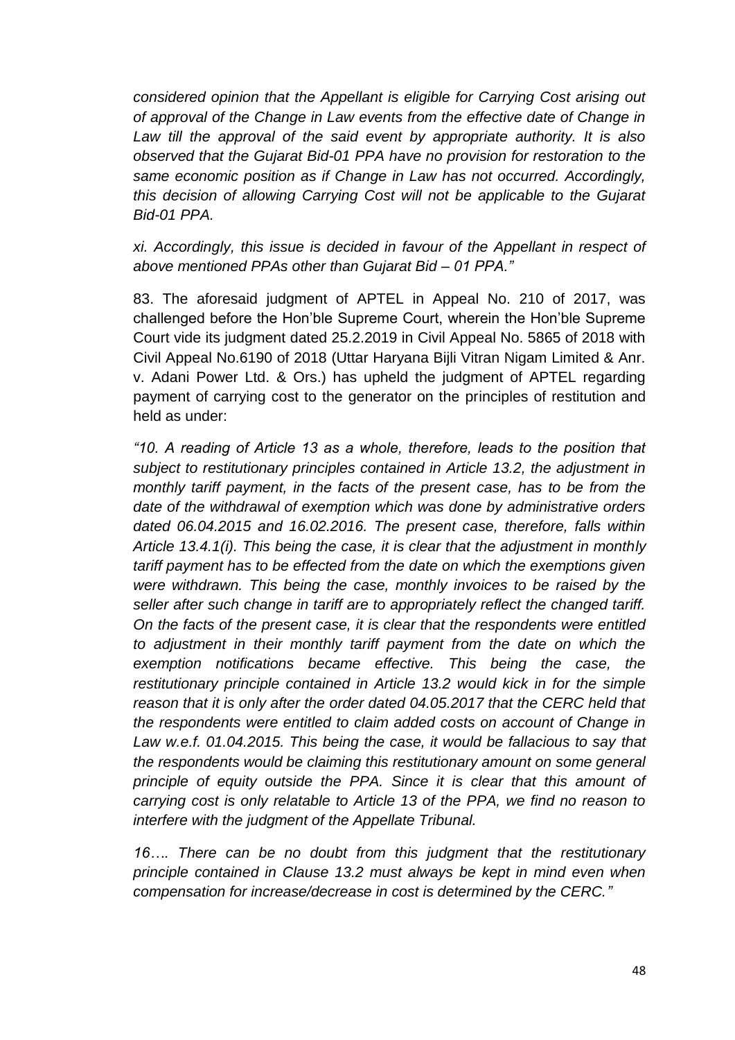*considered opinion that the Appellant is eligible for Carrying Cost arising out of approval of the Change in Law events from the effective date of Change in Law till the approval of the said event by appropriate authority. It is also observed that the Gujarat Bid-01 PPA have no provision for restoration to the same economic position as if Change in Law has not occurred. Accordingly, this decision of allowing Carrying Cost will not be applicable to the Gujarat Bid-01 PPA.*

*xi. Accordingly, this issue is decided in favour of the Appellant in respect of above mentioned PPAs other than Gujarat Bid – 01 PPA."*

83. The aforesaid judgment of APTEL in Appeal No. 210 of 2017, was challenged before the Hon'ble Supreme Court, wherein the Hon'ble Supreme Court vide its judgment dated 25.2.2019 in Civil Appeal No. 5865 of 2018 with Civil Appeal No.6190 of 2018 (Uttar Haryana Bijli Vitran Nigam Limited & Anr. v. Adani Power Ltd. & Ors.) has upheld the judgment of APTEL regarding payment of carrying cost to the generator on the principles of restitution and held as under:

*"10. A reading of Article 13 as a whole, therefore, leads to the position that subject to restitutionary principles contained in Article 13.2, the adjustment in monthly tariff payment, in the facts of the present case, has to be from the date of the withdrawal of exemption which was done by administrative orders dated 06.04.2015 and 16.02.2016. The present case, therefore, falls within Article 13.4.1(i). This being the case, it is clear that the adjustment in monthly tariff payment has to be effected from the date on which the exemptions given were withdrawn. This being the case, monthly invoices to be raised by the seller after such change in tariff are to appropriately reflect the changed tariff. On the facts of the present case, it is clear that the respondents were entitled to adjustment in their monthly tariff payment from the date on which the exemption notifications became effective. This being the case, the restitutionary principle contained in Article 13.2 would kick in for the simple reason that it is only after the order dated 04.05.2017 that the CERC held that the respondents were entitled to claim added costs on account of Change in Law w.e.f. 01.04.2015. This being the case, it would be fallacious to say that the respondents would be claiming this restitutionary amount on some general principle of equity outside the PPA. Since it is clear that this amount of carrying cost is only relatable to Article 13 of the PPA, we find no reason to interfere with the judgment of the Appellate Tribunal.*

*16…. There can be no doubt from this judgment that the restitutionary principle contained in Clause 13.2 must always be kept in mind even when compensation for increase/decrease in cost is determined by the CERC."*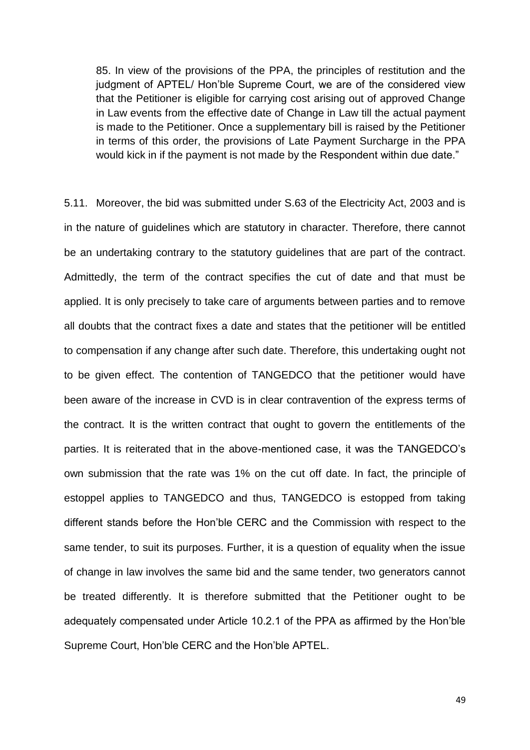> 85. In view of the provisions of the PPA, the principles of restitution and the judgment of APTEL/ Hon'ble Supreme Court, we are of the considered view that the Petitioner is eligible for carrying cost arising out of approved Change in Law events from the effective date of Change in Law till the actual payment is made to the Petitioner. Once a supplementary bill is raised by the Petitioner in terms of this order, the provisions of Late Payment Surcharge in the PPA would kick in if the payment is not made by the Respondent within due date."

5.11. Moreover, the bid was submitted under S.63 of the Electricity Act, 2003 and is in the nature of guidelines which are statutory in character. Therefore, there cannot be an undertaking contrary to the statutory guidelines that are part of the contract. Admittedly, the term of the contract specifies the cut of date and that must be applied. It is only precisely to take care of arguments between parties and to remove all doubts that the contract fixes a date and states that the petitioner will be entitled to compensation if any change after such date. Therefore, this undertaking ought not to be given effect. The contention of TANGEDCO that the petitioner would have been aware of the increase in CVD is in clear contravention of the express terms of the contract. It is the written contract that ought to govern the entitlements of the parties. It is reiterated that in the above-mentioned case, it was the TANGEDCO's own submission that the rate was 1% on the cut off date. In fact, the principle of estoppel applies to TANGEDCO and thus, TANGEDCO is estopped from taking different stands before the Hon'ble CERC and the Commission with respect to the same tender, to suit its purposes. Further, it is a question of equality when the issue of change in law involves the same bid and the same tender, two generators cannot be treated differently. It is therefore submitted that the Petitioner ought to be adequately compensated under Article 10.2.1 of the PPA as affirmed by the Hon'ble Supreme Court, Hon'ble CERC and the Hon'ble APTEL.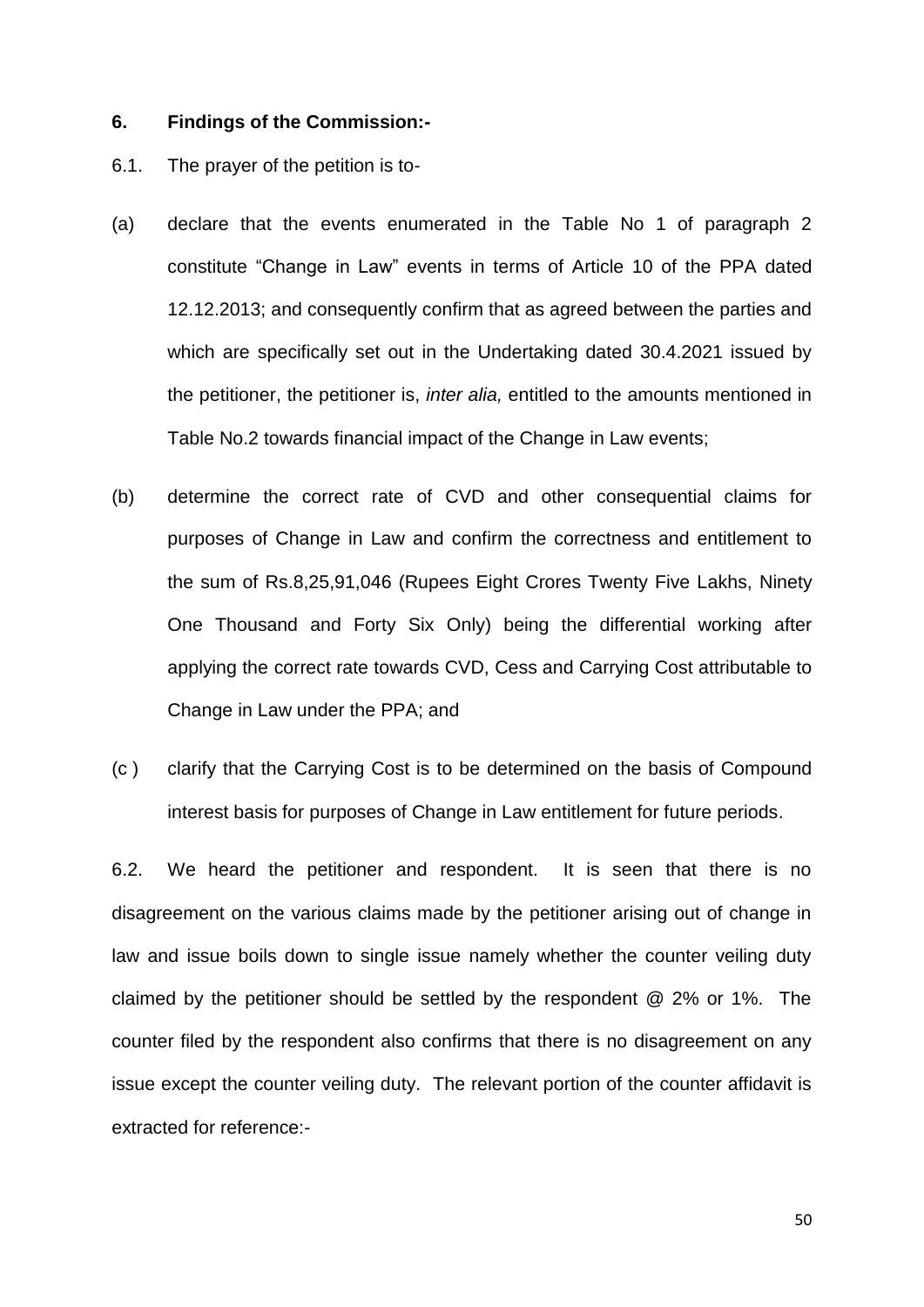**6. Findings of the Commission:-**

6.1. The prayer of the petition is to-

(a) declare that the events enumerated in the Table No 1 of paragraph 2 constitute "Change in Law" events in terms of Article 10 of the PPA dated 12.12.2013; and consequently confirm that as agreed between the parties and which are specifically set out in the Undertaking dated 30.4.2021 issued by the petitioner, the petitioner is, *inter alia,* entitled to the amounts mentioned in Table No.2 towards financial impact of the Change in Law events;

(b) determine the correct rate of CVD and other consequential claims for purposes of Change in Law and confirm the correctness and entitlement to the sum of Rs.8,25,91,046 (Rupees Eight Crores Twenty Five Lakhs, Ninety One Thousand and Forty Six Only) being the differential working after applying the correct rate towards CVD, Cess and Carrying Cost attributable to Change in Law under the PPA; and

(c ) clarify that the Carrying Cost is to be determined on the basis of Compound interest basis for purposes of Change in Law entitlement for future periods.

6.2. We heard the petitioner and respondent. It is seen that there is no disagreement on the various claims made by the petitioner arising out of change in law and issue boils down to single issue namely whether the counter veiling duty claimed by the petitioner should be settled by the respondent @ 2% or 1%. The counter filed by the respondent also confirms that there is no disagreement on any issue except the counter veiling duty. The relevant portion of the counter affidavit is extracted for reference:-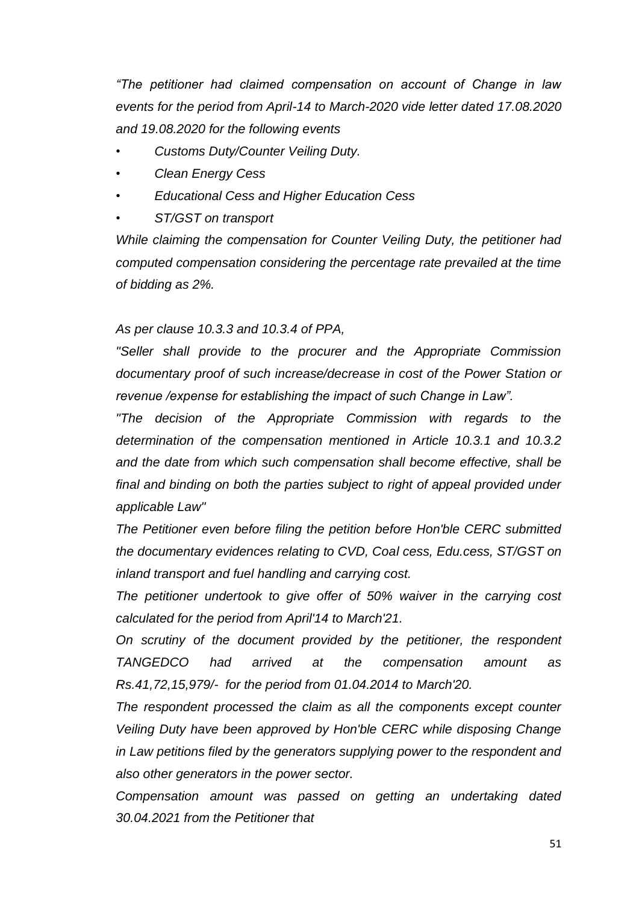*"The petitioner had claimed compensation on account of Change in law events for the period from April-14 to March-2020 vide letter dated 17.08.2020 and 19.08.2020 for the following events*

- *Customs Duty/Counter Veiling Duty.*
- *Clean Energy Cess*
- *Educational Cess and Higher Education Cess*
- *ST/GST on transport*

*While claiming the compensation for Counter Veiling Duty, the petitioner had computed compensation considering the percentage rate prevailed at the time of bidding as 2%.*

*As per clause 10.3.3 and 10.3.4 of PPA,*

*"Seller shall provide to the procurer and the Appropriate Commission documentary proof of such increase/decrease in cost of the Power Station or revenue /expense for establishing the impact of such Change in Law".*

*"The decision of the Appropriate Commission with regards to the determination of the compensation mentioned in Article 10.3.1 and 10.3.2 and the date from which such compensation shall become effective, shall be final and binding on both the parties subject to right of appeal provided under applicable Law"*

*The Petitioner even before filing the petition before Hon'ble CERC submitted the documentary evidences relating to CVD, Coal cess, Edu.cess, ST/GST on inland transport and fuel handling and carrying cost.*

*The petitioner undertook to give offer of 50% waiver in the carrying cost calculated for the period from April'14 to March'21.*

*On scrutiny of the document provided by the petitioner, the respondent TANGEDCO had arrived at the compensation amount as Rs.41,72,15,979/- for the period from 01.04.2014 to March'20.*

*The respondent processed the claim as all the components except counter Veiling Duty have been approved by Hon'ble CERC while disposing Change in Law petitions filed by the generators supplying power to the respondent and also other generators in the power sector.*

*Compensation amount was passed on getting an undertaking dated 30.04.2021 from the Petitioner that*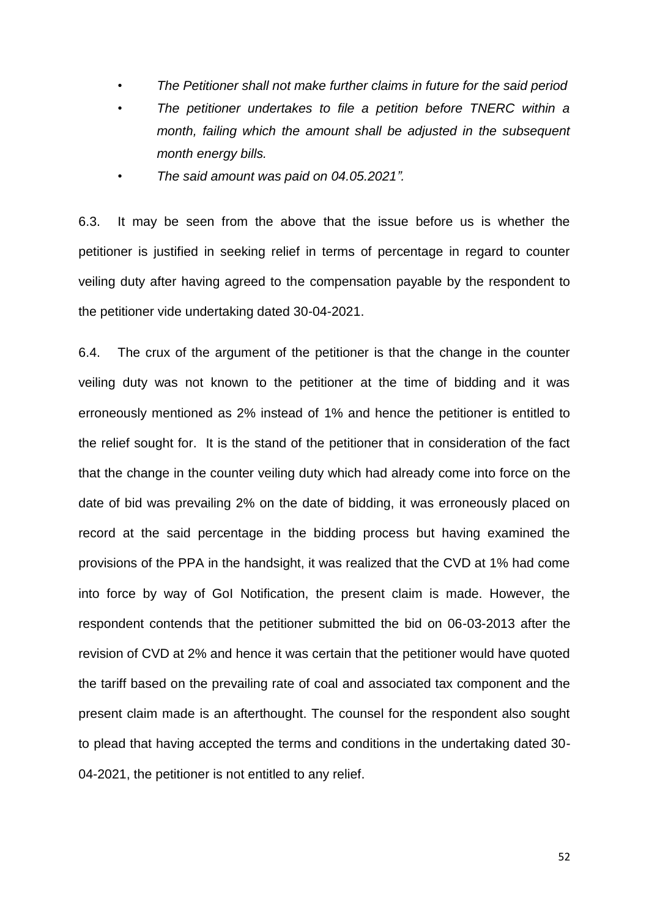- *The Petitioner shall not make further claims in future for the said period*
- *The petitioner undertakes to file a petition before TNERC within a month, failing which the amount shall be adjusted in the subsequent month energy bills.*
- *The said amount was paid on 04.05.2021".*

6.3. It may be seen from the above that the issue before us is whether the petitioner is justified in seeking relief in terms of percentage in regard to counter veiling duty after having agreed to the compensation payable by the respondent to the petitioner vide undertaking dated 30-04-2021.

6.4. The crux of the argument of the petitioner is that the change in the counter veiling duty was not known to the petitioner at the time of bidding and it was erroneously mentioned as 2% instead of 1% and hence the petitioner is entitled to the relief sought for. It is the stand of the petitioner that in consideration of the fact that the change in the counter veiling duty which had already come into force on the date of bid was prevailing 2% on the date of bidding, it was erroneously placed on record at the said percentage in the bidding process but having examined the provisions of the PPA in the handsight, it was realized that the CVD at 1% had come into force by way of GoI Notification, the present claim is made. However, the respondent contends that the petitioner submitted the bid on 06-03-2013 after the revision of CVD at 2% and hence it was certain that the petitioner would have quoted the tariff based on the prevailing rate of coal and associated tax component and the present claim made is an afterthought. The counsel for the respondent also sought to plead that having accepted the terms and conditions in the undertaking dated 30-04-2021, the petitioner is not entitled to any relief.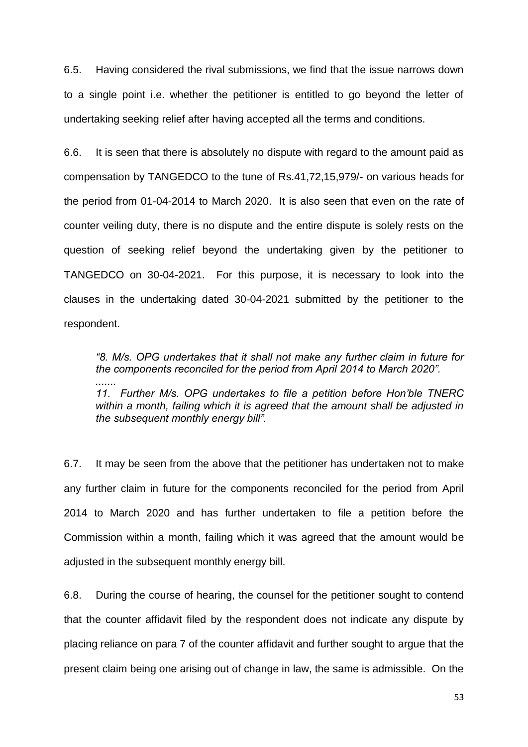6.5. Having considered the rival submissions, we find that the issue narrows down to a single point i.e. whether the petitioner is entitled to go beyond the letter of undertaking seeking relief after having accepted all the terms and conditions.

6.6. It is seen that there is absolutely no dispute with regard to the amount paid as compensation by TANGEDCO to the tune of Rs.41,72,15,979/- on various heads for the period from 01-04-2014 to March 2020. It is also seen that even on the rate of counter veiling duty, there is no dispute and the entire dispute is solely rests on the question of seeking relief beyond the undertaking given by the petitioner to TANGEDCO on 30-04-2021. For this purpose, it is necessary to look into the clauses in the undertaking dated 30-04-2021 submitted by the petitioner to the respondent.

> *"8. M/s. OPG undertakes that it shall not make any further claim in future for the components reconciled for the period from April 2014 to March 2020".*
>
> *.......*
>
> *11. Further M/s. OPG undertakes to file a petition before Hon'ble TNERC within a month, failing which it is agreed that the amount shall be adjusted in the subsequent monthly energy bill".*

6.7. It may be seen from the above that the petitioner has undertaken not to make any further claim in future for the components reconciled for the period from April 2014 to March 2020 and has further undertaken to file a petition before the Commission within a month, failing which it was agreed that the amount would be adjusted in the subsequent monthly energy bill.

6.8. During the course of hearing, the counsel for the petitioner sought to contend that the counter affidavit filed by the respondent does not indicate any dispute by placing reliance on para 7 of the counter affidavit and further sought to argue that the present claim being one arising out of change in law, the same is admissible. On the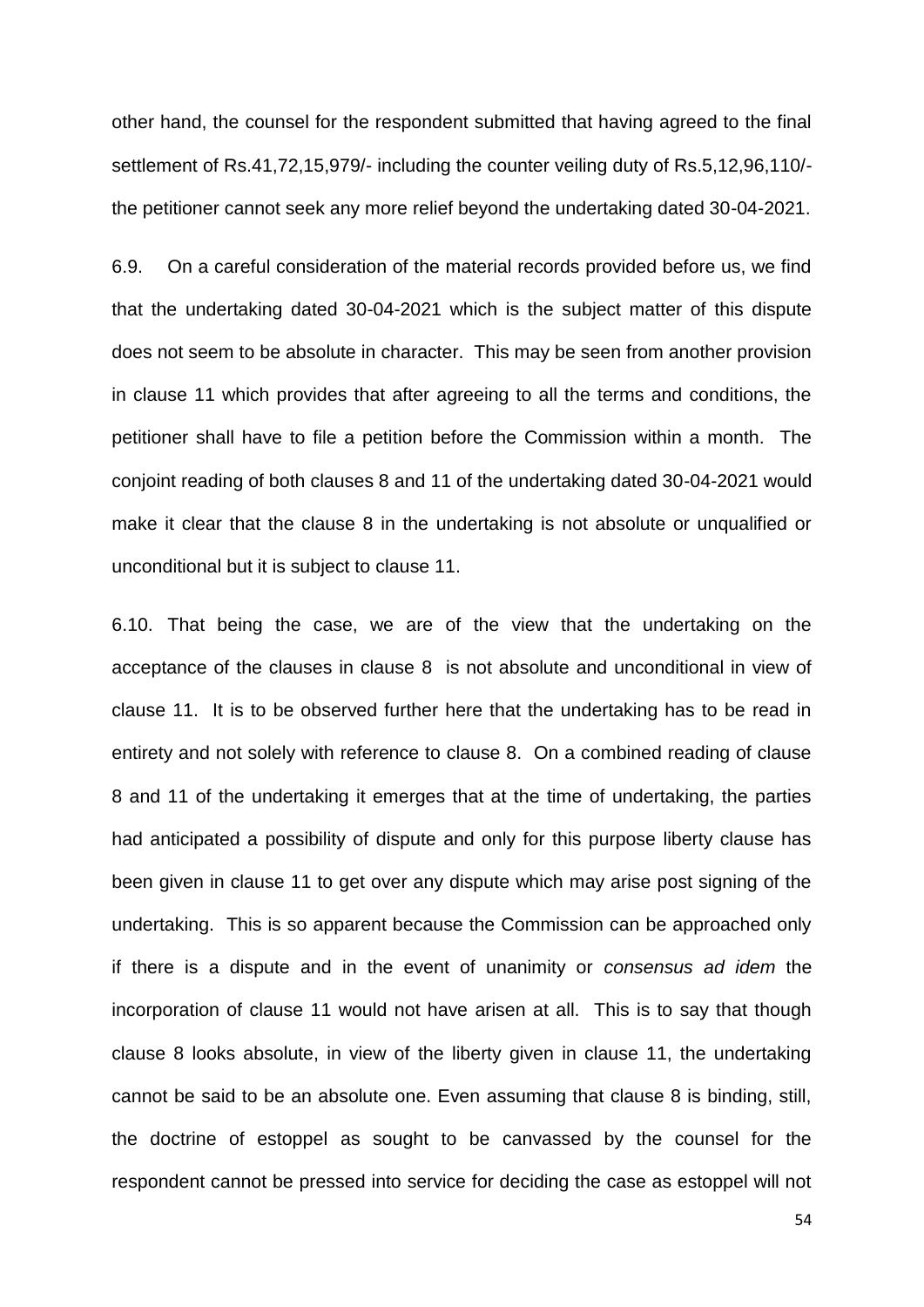other hand, the counsel for the respondent submitted that having agreed to the final settlement of Rs.41,72,15,979/- including the counter veiling duty of Rs.5,12,96,110/- the petitioner cannot seek any more relief beyond the undertaking dated 30-04-2021.

6.9. On a careful consideration of the material records provided before us, we find that the undertaking dated 30-04-2021 which is the subject matter of this dispute does not seem to be absolute in character. This may be seen from another provision in clause 11 which provides that after agreeing to all the terms and conditions, the petitioner shall have to file a petition before the Commission within a month. The conjoint reading of both clauses 8 and 11 of the undertaking dated 30-04-2021 would make it clear that the clause 8 in the undertaking is not absolute or unqualified or unconditional but it is subject to clause 11.

6.10. That being the case, we are of the view that the undertaking on the acceptance of the clauses in clause 8 is not absolute and unconditional in view of clause 11. It is to be observed further here that the undertaking has to be read in entirety and not solely with reference to clause 8. On a combined reading of clause 8 and 11 of the undertaking it emerges that at the time of undertaking, the parties had anticipated a possibility of dispute and only for this purpose liberty clause has been given in clause 11 to get over any dispute which may arise post signing of the undertaking. This is so apparent because the Commission can be approached only if there is a dispute and in the event of unanimity or *consensus ad idem* the incorporation of clause 11 would not have arisen at all. This is to say that though clause 8 looks absolute, in view of the liberty given in clause 11, the undertaking cannot be said to be an absolute one. Even assuming that clause 8 is binding, still, the doctrine of estoppel as sought to be canvassed by the counsel for the respondent cannot be pressed into service for deciding the case as estoppel will not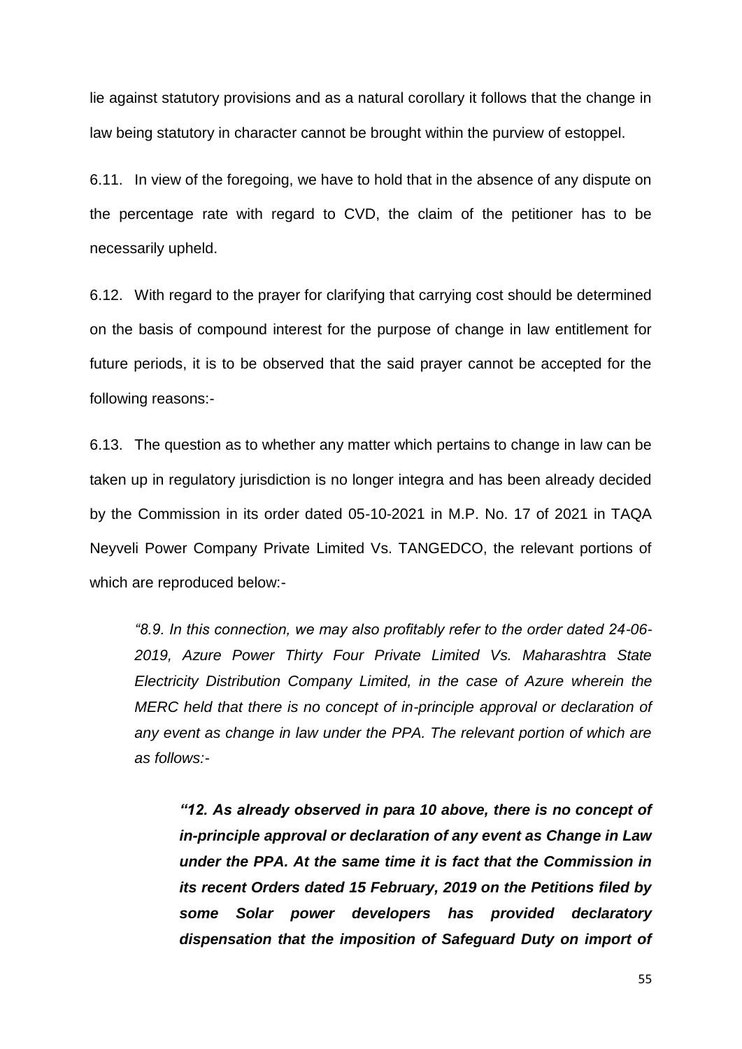lie against statutory provisions and as a natural corollary it follows that the change in law being statutory in character cannot be brought within the purview of estoppel.

6.11. In view of the foregoing, we have to hold that in the absence of any dispute on the percentage rate with regard to CVD, the claim of the petitioner has to be necessarily upheld.

6.12. With regard to the prayer for clarifying that carrying cost should be determined on the basis of compound interest for the purpose of change in law entitlement for future periods, it is to be observed that the said prayer cannot be accepted for the following reasons:-

6.13. The question as to whether any matter which pertains to change in law can be taken up in regulatory jurisdiction is no longer integra and has been already decided by the Commission in its order dated 05-10-2021 in M.P. No. 17 of 2021 in TAQA Neyveli Power Company Private Limited Vs. TANGEDCO, the relevant portions of which are reproduced below:-

> *"8.9. In this connection, we may also profitably refer to the order dated 24-06-2019, Azure Power Thirty Four Private Limited Vs. Maharashtra State Electricity Distribution Company Limited, in the case of Azure wherein the MERC held that there is no concept of in-principle approval or declaration of any event as change in law under the PPA. The relevant portion of which are as follows:-*
>
> > ***"12. As already observed in para 10 above, there is no concept of in-principle approval or declaration of any event as Change in Law under the PPA. At the same time it is fact that the Commission in its recent Orders dated 15 February, 2019 on the Petitions filed by some Solar power developers has provided declaratory dispensation that the imposition of Safeguard Duty on import of***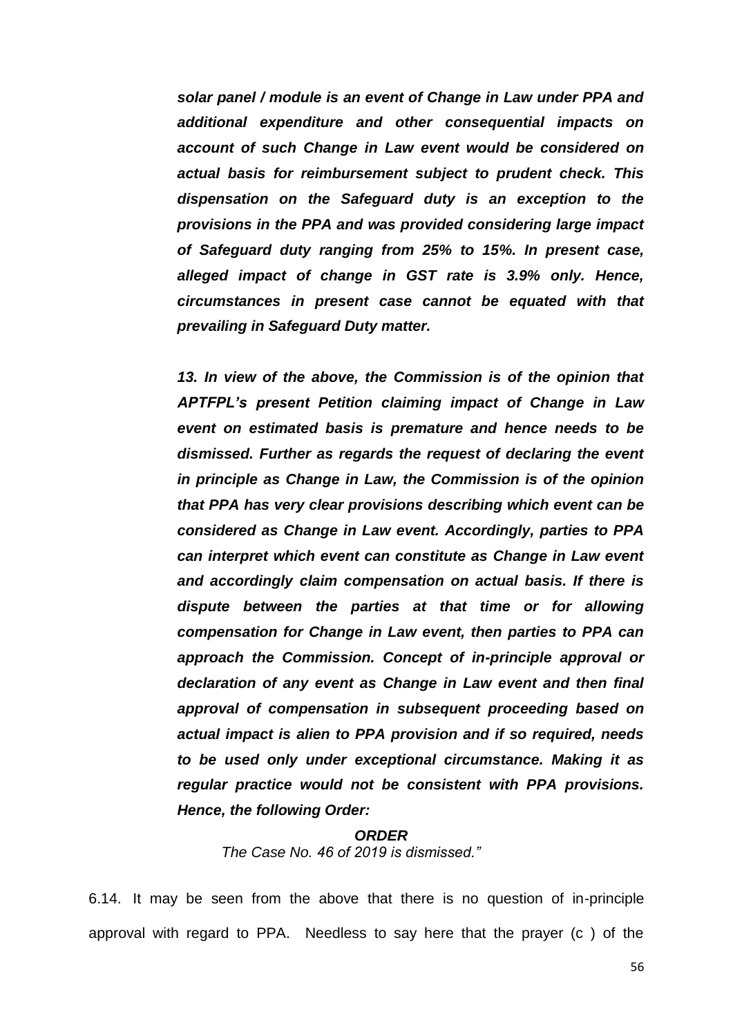***solar panel / module is an event of Change in Law under PPA and additional expenditure and other consequential impacts on account of such Change in Law event would be considered on actual basis for reimbursement subject to prudent check. This dispensation on the Safeguard duty is an exception to the provisions in the PPA and was provided considering large impact of Safeguard duty ranging from 25% to 15%. In present case, alleged impact of change in GST rate is 3.9% only. Hence, circumstances in present case cannot be equated with that prevailing in Safeguard Duty matter.***

***13. In view of the above, the Commission is of the opinion that APTFPL's present Petition claiming impact of Change in Law event on estimated basis is premature and hence needs to be dismissed. Further as regards the request of declaring the event in principle as Change in Law, the Commission is of the opinion that PPA has very clear provisions describing which event can be considered as Change in Law event. Accordingly, parties to PPA can interpret which event can constitute as Change in Law event and accordingly claim compensation on actual basis. If there is dispute between the parties at that time or for allowing compensation for Change in Law event, then parties to PPA can approach the Commission. Concept of in-principle approval or declaration of any event as Change in Law event and then final approval of compensation in subsequent proceeding based on actual impact is alien to PPA provision and if so required, needs to be used only under exceptional circumstance. Making it as regular practice would not be consistent with PPA provisions. Hence, the following Order:***

***ORDER***

*The Case No. 46 of 2019 is dismissed."*

6.14. It may be seen from the above that there is no question of in-principle approval with regard to PPA. Needless to say here that the prayer (c ) of the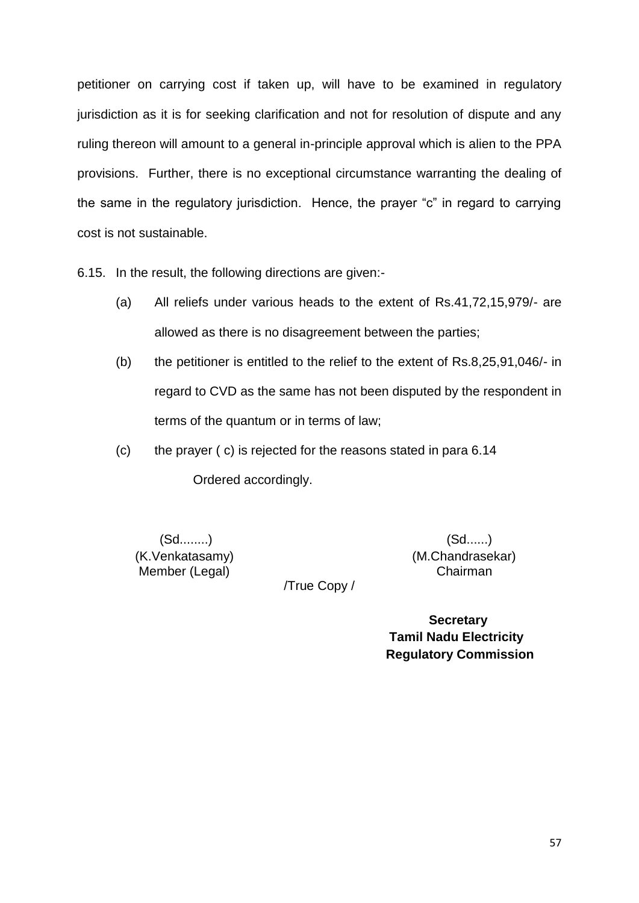petitioner on carrying cost if taken up, will have to be examined in regulatory jurisdiction as it is for seeking clarification and not for resolution of dispute and any ruling thereon will amount to a general in-principle approval which is alien to the PPA provisions. Further, there is no exceptional circumstance warranting the dealing of the same in the regulatory jurisdiction. Hence, the prayer "c" in regard to carrying cost is not sustainable.

6.15. In the result, the following directions are given:-

(a) All reliefs under various heads to the extent of Rs.41,72,15,979/- are allowed as there is no disagreement between the parties;

(b) the petitioner is entitled to the relief to the extent of Rs.8,25,91,046/- in regard to CVD as the same has not been disputed by the respondent in terms of the quantum or in terms of law;

(c) the prayer ( c) is rejected for the reasons stated in para 6.14

Ordered accordingly.

(Sd........)
(K.Venkatasamy)
Member (Legal)

(Sd......)
(M.Chandrasekar)
Chairman

/True Copy /

**Secretary**
**Tamil Nadu Electricity Regulatory Commission**